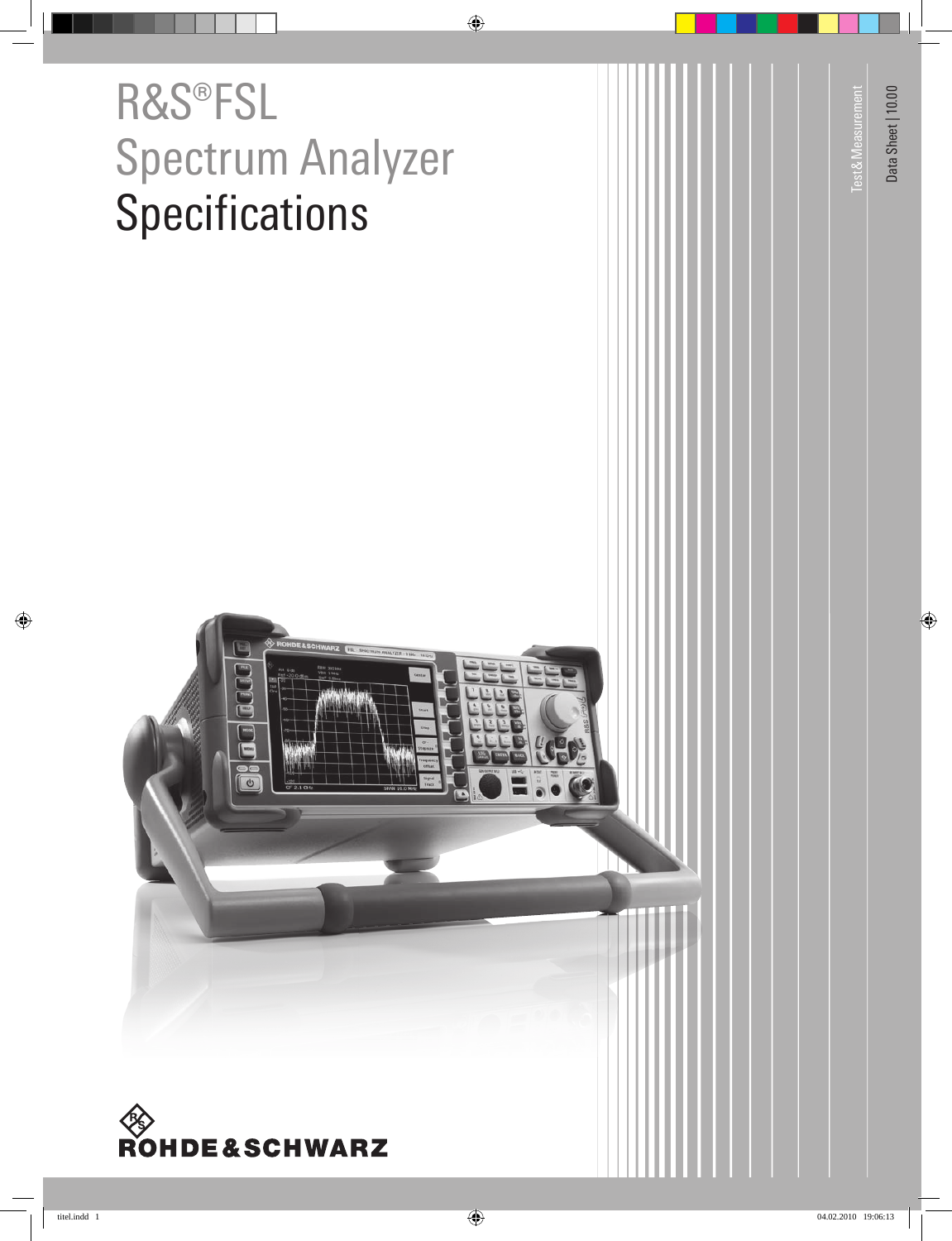# R&S®FSL Spectrum Analyzer Specifications

Test & Measurement

Data Sheet | 10.00

ROHDE&SCHWARZ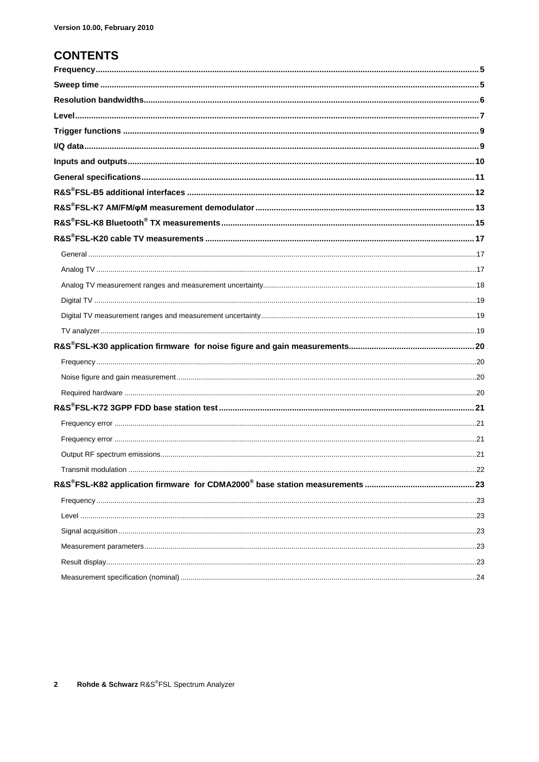Version 10.00, February 2010

# CONTENTS

- **Frequency** ..... 5
- **Sweep time** ..... 5
- **Resolution bandwidths** ..... 6
- **Level** ..... 7
- **Trigger functions** ..... 9
- **I/Q data** ..... 9
- **Inputs and outputs** ..... 10
- **General specifications** ..... 11
- **R&S®FSL-B5 additional interfaces** ..... 12
- **R&S®FSL-K7 AM/FM/φM measurement demodulator** ..... 13
- **R&S®FSL-K8 Bluetooth® TX measurements** ..... 15
- **R&S®FSL-K20 cable TV measurements** ..... 17
  - General ..... 17
  - Analog TV ..... 17
  - Analog TV measurement ranges and measurement uncertainty ..... 18
  - Digital TV ..... 19
  - Digital TV measurement ranges and measurement uncertainty ..... 19
  - TV analyzer ..... 19
- **R&S®FSL-K30 application firmware for noise figure and gain measurements** ..... 20
  - Frequency ..... 20
  - Noise figure and gain measurement ..... 20
  - Required hardware ..... 20
- **R&S®FSL-K72 3GPP FDD base station test** ..... 21
  - Frequency error ..... 21
  - Frequency error ..... 21
  - Output RF spectrum emissions ..... 21
  - Transmit modulation ..... 22
- **R&S®FSL-K82 application firmware for CDMA2000® base station measurements** ..... 23
  - Frequency ..... 23
  - Level ..... 23
  - Signal acquisition ..... 23
  - Measurement parameters ..... 23
  - Result display ..... 23
  - Measurement specification (nominal) ..... 24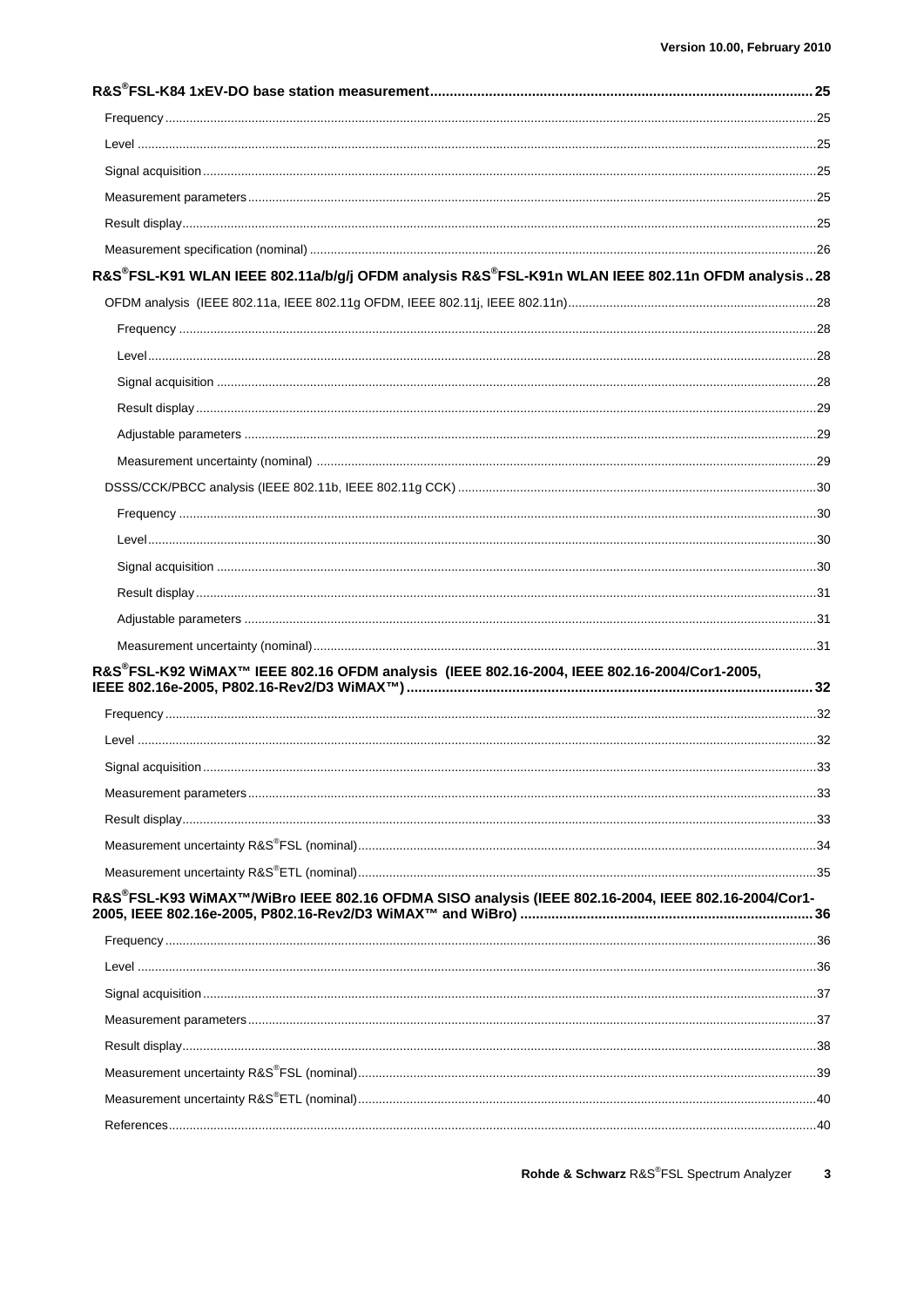**R&S®FSL-K84 1xEV-DO base station measurement ..... 25**

- Frequency ..... 25
- Level ..... 25
- Signal acquisition ..... 25
- Measurement parameters ..... 25
- Result display ..... 25
- Measurement specification (nominal) ..... 26

**R&S®FSL-K91 WLAN IEEE 802.11a/b/g/j OFDM analysis R&S®FSL-K91n WLAN IEEE 802.11n OFDM analysis .. 28**

- OFDM analysis (IEEE 802.11a, IEEE 802.11g OFDM, IEEE 802.11j, IEEE 802.11n) ..... 28
  - Frequency ..... 28
  - Level ..... 28
  - Signal acquisition ..... 28
  - Result display ..... 29
  - Adjustable parameters ..... 29
  - Measurement uncertainty (nominal) ..... 29
- DSSS/CCK/PBCC analysis (IEEE 802.11b, IEEE 802.11g CCK) ..... 30
  - Frequency ..... 30
  - Level ..... 30
  - Signal acquisition ..... 30
  - Result display ..... 31
  - Adjustable parameters ..... 31
  - Measurement uncertainty (nominal) ..... 31

**R&S®FSL-K92 WiMAX™ IEEE 802.16 OFDM analysis (IEEE 802.16-2004, IEEE 802.16-2004/Cor1-2005, IEEE 802.16e-2005, P802.16-Rev2/D3 WiMAX™) ..... 32**

- Frequency ..... 32
- Level ..... 32
- Signal acquisition ..... 33
- Measurement parameters ..... 33
- Result display ..... 33
- Measurement uncertainty R&S®FSL (nominal) ..... 34
- Measurement uncertainty R&S®ETL (nominal) ..... 35

**R&S®FSL-K93 WiMAX™/WiBro IEEE 802.16 OFDMA SISO analysis (IEEE 802.16-2004, IEEE 802.16-2004/Cor1-2005, IEEE 802.16e-2005, P802.16-Rev2/D3 WiMAX™ and WiBro) ..... 36**

- Frequency ..... 36
- Level ..... 36
- Signal acquisition ..... 37
- Measurement parameters ..... 37
- Result display ..... 38
- Measurement uncertainty R&S®FSL (nominal) ..... 39
- Measurement uncertainty R&S®ETL (nominal) ..... 40
- References ..... 40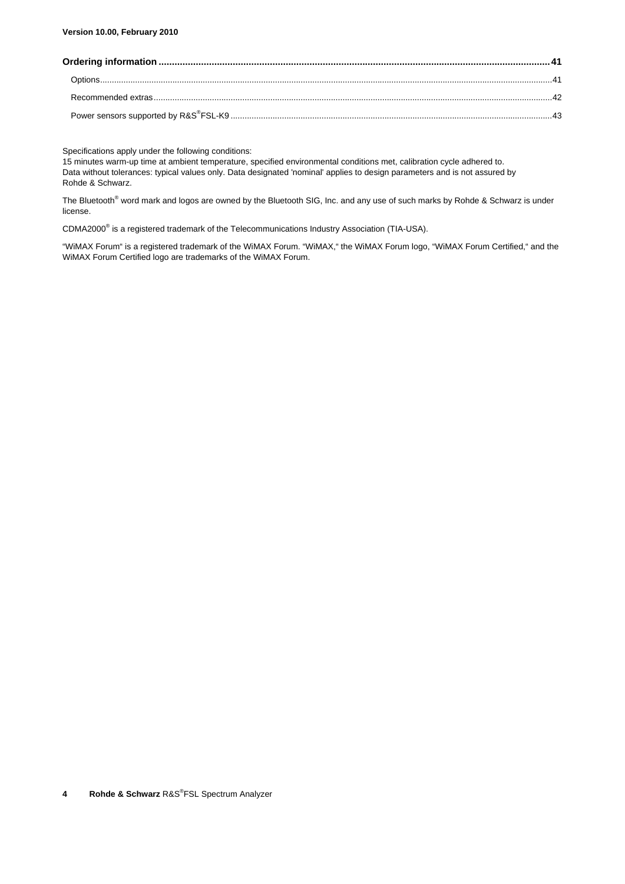Version 10.00, February 2010

**Ordering information** .......... 41

Options .......... 41

Recommended extras .......... 42

Power sensors supported by R&S®FSL-K9 .......... 43

Specifications apply under the following conditions:
15 minutes warm-up time at ambient temperature, specified environmental conditions met, calibration cycle adhered to.
Data without tolerances: typical values only. Data designated 'nominal' applies to design parameters and is not assured by Rohde & Schwarz.

The Bluetooth® word mark and logos are owned by the Bluetooth SIG, Inc. and any use of such marks by Rohde & Schwarz is under license.

CDMA2000® is a registered trademark of the Telecommunications Industry Association (TIA-USA).

"WiMAX Forum" is a registered trademark of the WiMAX Forum. "WiMAX," the WiMAX Forum logo, "WiMAX Forum Certified," and the WiMAX Forum Certified logo are trademarks of the WiMAX Forum.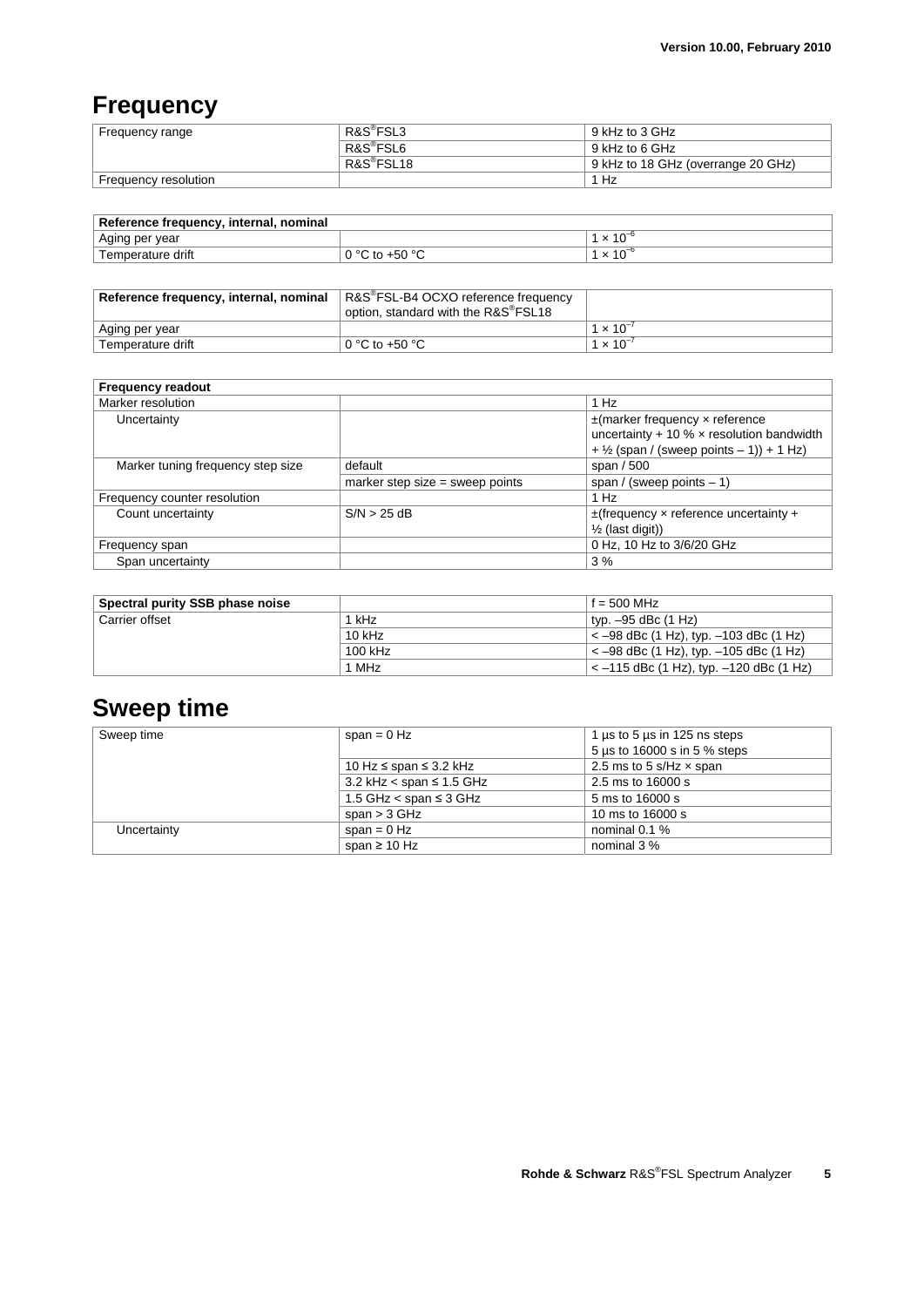## Frequency

| | | |
|---|---|---|
| Frequency range | R&S®FSL3 | 9 kHz to 3 GHz |
| | R&S®FSL6 | 9 kHz to 6 GHz |
| | R&S®FSL18 | 9 kHz to 18 GHz (overrange 20 GHz) |
| Frequency resolution | | 1 Hz |

| **Reference frequency, internal, nominal** | | |
|---|---|---|
| Aging per year | | $1 \times 10^{-6}$ |
| Temperature drift | 0 °C to +50 °C | $1 \times 10^{-6}$ |

| **Reference frequency, internal, nominal** | R&S®FSL-B4 OCXO reference frequency option, standard with the R&S®FSL18 | |
|---|---|---|
| Aging per year | | $1 \times 10^{-7}$ |
| Temperature drift | 0 °C to +50 °C | $1 \times 10^{-7}$ |

| **Frequency readout** | | |
|---|---|---|
| Marker resolution | | 1 Hz |
| Uncertainty | | ±(marker frequency × reference uncertainty + 10 % × resolution bandwidth + ½ (span / (sweep points – 1)) + 1 Hz) |
| Marker tuning frequency step size | default | span / 500 |
| | marker step size = sweep points | span / (sweep points – 1) |
| Frequency counter resolution | | 1 Hz |
| Count uncertainty | S/N > 25 dB | ±(frequency × reference uncertainty + ½ (last digit)) |
| Frequency span | | 0 Hz, 10 Hz to 3/6/20 GHz |
| Span uncertainty | | 3 % |

| **Spectral purity SSB phase noise** | | f = 500 MHz |
|---|---|---|
| Carrier offset | 1 kHz | typ. –95 dBc (1 Hz) |
| | 10 kHz | < –98 dBc (1 Hz), typ. –103 dBc (1 Hz) |
| | 100 kHz | < –98 dBc (1 Hz), typ. –105 dBc (1 Hz) |
| | 1 MHz | < –115 dBc (1 Hz), typ. –120 dBc (1 Hz) |

## Sweep time

| | | |
|---|---|---|
| Sweep time | span = 0 Hz | 1 µs to 5 µs in 125 ns steps<br>5 µs to 16000 s in 5 % steps |
| | 10 Hz ≤ span ≤ 3.2 kHz | 2.5 ms to 5 s/Hz × span |
| | 3.2 kHz < span ≤ 1.5 GHz | 2.5 ms to 16000 s |
| | 1.5 GHz < span ≤ 3 GHz | 5 ms to 16000 s |
| | span > 3 GHz | 10 ms to 16000 s |
| Uncertainty | span = 0 Hz | nominal 0.1 % |
| | span ≥ 10 Hz | nominal 3 % |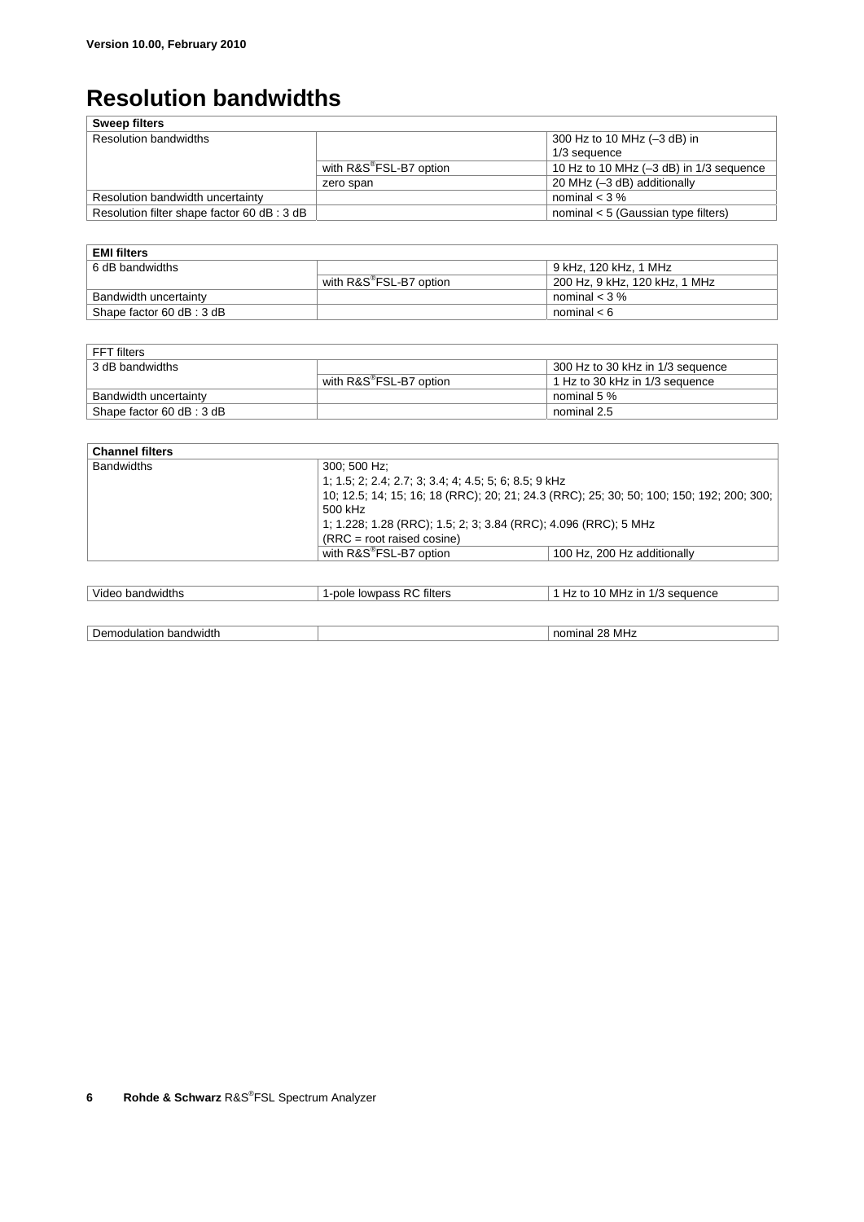# Resolution bandwidths

| **Sweep filters** | | |
|---|---|---|
| Resolution bandwidths | | 300 Hz to 10 MHz (–3 dB) in 1/3 sequence |
| | with R&S®FSL-B7 option | 10 Hz to 10 MHz (–3 dB) in 1/3 sequence |
| | zero span | 20 MHz (–3 dB) additionally |
| Resolution bandwidth uncertainty | | nominal < 3 % |
| Resolution filter shape factor 60 dB : 3 dB | | nominal < 5 (Gaussian type filters) |

| **EMI filters** | | |
|---|---|---|
| 6 dB bandwidths | | 9 kHz, 120 kHz, 1 MHz |
| | with R&S®FSL-B7 option | 200 Hz, 9 kHz, 120 kHz, 1 MHz |
| Bandwidth uncertainty | | nominal < 3 % |
| Shape factor 60 dB : 3 dB | | nominal < 6 |

| FFT filters | | |
|---|---|---|
| 3 dB bandwidths | | 300 Hz to 30 kHz in 1/3 sequence |
| | with R&S®FSL-B7 option | 1 Hz to 30 kHz in 1/3 sequence |
| Bandwidth uncertainty | | nominal 5 % |
| Shape factor 60 dB : 3 dB | | nominal 2.5 |

| **Channel filters** | | |
|---|---|---|
| Bandwidths | 300; 500 Hz;<br>1; 1.5; 2; 2.4; 2.7; 3; 3.4; 4; 4.5; 5; 6; 8.5; 9 kHz<br>10; 12.5; 14; 15; 16; 18 (RRC); 20; 21; 24.3 (RRC); 25; 30; 50; 100; 150; 192; 200; 300; 500 kHz<br>1; 1.228; 1.28 (RRC); 1.5; 2; 3; 3.84 (RRC); 4.096 (RRC); 5 MHz<br>(RRC = root raised cosine) | |
| | with R&S®FSL-B7 option | 100 Hz, 200 Hz additionally |

| Video bandwidths | 1-pole lowpass RC filters | 1 Hz to 10 MHz in 1/3 sequence |
|---|---|---|

| Demodulation bandwidth | | nominal 28 MHz |
|---|---|---|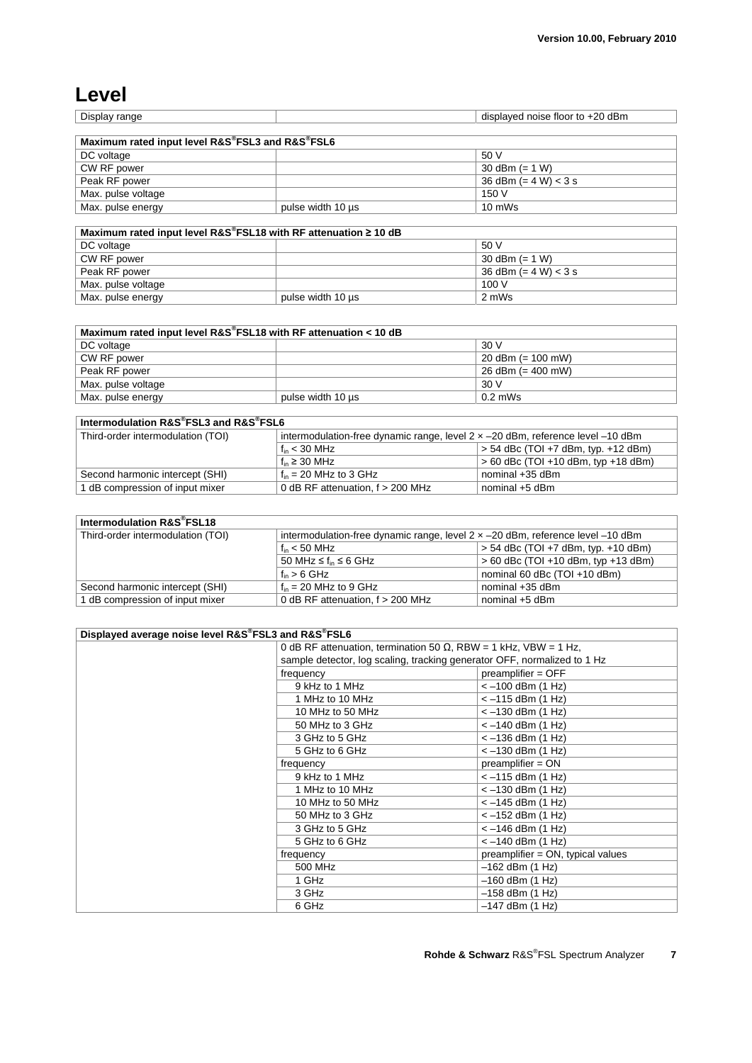# Level

| Display range | | displayed noise floor to +20 dBm |
|---|---|---|

| Maximum rated input level R&S®FSL3 and R&S®FSL6 | | |
|---|---|---|
| DC voltage | | 50 V |
| CW RF power | | 30 dBm (= 1 W) |
| Peak RF power | | 36 dBm (= 4 W) < 3 s |
| Max. pulse voltage | | 150 V |
| Max. pulse energy | pulse width 10 µs | 10 mWs |

| Maximum rated input level R&S®FSL18 with RF attenuation ≥ 10 dB | | |
|---|---|---|
| DC voltage | | 50 V |
| CW RF power | | 30 dBm (= 1 W) |
| Peak RF power | | 36 dBm (= 4 W) < 3 s |
| Max. pulse voltage | | 100 V |
| Max. pulse energy | pulse width 10 µs | 2 mWs |

| Maximum rated input level R&S®FSL18 with RF attenuation < 10 dB | | |
|---|---|---|
| DC voltage | | 30 V |
| CW RF power | | 20 dBm (= 100 mW) |
| Peak RF power | | 26 dBm (= 400 mW) |
| Max. pulse voltage | | 30 V |
| Max. pulse energy | pulse width 10 µs | 0.2 mWs |

| Intermodulation R&S®FSL3 and R&S®FSL6 | | |
|---|---|---|
| Third-order intermodulation (TOI) | intermodulation-free dynamic range, level 2 × –20 dBm, reference level –10 dBm | |
| | $f_{in}$ < 30 MHz | > 54 dBc (TOI +7 dBm, typ. +12 dBm) |
| | $f_{in}$ ≥ 30 MHz | > 60 dBc (TOI +10 dBm, typ +18 dBm) |
| Second harmonic intercept (SHI) | $f_{in}$ = 20 MHz to 3 GHz | nominal +35 dBm |
| 1 dB compression of input mixer | 0 dB RF attenuation, f > 200 MHz | nominal +5 dBm |

| Intermodulation R&S®FSL18 | | |
|---|---|---|
| Third-order intermodulation (TOI) | intermodulation-free dynamic range, level 2 × –20 dBm, reference level –10 dBm | |
| | $f_{in}$ < 50 MHz | > 54 dBc (TOI +7 dBm, typ. +10 dBm) |
| | 50 MHz ≤ $f_{in}$ ≤ 6 GHz | > 60 dBc (TOI +10 dBm, typ +13 dBm) |
| | $f_{in}$ > 6 GHz | nominal 60 dBc (TOI +10 dBm) |
| Second harmonic intercept (SHI) | $f_{in}$ = 20 MHz to 9 GHz | nominal +35 dBm |
| 1 dB compression of input mixer | 0 dB RF attenuation, f > 200 MHz | nominal +5 dBm |

| Displayed average noise level R&S®FSL3 and R&S®FSL6 | | |
|---|---|---|
| | 0 dB RF attenuation, termination 50 Ω, RBW = 1 kHz, VBW = 1 Hz, sample detector, log scaling, tracking generator OFF, normalized to 1 Hz | |
| | frequency | preamplifier = OFF |
| | 9 kHz to 1 MHz | < –100 dBm (1 Hz) |
| | 1 MHz to 10 MHz | < –115 dBm (1 Hz) |
| | 10 MHz to 50 MHz | < –130 dBm (1 Hz) |
| | 50 MHz to 3 GHz | < –140 dBm (1 Hz) |
| | 3 GHz to 5 GHz | < –136 dBm (1 Hz) |
| | 5 GHz to 6 GHz | < –130 dBm (1 Hz) |
| | frequency | preamplifier = ON |
| | 9 kHz to 1 MHz | < –115 dBm (1 Hz) |
| | 1 MHz to 10 MHz | < –130 dBm (1 Hz) |
| | 10 MHz to 50 MHz | < –145 dBm (1 Hz) |
| | 50 MHz to 3 GHz | < –152 dBm (1 Hz) |
| | 3 GHz to 5 GHz | < –146 dBm (1 Hz) |
| | 5 GHz to 6 GHz | < –140 dBm (1 Hz) |
| | frequency | preamplifier = ON, typical values |
| | 500 MHz | –162 dBm (1 Hz) |
| | 1 GHz | –160 dBm (1 Hz) |
| | 3 GHz | –158 dBm (1 Hz) |
| | 6 GHz | –147 dBm (1 Hz) |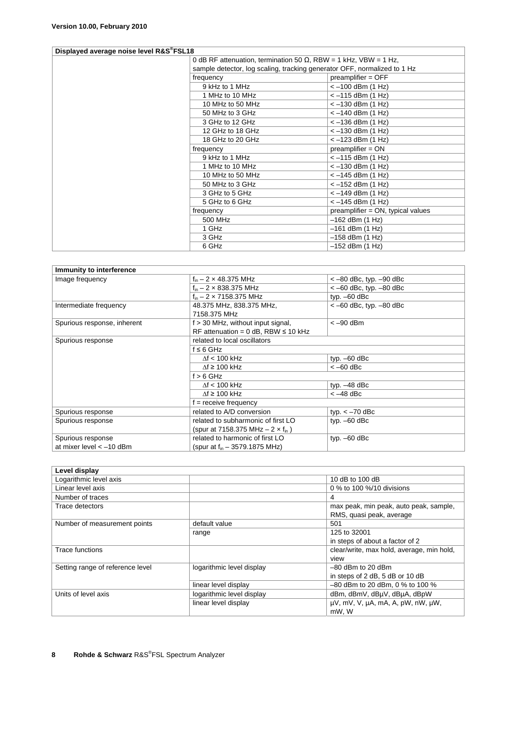**Version 10.00, February 2010**

| Displayed average noise level R&S®FSL18 | | |
|---|---|---|
| | 0 dB RF attenuation, termination 50 Ω, RBW = 1 kHz, VBW = 1 Hz, sample detector, log scaling, tracking generator OFF, normalized to 1 Hz | |
| | frequency | preamplifier = OFF |
| | 9 kHz to 1 MHz | < –100 dBm (1 Hz) |
| | 1 MHz to 10 MHz | < –115 dBm (1 Hz) |
| | 10 MHz to 50 MHz | < –130 dBm (1 Hz) |
| | 50 MHz to 3 GHz | < –140 dBm (1 Hz) |
| | 3 GHz to 12 GHz | < –136 dBm (1 Hz) |
| | 12 GHz to 18 GHz | < –130 dBm (1 Hz) |
| | 18 GHz to 20 GHz | < –123 dBm (1 Hz) |
| | frequency | preamplifier = ON |
| | 9 kHz to 1 MHz | < –115 dBm (1 Hz) |
| | 1 MHz to 10 MHz | < –130 dBm (1 Hz) |
| | 10 MHz to 50 MHz | < –145 dBm (1 Hz) |
| | 50 MHz to 3 GHz | < –152 dBm (1 Hz) |
| | 3 GHz to 5 GHz | < –149 dBm (1 Hz) |
| | 5 GHz to 6 GHz | < –145 dBm (1 Hz) |
| | frequency | preamplifier = ON, typical values |
| | 500 MHz | –162 dBm (1 Hz) |
| | 1 GHz | –161 dBm (1 Hz) |
| | 3 GHz | –158 dBm (1 Hz) |
| | 6 GHz | –152 dBm (1 Hz) |

| Immunity to interference | | |
|---|---|---|
| Image frequency | $f_{in}$ – 2 × 48.375 MHz | < –80 dBc, typ. –90 dBc |
| | $f_{in}$ – 2 × 838.375 MHz | < –60 dBc, typ. –80 dBc |
| | $f_{in}$ – 2 × 7158.375 MHz | typ. –60 dBc |
| Intermediate frequency | 48.375 MHz, 838.375 MHz, 7158.375 MHz | < –60 dBc, typ. –80 dBc |
| Spurious response, inherent | f > 30 MHz, without input signal, RF attenuation = 0 dB, RBW ≤ 10 kHz | < –90 dBm |
| Spurious response | related to local oscillators | |
| | f ≤ 6 GHz | |
| | Δf < 100 kHz | typ. –60 dBc |
| | Δf ≥ 100 kHz | < –60 dBc |
| | f > 6 GHz | |
| | Δf < 100 kHz | typ. –48 dBc |
| | Δf ≥ 100 kHz | < –48 dBc |
| | f = receive frequency | |
| Spurious response | related to A/D conversion | typ. < –70 dBc |
| Spurious response | related to subharmonic of first LO (spur at 7158.375 MHz – 2 × $f_{in}$ ) | typ. –60 dBc |
| Spurious response at mixer level < –10 dBm | related to harmonic of first LO (spur at $f_{in}$ – 3579.1875 MHz) | typ. –60 dBc |

| Level display | | |
|---|---|---|
| Logarithmic level axis | | 10 dB to 100 dB |
| Linear level axis | | 0 % to 100 %/10 divisions |
| Number of traces | | 4 |
| Trace detectors | | max peak, min peak, auto peak, sample, RMS, quasi peak, average |
| Number of measurement points | default value | 501 |
| | range | 125 to 32001 in steps of about a factor of 2 |
| Trace functions | | clear/write, max hold, average, min hold, view |
| Setting range of reference level | logarithmic level display | –80 dBm to 20 dBm in steps of 2 dB, 5 dB or 10 dB |
| | linear level display | –80 dBm to 20 dBm, 0 % to 100 % |
| Units of level axis | logarithmic level display | dBm, dBmV, dBµV, dBµA, dBpW |
| | linear level display | µV, mV, V, µA, mA, A, pW, nW, µW, mW, W |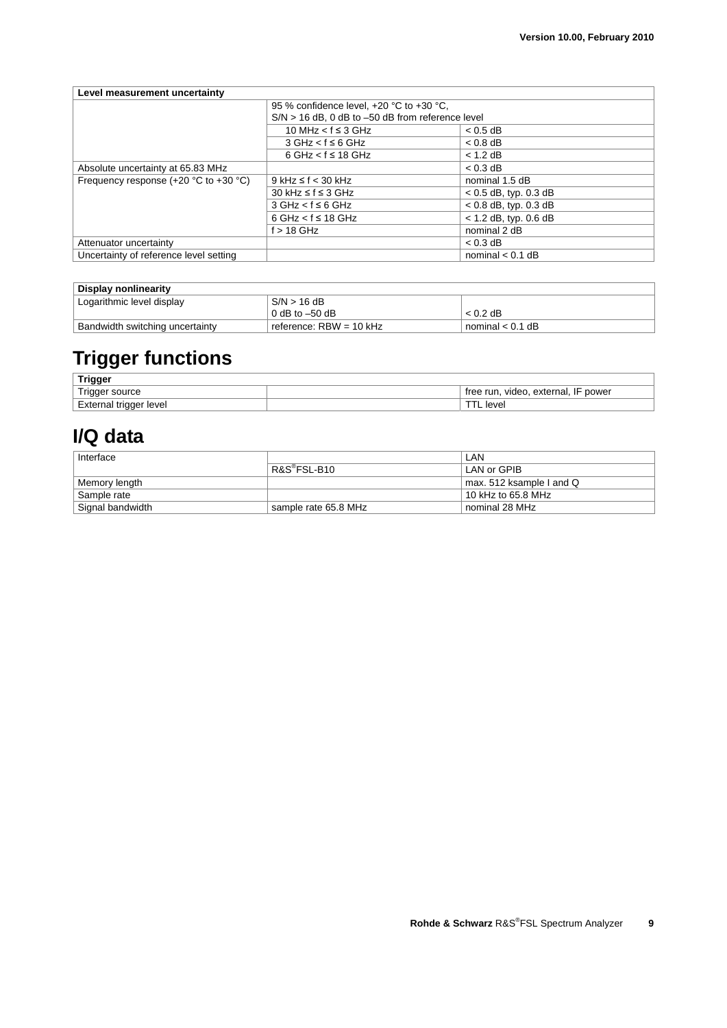| Level measurement uncertainty | | |
| --- | --- | --- |
| | 95 % confidence level, +20 °C to +30 °C, S/N > 16 dB, 0 dB to –50 dB from reference level | |
| | 10 MHz < f ≤ 3 GHz | < 0.5 dB |
| | 3 GHz < f ≤ 6 GHz | < 0.8 dB |
| | 6 GHz < f ≤ 18 GHz | < 1.2 dB |
| Absolute uncertainty at 65.83 MHz | | < 0.3 dB |
| Frequency response (+20 °C to +30 °C) | 9 kHz ≤ f < 30 kHz | nominal 1.5 dB |
| | 30 kHz ≤ f ≤ 3 GHz | < 0.5 dB, typ. 0.3 dB |
| | 3 GHz < f ≤ 6 GHz | < 0.8 dB, typ. 0.3 dB |
| | 6 GHz < f ≤ 18 GHz | < 1.2 dB, typ. 0.6 dB |
| | f > 18 GHz | nominal 2 dB |
| Attenuator uncertainty | | < 0.3 dB |
| Uncertainty of reference level setting | | nominal < 0.1 dB |

| Display nonlinearity | | |
| --- | --- | --- |
| Logarithmic level display | S/N > 16 dB<br>0 dB to –50 dB | < 0.2 dB |
| Bandwidth switching uncertainty | reference: RBW = 10 kHz | nominal < 0.1 dB |

# Trigger functions

| Trigger | | |
| --- | --- | --- |
| Trigger source | | free run, video, external, IF power |
| External trigger level | | TTL level |

# I/Q data

| Interface | | LAN |
| --- | --- | --- |
| | R&S®FSL-B10 | LAN or GPIB |
| Memory length | | max. 512 ksample I and Q |
| Sample rate | | 10 kHz to 65.8 MHz |
| Signal bandwidth | sample rate 65.8 MHz | nominal 28 MHz |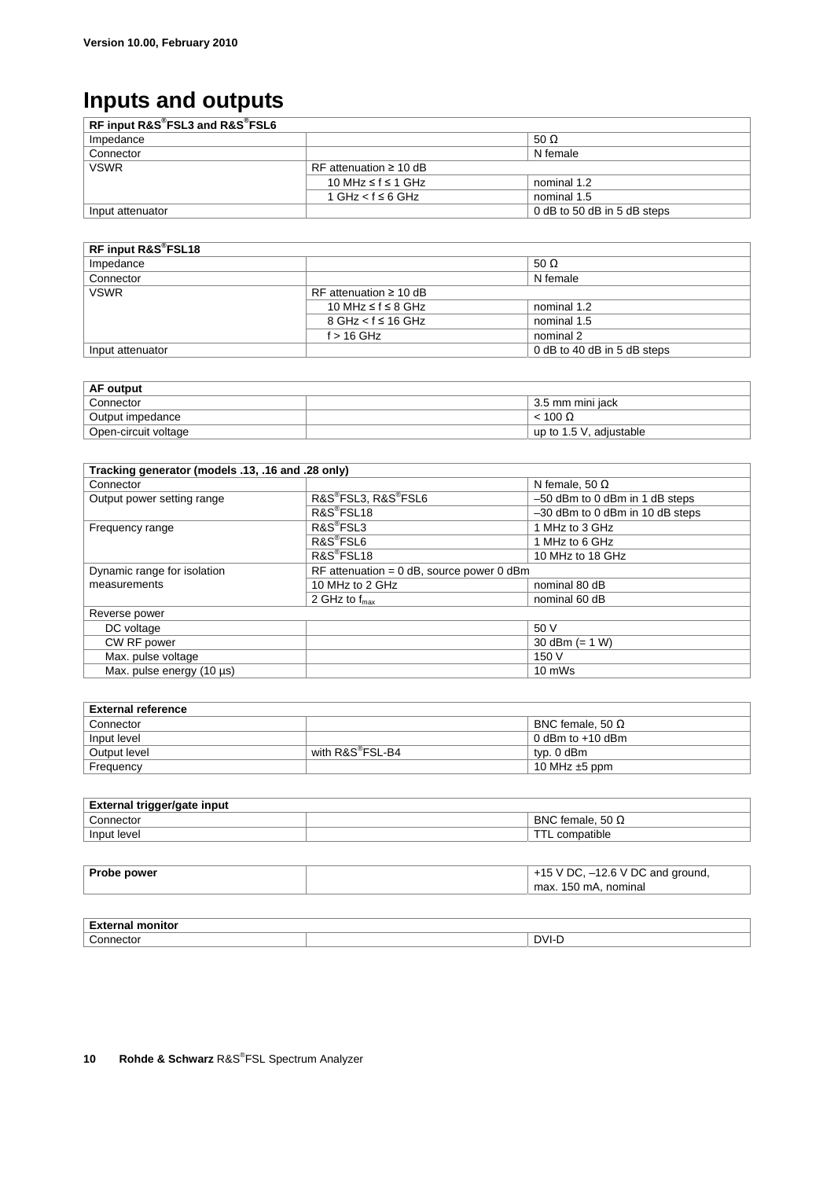# Inputs and outputs

| RF input R&S®FSL3 and R&S®FSL6 | | |
|---|---|---|
| Impedance | | 50 Ω |
| Connector | | N female |
| VSWR | RF attenuation ≥ 10 dB | |
| | 10 MHz ≤ f ≤ 1 GHz | nominal 1.2 |
| | 1 GHz < f ≤ 6 GHz | nominal 1.5 |
| Input attenuator | | 0 dB to 50 dB in 5 dB steps |

| RF input R&S®FSL18 | | |
|---|---|---|
| Impedance | | 50 Ω |
| Connector | | N female |
| VSWR | RF attenuation ≥ 10 dB | |
| | 10 MHz ≤ f ≤ 8 GHz | nominal 1.2 |
| | 8 GHz < f ≤ 16 GHz | nominal 1.5 |
| | f > 16 GHz | nominal 2 |
| Input attenuator | | 0 dB to 40 dB in 5 dB steps |

| AF output | | |
|---|---|---|
| Connector | | 3.5 mm mini jack |
| Output impedance | | < 100 Ω |
| Open-circuit voltage | | up to 1.5 V, adjustable |

| Tracking generator (models .13, .16 and .28 only) | | |
|---|---|---|
| Connector | | N female, 50 Ω |
| Output power setting range | R&S®FSL3, R&S®FSL6 | –50 dBm to 0 dBm in 1 dB steps |
| | R&S®FSL18 | –30 dBm to 0 dBm in 10 dB steps |
| Frequency range | R&S®FSL3 | 1 MHz to 3 GHz |
| | R&S®FSL6 | 1 MHz to 6 GHz |
| | R&S®FSL18 | 10 MHz to 18 GHz |
| Dynamic range for isolation measurements | RF attenuation = 0 dB, source power 0 dBm | |
| | 10 MHz to 2 GHz | nominal 80 dB |
| | 2 GHz to $f_{max}$ | nominal 60 dB |
| Reverse power | | |
| DC voltage | | 50 V |
| CW RF power | | 30 dBm (= 1 W) |
| Max. pulse voltage | | 150 V |
| Max. pulse energy (10 µs) | | 10 mWs |

| External reference | | |
|---|---|---|
| Connector | | BNC female, 50 Ω |
| Input level | | 0 dBm to +10 dBm |
| Output level | with R&S®FSL-B4 | typ. 0 dBm |
| Frequency | | 10 MHz ±5 ppm |

| External trigger/gate input | | |
|---|---|---|
| Connector | | BNC female, 50 Ω |
| Input level | | TTL compatible |

| Probe power | | +15 V DC, –12.6 V DC and ground, max. 150 mA, nominal |
|---|---|---|

| External monitor | | |
|---|---|---|
| Connector | | DVI-D |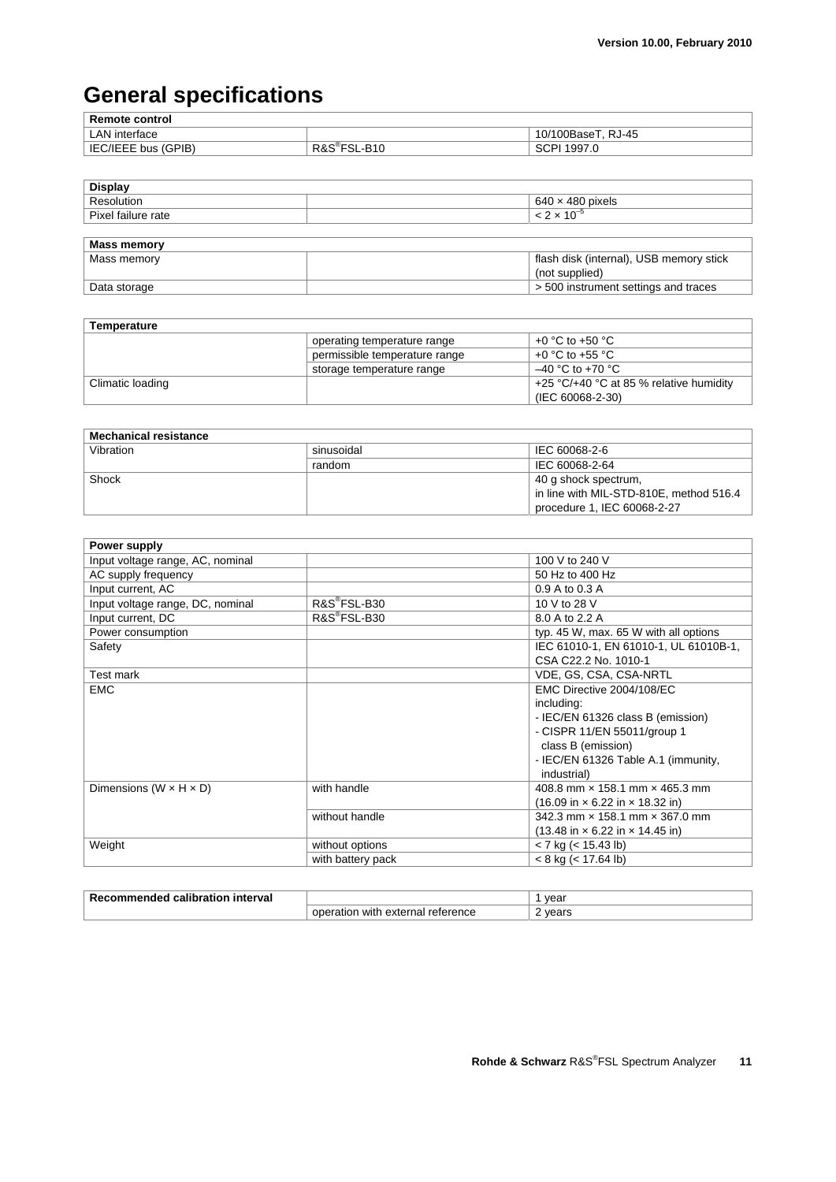# General specifications

| Remote control | | |
|---|---|---|
| LAN interface | | 10/100BaseT, RJ-45 |
| IEC/IEEE bus (GPIB) | R&S®FSL-B10 | SCPI 1997.0 |

| Display | | |
|---|---|---|
| Resolution | | 640 × 480 pixels |
| Pixel failure rate | | $< 2 \times 10^{-5}$ |

| Mass memory | | |
|---|---|---|
| Mass memory | | flash disk (internal), USB memory stick (not supplied) |
| Data storage | | > 500 instrument settings and traces |

| Temperature | | |
|---|---|---|
| | operating temperature range | +0 °C to +50 °C |
| | permissible temperature range | +0 °C to +55 °C |
| | storage temperature range | –40 °C to +70 °C |
| Climatic loading | | +25 °C/+40 °C at 85 % relative humidity (IEC 60068-2-30) |

| Mechanical resistance | | |
|---|---|---|
| Vibration | sinusoidal | IEC 60068-2-6 |
| | random | IEC 60068-2-64 |
| Shock | | 40 g shock spectrum, in line with MIL-STD-810E, method 516.4 procedure 1, IEC 60068-2-27 |

| Power supply | | |
|---|---|---|
| Input voltage range, AC, nominal | | 100 V to 240 V |
| AC supply frequency | | 50 Hz to 400 Hz |
| Input current, AC | | 0.9 A to 0.3 A |
| Input voltage range, DC, nominal | R&S®FSL-B30 | 10 V to 28 V |
| Input current, DC | R&S®FSL-B30 | 8.0 A to 2.2 A |
| Power consumption | | typ. 45 W, max. 65 W with all options |
| Safety | | IEC 61010-1, EN 61010-1, UL 61010B-1, CSA C22.2 No. 1010-1 |
| Test mark | | VDE, GS, CSA, CSA-NRTL |
| EMC | | EMC Directive 2004/108/EC including: - IEC/EN 61326 class B (emission) - CISPR 11/EN 55011/group 1 class B (emission) - IEC/EN 61326 Table A.1 (immunity, industrial) |
| Dimensions (W × H × D) | with handle | 408.8 mm × 158.1 mm × 465.3 mm (16.09 in × 6.22 in × 18.32 in) |
| | without handle | 342.3 mm × 158.1 mm × 367.0 mm (13.48 in × 6.22 in × 14.45 in) |
| Weight | without options | < 7 kg (< 15.43 lb) |
| | with battery pack | < 8 kg (< 17.64 lb) |

| Recommended calibration interval | | 1 year |
|---|---|---|
| | operation with external reference | 2 years |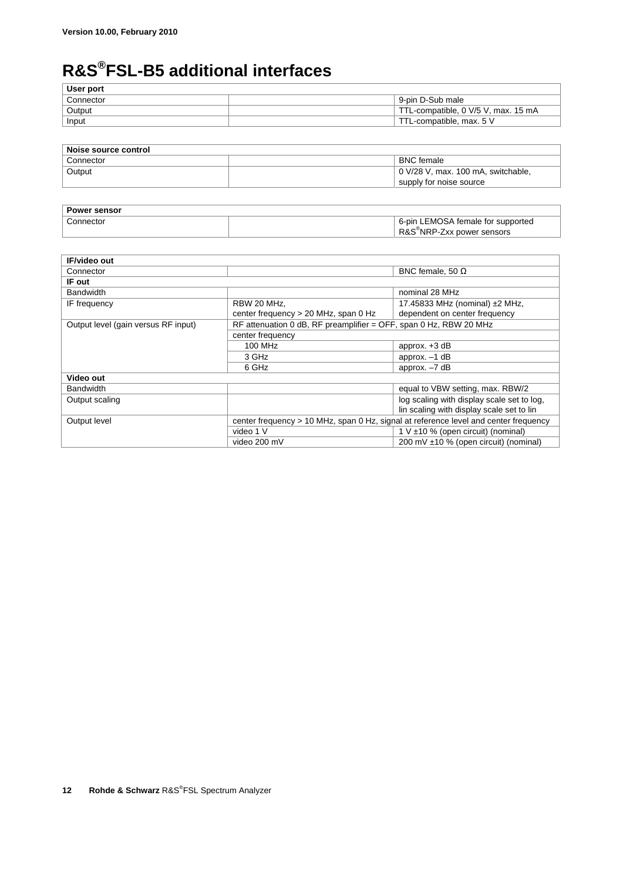# R&S®FSL-B5 additional interfaces

| User port | | |
|---|---|---|
| Connector | | 9-pin D-Sub male |
| Output | | TTL-compatible, 0 V/5 V, max. 15 mA |
| Input | | TTL-compatible, max. 5 V |

| Noise source control | | |
|---|---|---|
| Connector | | BNC female |
| Output | | 0 V/28 V, max. 100 mA, switchable, supply for noise source |

| Power sensor | | |
|---|---|---|
| Connector | | 6-pin LEMOSA female for supported R&S®NRP-Zxx power sensors |

| IF/video out | | |
|---|---|---|
| Connector | | BNC female, 50 Ω |
| **IF out** | | |
| Bandwidth | | nominal 28 MHz |
| IF frequency | RBW 20 MHz, center frequency > 20 MHz, span 0 Hz | 17.45833 MHz (nominal) ±2 MHz, dependent on center frequency |
| Output level (gain versus RF input) | RF attenuation 0 dB, RF preamplifier = OFF, span 0 Hz, RBW 20 MHz | |
| | center frequency | |
| | 100 MHz | approx. +3 dB |
| | 3 GHz | approx. –1 dB |
| | 6 GHz | approx. –7 dB |
| **Video out** | | |
| Bandwidth | | equal to VBW setting, max. RBW/2 |
| Output scaling | | log scaling with display scale set to log, lin scaling with display scale set to lin |
| Output level | center frequency > 10 MHz, span 0 Hz, signal at reference level and center frequency | |
| | video 1 V | 1 V ±10 % (open circuit) (nominal) |
| | video 200 mV | 200 mV ±10 % (open circuit) (nominal) |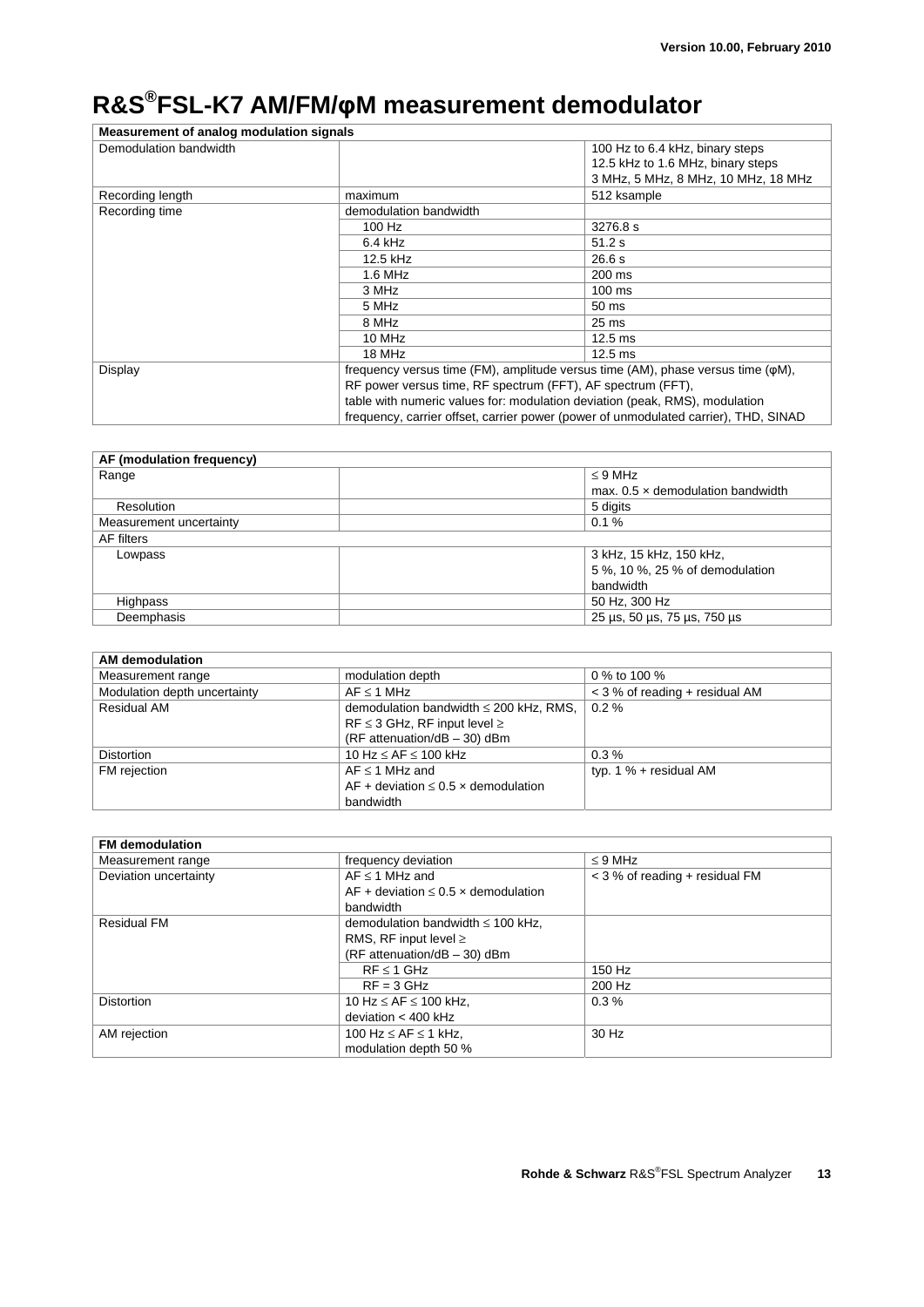# R&S®FSL-K7 AM/FM/φM measurement demodulator

| Measurement of analog modulation signals | | |
|---|---|---|
| Demodulation bandwidth | | 100 Hz to 6.4 kHz, binary steps<br>12.5 kHz to 1.6 MHz, binary steps<br>3 MHz, 5 MHz, 8 MHz, 10 MHz, 18 MHz |
| Recording length | maximum | 512 ksample |
| Recording time | demodulation bandwidth | |
| | 100 Hz | 3276.8 s |
| | 6.4 kHz | 51.2 s |
| | 12.5 kHz | 26.6 s |
| | 1.6 MHz | 200 ms |
| | 3 MHz | 100 ms |
| | 5 MHz | 50 ms |
| | 8 MHz | 25 ms |
| | 10 MHz | 12.5 ms |
| | 18 MHz | 12.5 ms |
| Display | frequency versus time (FM), amplitude versus time (AM), phase versus time (φM), RF power versus time, RF spectrum (FFT), AF spectrum (FFT), table with numeric values for: modulation deviation (peak, RMS), modulation frequency, carrier offset, carrier power (power of unmodulated carrier), THD, SINAD | |

| AF (modulation frequency) | | |
|---|---|---|
| Range | | ≤ 9 MHz<br>max. 0.5 × demodulation bandwidth |
| Resolution | | 5 digits |
| Measurement uncertainty | | 0.1 % |
| AF filters | | |
| Lowpass | | 3 kHz, 15 kHz, 150 kHz,<br>5 %, 10 %, 25 % of demodulation bandwidth |
| Highpass | | 50 Hz, 300 Hz |
| Deemphasis | | 25 µs, 50 µs, 75 µs, 750 µs |

| AM demodulation | | |
|---|---|---|
| Measurement range | modulation depth | 0 % to 100 % |
| Modulation depth uncertainty | AF ≤ 1 MHz | < 3 % of reading + residual AM |
| Residual AM | demodulation bandwidth ≤ 200 kHz, RMS, RF ≤ 3 GHz, RF input level ≥ (RF attenuation/dB – 30) dBm | 0.2 % |
| Distortion | 10 Hz ≤ AF ≤ 100 kHz | 0.3 % |
| FM rejection | AF ≤ 1 MHz and AF + deviation ≤ 0.5 × demodulation bandwidth | typ. 1 % + residual AM |

| FM demodulation | | |
|---|---|---|
| Measurement range | frequency deviation | ≤ 9 MHz |
| Deviation uncertainty | AF ≤ 1 MHz and AF + deviation ≤ 0.5 × demodulation bandwidth | < 3 % of reading + residual FM |
| Residual FM | demodulation bandwidth ≤ 100 kHz, RMS, RF input level ≥ (RF attenuation/dB – 30) dBm | |
| | RF ≤ 1 GHz | 150 Hz |
| | RF = 3 GHz | 200 Hz |
| Distortion | 10 Hz ≤ AF ≤ 100 kHz, deviation < 400 kHz | 0.3 % |
| AM rejection | 100 Hz ≤ AF ≤ 1 kHz, modulation depth 50 % | 30 Hz |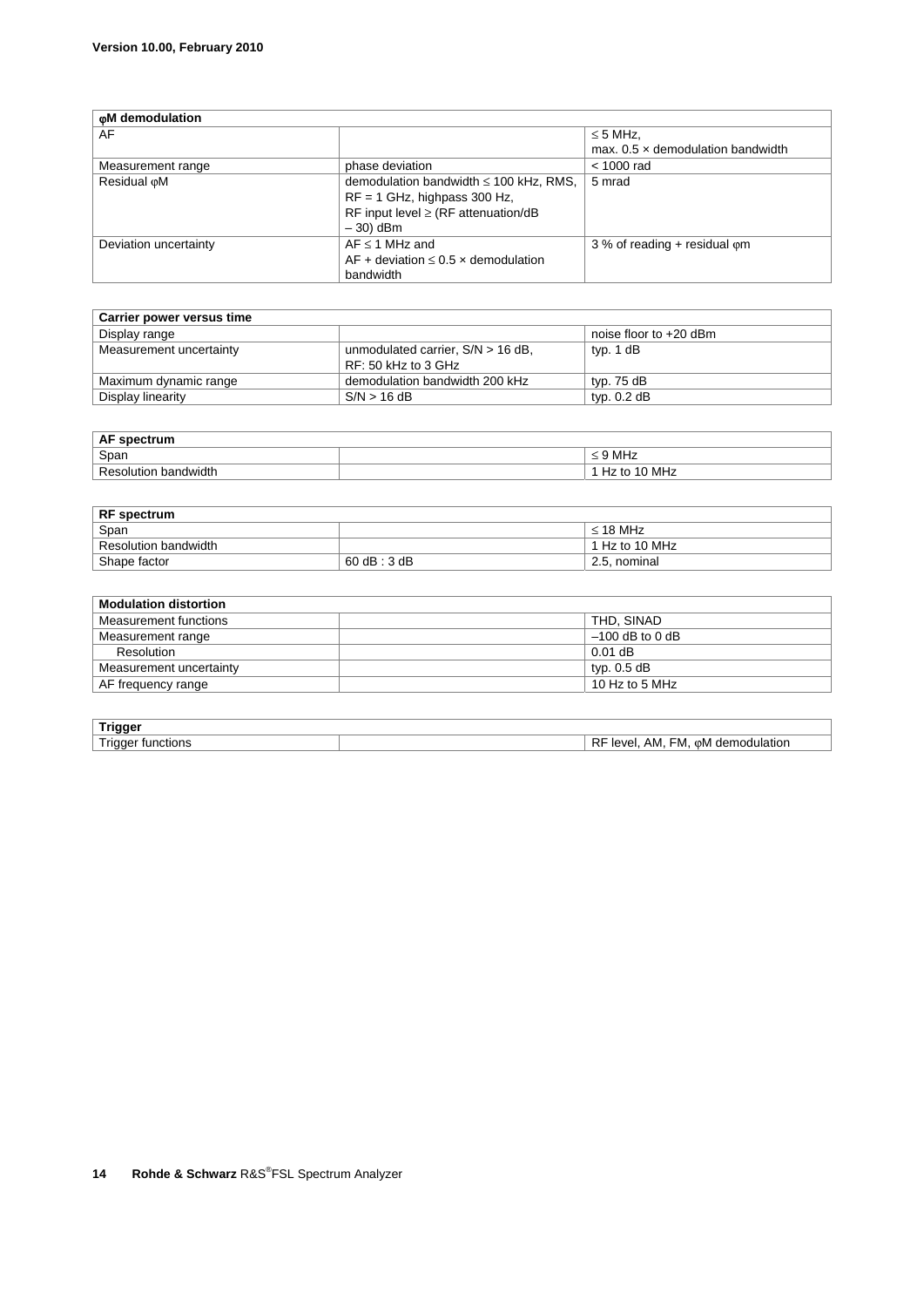| φM demodulation | | |
|---|---|---|
| AF | | ≤ 5 MHz, max. 0.5 × demodulation bandwidth |
| Measurement range | phase deviation | < 1000 rad |
| Residual φM | demodulation bandwidth ≤ 100 kHz, RMS, RF = 1 GHz, highpass 300 Hz, RF input level ≥ (RF attenuation/dB – 30) dBm | 5 mrad |
| Deviation uncertainty | AF ≤ 1 MHz and AF + deviation ≤ 0.5 × demodulation bandwidth | 3 % of reading + residual φm |

| Carrier power versus time | | |
|---|---|---|
| Display range | | noise floor to +20 dBm |
| Measurement uncertainty | unmodulated carrier, S/N > 16 dB, RF: 50 kHz to 3 GHz | typ. 1 dB |
| Maximum dynamic range | demodulation bandwidth 200 kHz | typ. 75 dB |
| Display linearity | S/N > 16 dB | typ. 0.2 dB |

| AF spectrum | | |
|---|---|---|
| Span | | ≤ 9 MHz |
| Resolution bandwidth | | 1 Hz to 10 MHz |

| RF spectrum | | |
|---|---|---|
| Span | | ≤ 18 MHz |
| Resolution bandwidth | | 1 Hz to 10 MHz |
| Shape factor | 60 dB : 3 dB | 2.5, nominal |

| Modulation distortion | | |
|---|---|---|
| Measurement functions | | THD, SINAD |
| Measurement range | | –100 dB to 0 dB |
| Resolution | | 0.01 dB |
| Measurement uncertainty | | typ. 0.5 dB |
| AF frequency range | | 10 Hz to 5 MHz |

| Trigger | | |
|---|---|---|
| Trigger functions | | RF level, AM, FM, φM demodulation |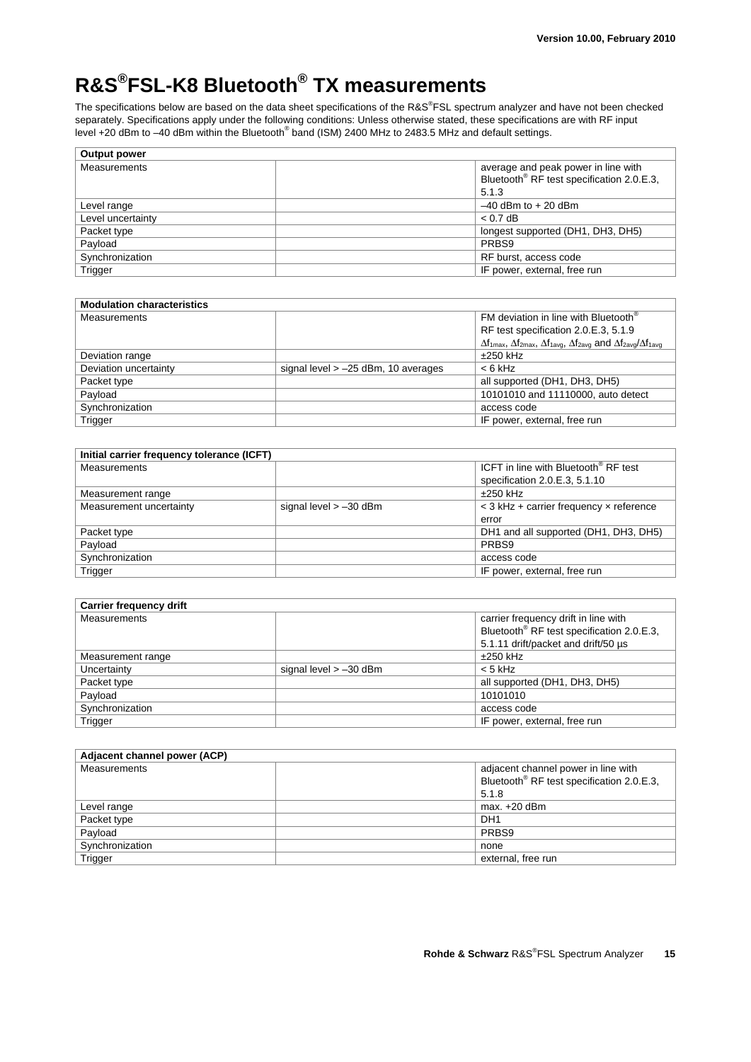# R&S®FSL-K8 Bluetooth® TX measurements

The specifications below are based on the data sheet specifications of the R&S®FSL spectrum analyzer and have not been checked separately. Specifications apply under the following conditions: Unless otherwise stated, these specifications are with RF input level +20 dBm to –40 dBm within the Bluetooth® band (ISM) 2400 MHz to 2483.5 MHz and default settings.

| Output power | | |
|---|---|---|
| Measurements | | average and peak power in line with Bluetooth® RF test specification 2.0.E.3, 5.1.3 |
| Level range | | –40 dBm to + 20 dBm |
| Level uncertainty | | < 0.7 dB |
| Packet type | | longest supported (DH1, DH3, DH5) |
| Payload | | PRBS9 |
| Synchronization | | RF burst, access code |
| Trigger | | IF power, external, free run |

| Modulation characteristics | | |
|---|---|---|
| Measurements | | FM deviation in line with Bluetooth® RF test specification 2.0.E.3, 5.1.9 $\Delta f_{1max}$, $\Delta f_{2max}$, $\Delta f_{1avg}$, $\Delta f_{2avg}$ and $\Delta f_{2avg}/\Delta f_{1avg}$ |
| Deviation range | | ±250 kHz |
| Deviation uncertainty | signal level > –25 dBm, 10 averages | < 6 kHz |
| Packet type | | all supported (DH1, DH3, DH5) |
| Payload | | 10101010 and 11110000, auto detect |
| Synchronization | | access code |
| Trigger | | IF power, external, free run |

| Initial carrier frequency tolerance (ICFT) | | |
|---|---|---|
| Measurements | | ICFT in line with Bluetooth® RF test specification 2.0.E.3, 5.1.10 |
| Measurement range | | ±250 kHz |
| Measurement uncertainty | signal level > –30 dBm | < 3 kHz + carrier frequency × reference error |
| Packet type | | DH1 and all supported (DH1, DH3, DH5) |
| Payload | | PRBS9 |
| Synchronization | | access code |
| Trigger | | IF power, external, free run |

| Carrier frequency drift | | |
|---|---|---|
| Measurements | | carrier frequency drift in line with Bluetooth® RF test specification 2.0.E.3, 5.1.11 drift/packet and drift/50 µs |
| Measurement range | | ±250 kHz |
| Uncertainty | signal level > –30 dBm | < 5 kHz |
| Packet type | | all supported (DH1, DH3, DH5) |
| Payload | | 10101010 |
| Synchronization | | access code |
| Trigger | | IF power, external, free run |

| Adjacent channel power (ACP) | | |
|---|---|---|
| Measurements | | adjacent channel power in line with Bluetooth® RF test specification 2.0.E.3, 5.1.8 |
| Level range | | max. +20 dBm |
| Packet type | | DH1 |
| Payload | | PRBS9 |
| Synchronization | | none |
| Trigger | | external, free run |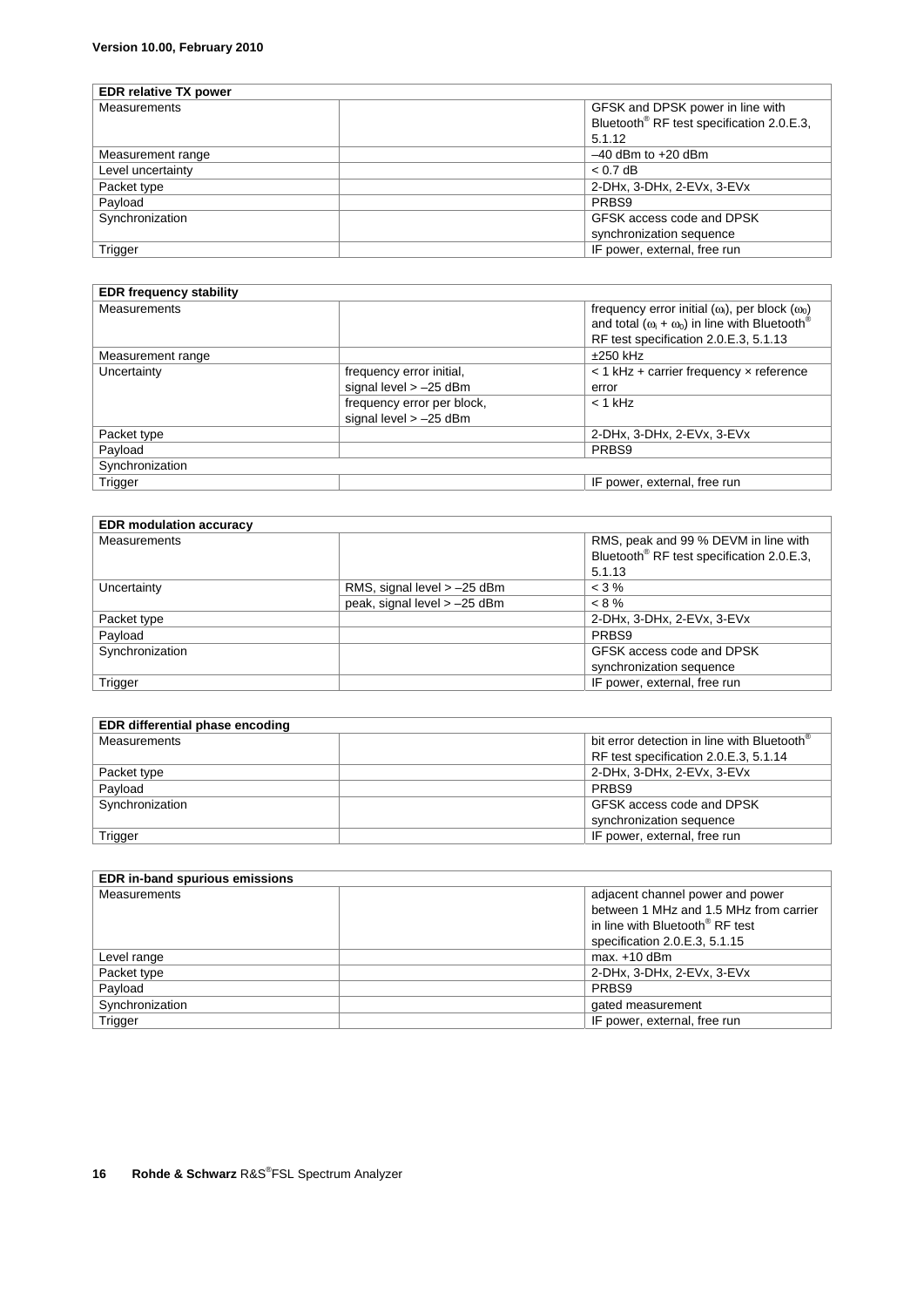Version 10.00, February 2010

| EDR relative TX power | | |
|---|---|---|
| Measurements | | GFSK and DPSK power in line with Bluetooth® RF test specification 2.0.E.3, 5.1.12 |
| Measurement range | | –40 dBm to +20 dBm |
| Level uncertainty | | < 0.7 dB |
| Packet type | | 2-DHx, 3-DHx, 2-EVx, 3-EVx |
| Payload | | PRBS9 |
| Synchronization | | GFSK access code and DPSK synchronization sequence |
| Trigger | | IF power, external, free run |

| EDR frequency stability | | |
|---|---|---|
| Measurements | | frequency error initial ($\omega_i$), per block ($\omega_0$) and total ($\omega_i + \omega_0$) in line with Bluetooth® RF test specification 2.0.E.3, 5.1.13 |
| Measurement range | | ±250 kHz |
| Uncertainty | frequency error initial, signal level > –25 dBm | < 1 kHz + carrier frequency × reference error |
| | frequency error per block, signal level > –25 dBm | < 1 kHz |
| Packet type | | 2-DHx, 3-DHx, 2-EVx, 3-EVx |
| Payload | | PRBS9 |
| Synchronization | | |
| Trigger | | IF power, external, free run |

| EDR modulation accuracy | | |
|---|---|---|
| Measurements | | RMS, peak and 99 % DEVM in line with Bluetooth® RF test specification 2.0.E.3, 5.1.13 |
| Uncertainty | RMS, signal level > –25 dBm | < 3 % |
| | peak, signal level > –25 dBm | < 8 % |
| Packet type | | 2-DHx, 3-DHx, 2-EVx, 3-EVx |
| Payload | | PRBS9 |
| Synchronization | | GFSK access code and DPSK synchronization sequence |
| Trigger | | IF power, external, free run |

| EDR differential phase encoding | | |
|---|---|---|
| Measurements | | bit error detection in line with Bluetooth® RF test specification 2.0.E.3, 5.1.14 |
| Packet type | | 2-DHx, 3-DHx, 2-EVx, 3-EVx |
| Payload | | PRBS9 |
| Synchronization | | GFSK access code and DPSK synchronization sequence |
| Trigger | | IF power, external, free run |

| EDR in-band spurious emissions | | |
|---|---|---|
| Measurements | | adjacent channel power and power between 1 MHz and 1.5 MHz from carrier in line with Bluetooth® RF test specification 2.0.E.3, 5.1.15 |
| Level range | | max. +10 dBm |
| Packet type | | 2-DHx, 3-DHx, 2-EVx, 3-EVx |
| Payload | | PRBS9 |
| Synchronization | | gated measurement |
| Trigger | | IF power, external, free run |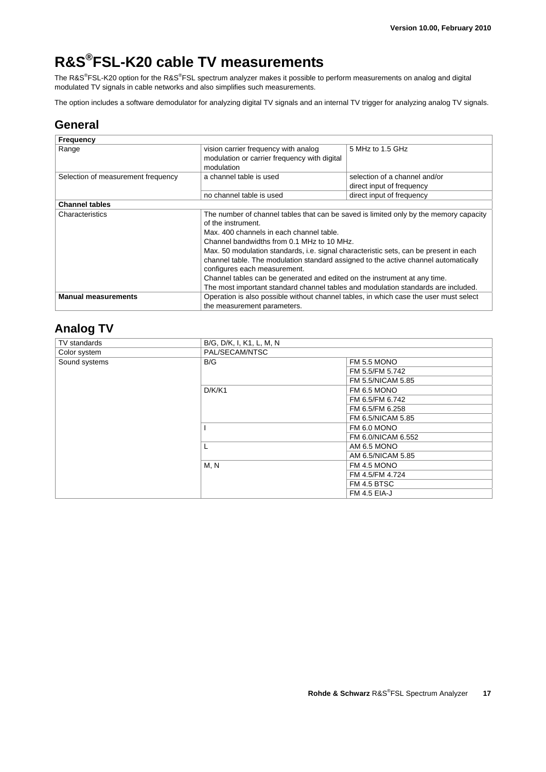# R&S®FSL-K20 cable TV measurements

The R&S®FSL-K20 option for the R&S®FSL spectrum analyzer makes it possible to perform measurements on analog and digital modulated TV signals in cable networks and also simplifies such measurements.

The option includes a software demodulator for analyzing digital TV signals and an internal TV trigger for analyzing analog TV signals.

## General

| **Frequency** | | |
|---|---|---|
| Range | vision carrier frequency with analog modulation or carrier frequency with digital modulation | 5 MHz to 1.5 GHz |
| Selection of measurement frequency | a channel table is used | selection of a channel and/or direct input of frequency |
| | no channel table is used | direct input of frequency |
| **Channel tables** | | |
| Characteristics | The number of channel tables that can be saved is limited only by the memory capacity of the instrument.<br>Max. 400 channels in each channel table.<br>Channel bandwidths from 0.1 MHz to 10 MHz.<br>Max. 50 modulation standards, i.e. signal characteristic sets, can be present in each channel table. The modulation standard assigned to the active channel automatically configures each measurement.<br>Channel tables can be generated and edited on the instrument at any time.<br>The most important standard channel tables and modulation standards are included. | |
| **Manual measurements** | Operation is also possible without channel tables, in which case the user must select the measurement parameters. | |

## Analog TV

| TV standards | B/G, D/K, I, K1, L, M, N | |
|---|---|---|
| Color system | PAL/SECAM/NTSC | |
| Sound systems | B/G | FM 5.5 MONO |
| | | FM 5.5/FM 5.742 |
| | | FM 5.5/NICAM 5.85 |
| | D/K/K1 | FM 6.5 MONO |
| | | FM 6.5/FM 6.742 |
| | | FM 6.5/FM 6.258 |
| | | FM 6.5/NICAM 5.85 |
| | I | FM 6.0 MONO |
| | | FM 6.0/NICAM 6.552 |
| | L | AM 6.5 MONO |
| | | AM 6.5/NICAM 5.85 |
| | M, N | FM 4.5 MONO |
| | | FM 4.5/FM 4.724 |
| | | FM 4.5 BTSC |
| | | FM 4.5 EIA-J |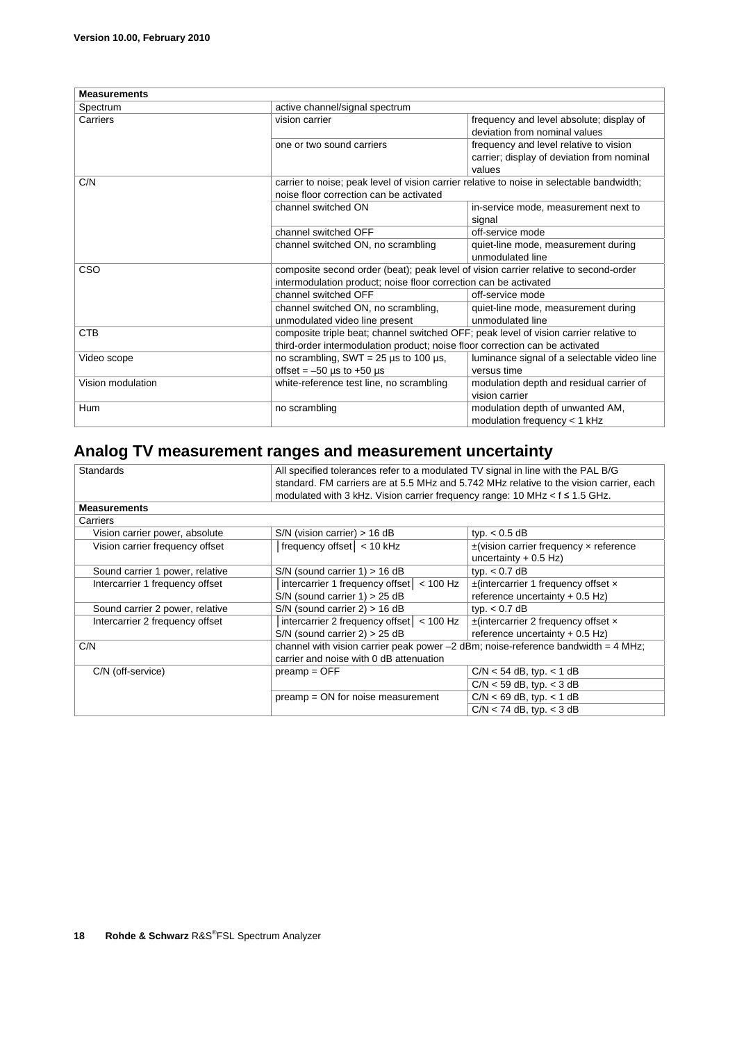| Measurements | | |
|---|---|---|
| Spectrum | active channel/signal spectrum | |
| Carriers | vision carrier | frequency and level absolute; display of deviation from nominal values |
| | one or two sound carriers | frequency and level relative to vision carrier; display of deviation from nominal values |
| C/N | carrier to noise; peak level of vision carrier relative to noise in selectable bandwidth; noise floor correction can be activated | |
| | channel switched ON | in-service mode, measurement next to signal |
| | channel switched OFF | off-service mode |
| | channel switched ON, no scrambling | quiet-line mode, measurement during unmodulated line |
| CSO | composite second order (beat); peak level of vision carrier relative to second-order intermodulation product; noise floor correction can be activated | |
| | channel switched OFF | off-service mode |
| | channel switched ON, no scrambling, unmodulated video line present | quiet-line mode, measurement during unmodulated line |
| CTB | composite triple beat; channel switched OFF; peak level of vision carrier relative to third-order intermodulation product; noise floor correction can be activated | |
| Video scope | no scrambling, SWT = 25 µs to 100 µs, offset = –50 µs to +50 µs | luminance signal of a selectable video line versus time |
| Vision modulation | white-reference test line, no scrambling | modulation depth and residual carrier of vision carrier |
| Hum | no scrambling | modulation depth of unwanted AM, modulation frequency < 1 kHz |

## Analog TV measurement ranges and measurement uncertainty

| Standards | All specified tolerances refer to a modulated TV signal in line with the PAL B/G standard. FM carriers are at 5.5 MHz and 5.742 MHz relative to the vision carrier, each modulated with 3 kHz. Vision carrier frequency range: 10 MHz < f ≤ 1.5 GHz. | |
|---|---|---|
| **Measurements** | | |
| Carriers | | |
| Vision carrier power, absolute | S/N (vision carrier) > 16 dB | typ. < 0.5 dB |
| Vision carrier frequency offset | \|frequency offset\| < 10 kHz | ±(vision carrier frequency × reference uncertainty + 0.5 Hz) |
| Sound carrier 1 power, relative | S/N (sound carrier 1) > 16 dB | typ. < 0.7 dB |
| Intercarrier 1 frequency offset | \|intercarrier 1 frequency offset\| < 100 Hz<br>S/N (sound carrier 1) > 25 dB | ±(intercarrier 1 frequency offset × reference uncertainty + 0.5 Hz) |
| Sound carrier 2 power, relative | S/N (sound carrier 2) > 16 dB | typ. < 0.7 dB |
| Intercarrier 2 frequency offset | \|intercarrier 2 frequency offset\| < 100 Hz<br>S/N (sound carrier 2) > 25 dB | ±(intercarrier 2 frequency offset × reference uncertainty + 0.5 Hz) |
| C/N | channel with vision carrier peak power –2 dBm; noise-reference bandwidth = 4 MHz; carrier and noise with 0 dB attenuation | |
| C/N (off-service) | preamp = OFF | C/N < 54 dB, typ. < 1 dB |
| | | C/N < 59 dB, typ. < 3 dB |
| | preamp = ON for noise measurement | C/N < 69 dB, typ. < 1 dB |
| | | C/N < 74 dB, typ. < 3 dB |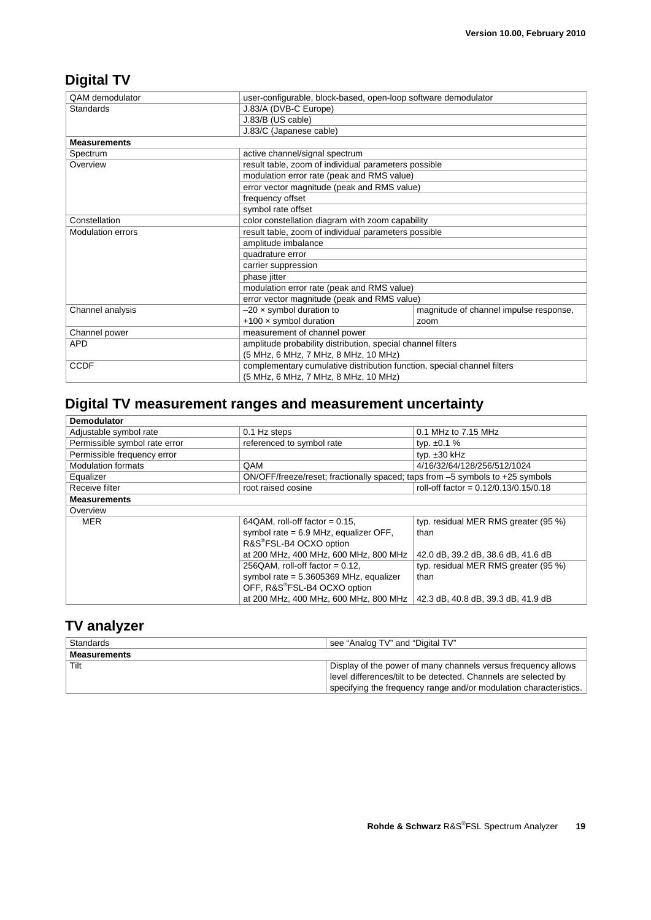## Digital TV

| QAM demodulator | user-configurable, block-based, open-loop software demodulator | |
|---|---|---|
| Standards | J.83/A (DVB-C Europe) | |
| | J.83/B (US cable) | |
| | J.83/C (Japanese cable) | |
| **Measurements** | | |
| Spectrum | active channel/signal spectrum | |
| Overview | result table, zoom of individual parameters possible | |
| | modulation error rate (peak and RMS value) | |
| | error vector magnitude (peak and RMS value) | |
| | frequency offset | |
| | symbol rate offset | |
| Constellation | color constellation diagram with zoom capability | |
| Modulation errors | result table, zoom of individual parameters possible | |
| | amplitude imbalance | |
| | quadrature error | |
| | carrier suppression | |
| | phase jitter | |
| | modulation error rate (peak and RMS value) | |
| | error vector magnitude (peak and RMS value) | |
| Channel analysis | –20 × symbol duration to +100 × symbol duration | magnitude of channel impulse response, zoom |
| Channel power | measurement of channel power | |
| APD | amplitude probability distribution, special channel filters (5 MHz, 6 MHz, 7 MHz, 8 MHz, 10 MHz) | |
| CCDF | complementary cumulative distribution function, special channel filters (5 MHz, 6 MHz, 7 MHz, 8 MHz, 10 MHz) | |

## Digital TV measurement ranges and measurement uncertainty

| **Demodulator** | | |
|---|---|---|
| Adjustable symbol rate | 0.1 Hz steps | 0.1 MHz to 7.15 MHz |
| Permissible symbol rate error | referenced to symbol rate | typ. ±0.1 % |
| Permissible frequency error | | typ. ±30 kHz |
| Modulation formats | QAM | 4/16/32/64/128/256/512/1024 |
| Equalizer | ON/OFF/freeze/reset; fractionally spaced; taps from –5 symbols to +25 symbols | |
| Receive filter | root raised cosine | roll-off factor = 0.12/0.13/0.15/0.18 |
| **Measurements** | | |
| Overview | | |
| MER | 64QAM, roll-off factor = 0.15, symbol rate = 6.9 MHz, equalizer OFF, R&S®FSL-B4 OCXO option at 200 MHz, 400 MHz, 600 MHz, 800 MHz | typ. residual MER RMS greater (95 %) than 42.0 dB, 39.2 dB, 38.6 dB, 41.6 dB |
| | 256QAM, roll-off factor = 0.12, symbol rate = 5.3605369 MHz, equalizer OFF, R&S®FSL-B4 OCXO option at 200 MHz, 400 MHz, 600 MHz, 800 MHz | typ. residual MER RMS greater (95 %) than 42.3 dB, 40.8 dB, 39.3 dB, 41.9 dB |

## TV analyzer

| Standards | see "Analog TV" and "Digital TV" |
|---|---|
| **Measurements** | |
| Tilt | Display of the power of many channels versus frequency allows level differences/tilt to be detected. Channels are selected by specifying the frequency range and/or modulation characteristics. |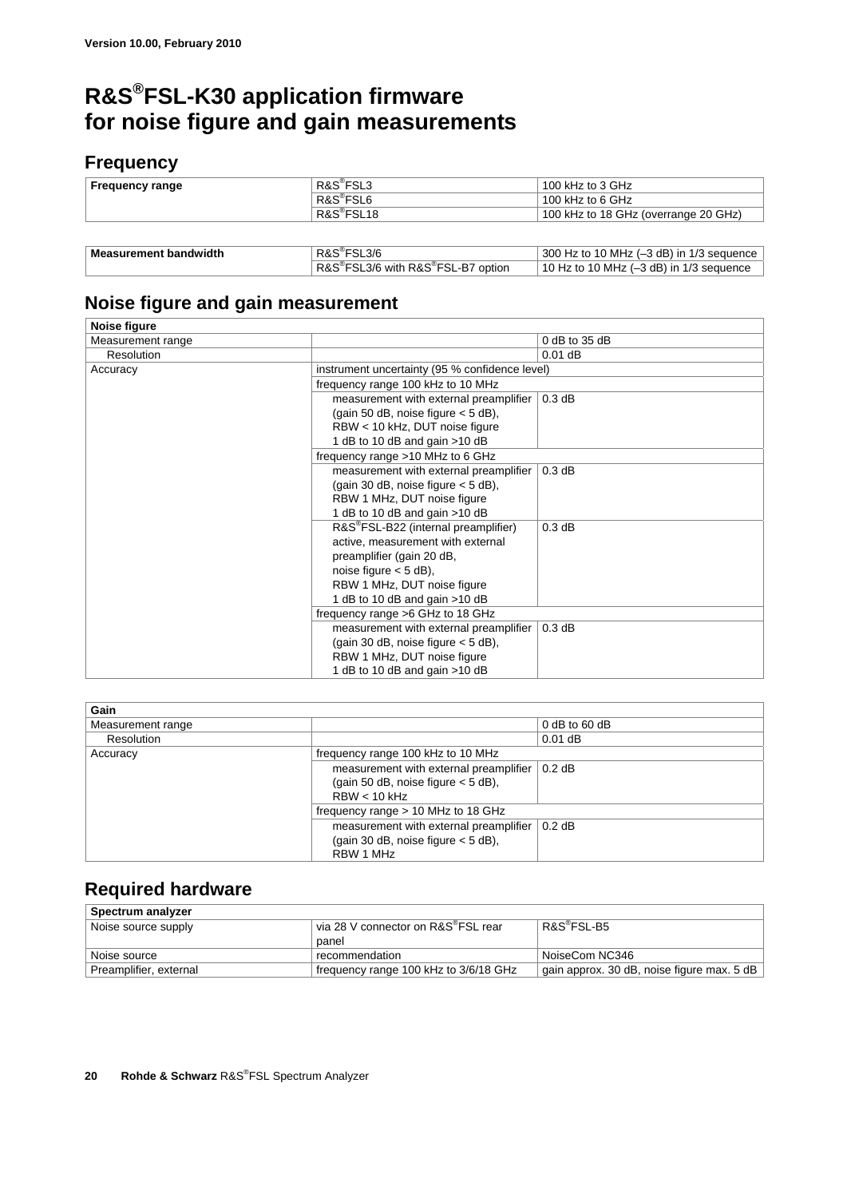Version 10.00, February 2010

# R&S®FSL-K30 application firmware for noise figure and gain measurements

## Frequency

| Frequency range | R&S®FSL3 | 100 kHz to 3 GHz |
|---|---|---|
| | R&S®FSL6 | 100 kHz to 6 GHz |
| | R&S®FSL18 | 100 kHz to 18 GHz (overrange 20 GHz) |

| Measurement bandwidth | R&S®FSL3/6 | 300 Hz to 10 MHz (–3 dB) in 1/3 sequence |
|---|---|---|
| | R&S®FSL3/6 with R&S®FSL-B7 option | 10 Hz to 10 MHz (–3 dB) in 1/3 sequence |

## Noise figure and gain measurement

| Noise figure | | |
|---|---|---|
| Measurement range | | 0 dB to 35 dB |
| Resolution | | 0.01 dB |
| Accuracy | instrument uncertainty (95 % confidence level) | |
| | frequency range 100 kHz to 10 MHz | |
| | measurement with external preamplifier (gain 50 dB, noise figure < 5 dB), RBW < 10 kHz, DUT noise figure 1 dB to 10 dB and gain >10 dB | 0.3 dB |
| | frequency range >10 MHz to 6 GHz | |
| | measurement with external preamplifier (gain 30 dB, noise figure < 5 dB), RBW 1 MHz, DUT noise figure 1 dB to 10 dB and gain >10 dB | 0.3 dB |
| | R&S®FSL-B22 (internal preamplifier) active, measurement with external preamplifier (gain 20 dB, noise figure < 5 dB), RBW 1 MHz, DUT noise figure 1 dB to 10 dB and gain >10 dB | 0.3 dB |
| | frequency range >6 GHz to 18 GHz | |
| | measurement with external preamplifier (gain 30 dB, noise figure < 5 dB), RBW 1 MHz, DUT noise figure 1 dB to 10 dB and gain >10 dB | 0.3 dB |

| Gain | | |
|---|---|---|
| Measurement range | | 0 dB to 60 dB |
| Resolution | | 0.01 dB |
| Accuracy | frequency range 100 kHz to 10 MHz | |
| | measurement with external preamplifier (gain 50 dB, noise figure < 5 dB), RBW < 10 kHz | 0.2 dB |
| | frequency range > 10 MHz to 18 GHz | |
| | measurement with external preamplifier (gain 30 dB, noise figure < 5 dB), RBW 1 MHz | 0.2 dB |

## Required hardware

| Spectrum analyzer | | |
|---|---|---|
| Noise source supply | via 28 V connector on R&S®FSL rear panel | R&S®FSL-B5 |
| Noise source | recommendation | NoiseCom NC346 |
| Preamplifier, external | frequency range 100 kHz to 3/6/18 GHz | gain approx. 30 dB, noise figure max. 5 dB |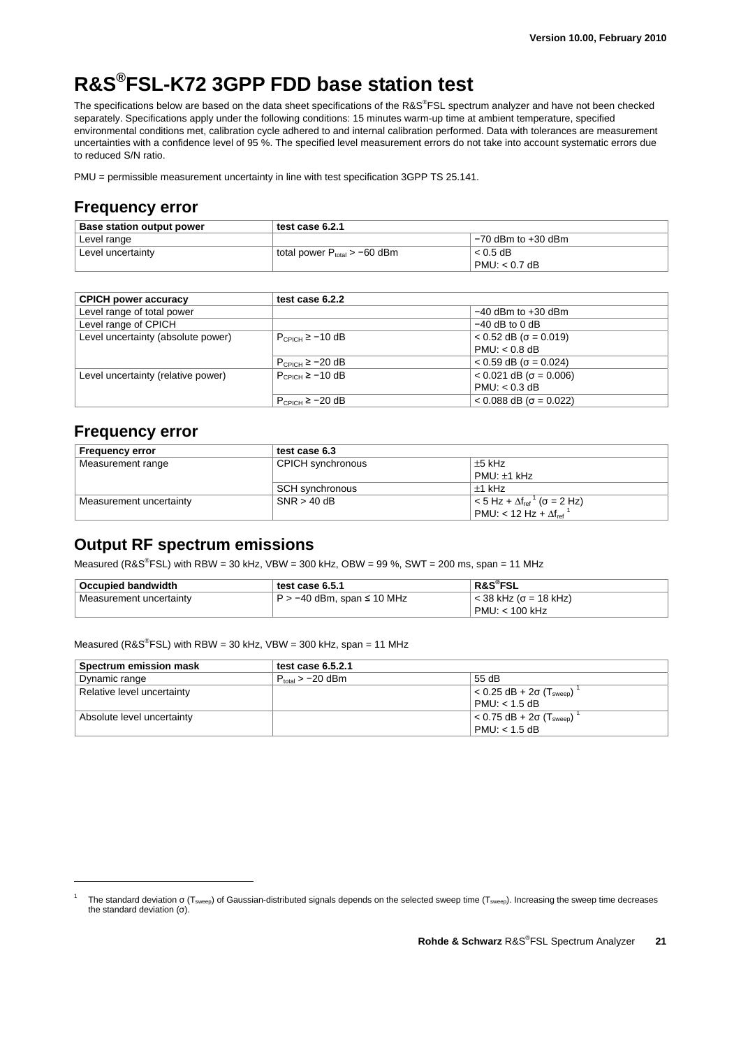# R&S®FSL-K72 3GPP FDD base station test

The specifications below are based on the data sheet specifications of the R&S®FSL spectrum analyzer and have not been checked separately. Specifications apply under the following conditions: 15 minutes warm-up time at ambient temperature, specified environmental conditions met, calibration cycle adhered to and internal calibration performed. Data with tolerances are measurement uncertainties with a confidence level of 95 %. The specified level measurement errors do not take into account systematic errors due to reduced S/N ratio.

PMU = permissible measurement uncertainty in line with test specification 3GPP TS 25.141.

## Frequency error

| Base station output power | test case 6.2.1 | |
|---|---|---|
| Level range | | −70 dBm to +30 dBm |
| Level uncertainty | total power $P_{total} > -60$ dBm | < 0.5 dB<br>PMU: < 0.7 dB |

| CPICH power accuracy | test case 6.2.2 | |
|---|---|---|
| Level range of total power | | −40 dBm to +30 dBm |
| Level range of CPICH | | −40 dB to 0 dB |
| Level uncertainty (absolute power) | $P_{CPICH} \geq -10$ dB | < 0.52 dB (σ = 0.019)<br>PMU: < 0.8 dB |
| | $P_{CPICH} \geq -20$ dB | < 0.59 dB (σ = 0.024) |
| Level uncertainty (relative power) | $P_{CPICH} \geq -10$ dB | < 0.021 dB (σ = 0.006)<br>PMU: < 0.3 dB |
| | $P_{CPICH} \geq -20$ dB | < 0.088 dB (σ = 0.022) |

## Frequency error

| Frequency error | test case 6.3 | |
|---|---|---|
| Measurement range | CPICH synchronous | ±5 kHz<br>PMU: ±1 kHz |
| | SCH synchronous | ±1 kHz |
| Measurement uncertainty | SNR > 40 dB | < 5 Hz + $\Delta f_{ref}$ [1] (σ = 2 Hz)<br>PMU: < 12 Hz + $\Delta f_{ref}$ [1] |

## Output RF spectrum emissions

Measured (R&S®FSL) with RBW = 30 kHz, VBW = 300 kHz, OBW = 99 %, SWT = 200 ms, span = 11 MHz

| Occupied bandwidth | test case 6.5.1 | R&S®FSL |
|---|---|---|
| Measurement uncertainty | P > −40 dBm, span ≤ 10 MHz | < 38 kHz (σ = 18 kHz)<br>PMU: < 100 kHz |

Measured (R&S®FSL) with RBW = 30 kHz, VBW = 300 kHz, span = 11 MHz

| Spectrum emission mask | test case 6.5.2.1 | |
|---|---|---|
| Dynamic range | $P_{total} > -20$ dBm | 55 dB |
| Relative level uncertainty | | < 0.25 dB + 2σ ($T_{sweep}$) [1]<br>PMU: < 1.5 dB |
| Absolute level uncertainty | | < 0.75 dB + 2σ ($T_{sweep}$) [1]<br>PMU: < 1.5 dB |

[1] The standard deviation σ ($T_{sweep}$) of Gaussian-distributed signals depends on the selected sweep time ($T_{sweep}$). Increasing the sweep time decreases the standard deviation (σ).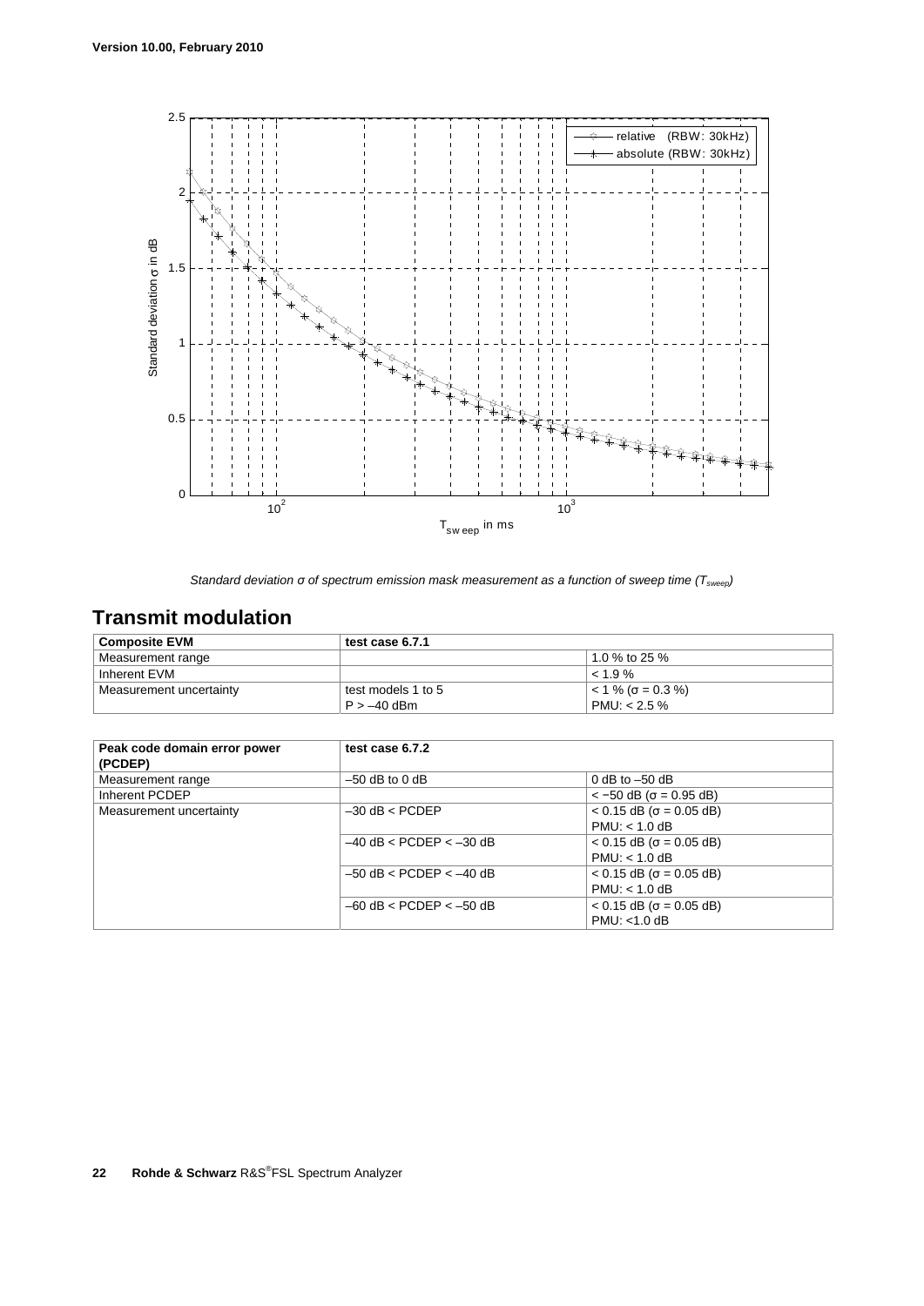*Standard deviation σ of spectrum emission mask measurement as a function of sweep time ($T_{sweep}$)*

## Transmit modulation

| Composite EVM | test case 6.7.1 | |
|---|---|---|
| Measurement range | | 1.0 % to 25 % |
| Inherent EVM | | < 1.9 % |
| Measurement uncertainty | test models 1 to 5<br>P > –40 dBm | < 1 % (σ = 0.3 %)<br>PMU: < 2.5 % |

| Peak code domain error power (PCDEP) | test case 6.7.2 | |
|---|---|---|
| Measurement range | –50 dB to 0 dB | 0 dB to –50 dB |
| Inherent PCDEP | | < −50 dB (σ = 0.95 dB) |
| Measurement uncertainty | –30 dB < PCDEP | < 0.15 dB (σ = 0.05 dB)<br>PMU: < 1.0 dB |
| | –40 dB < PCDEP < –30 dB | < 0.15 dB (σ = 0.05 dB)<br>PMU: < 1.0 dB |
| | –50 dB < PCDEP < –40 dB | < 0.15 dB (σ = 0.05 dB)<br>PMU: < 1.0 dB |
| | –60 dB < PCDEP < –50 dB | < 0.15 dB (σ = 0.05 dB)<br>PMU: <1.0 dB |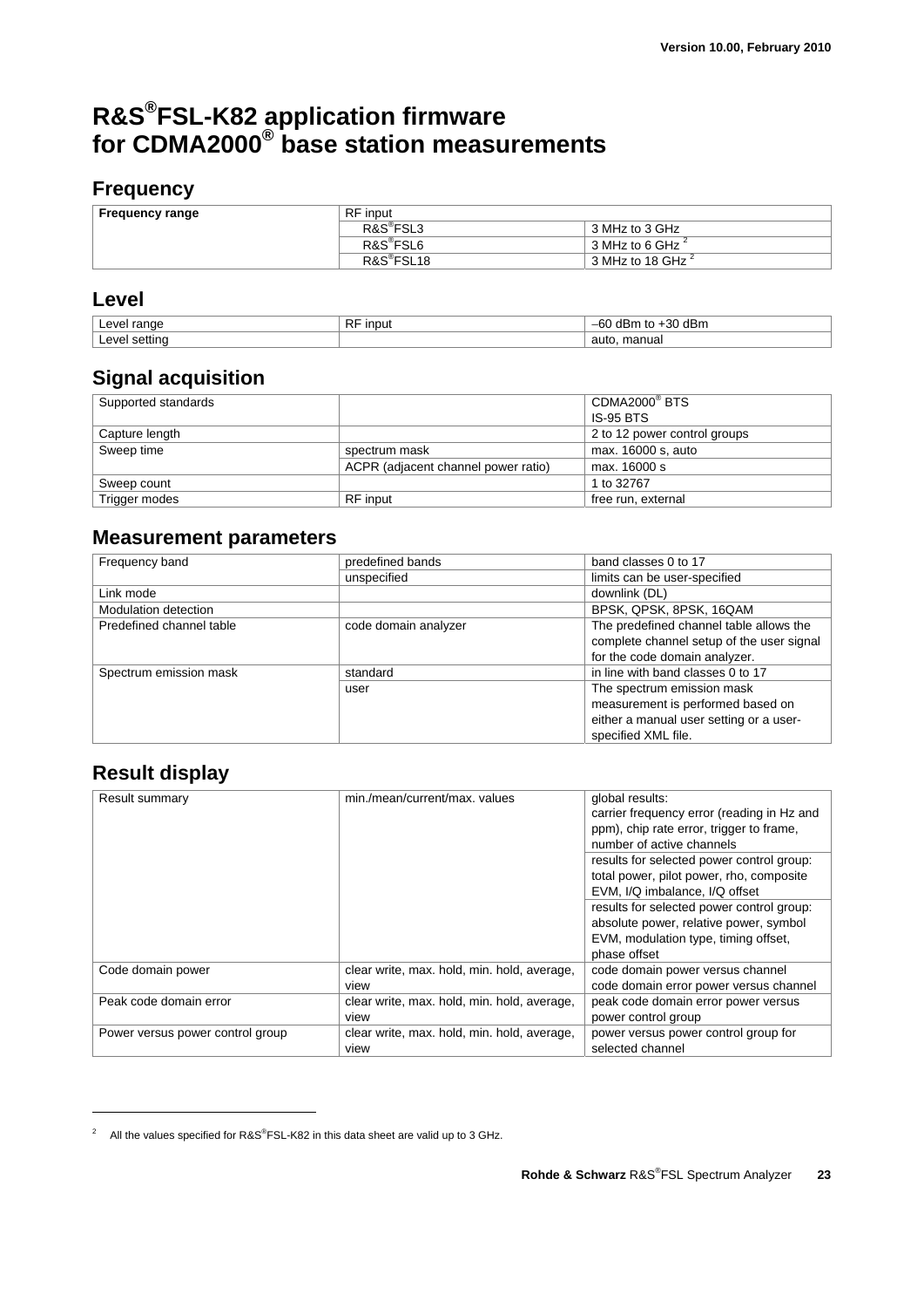# R&S®FSL-K82 application firmware for CDMA2000® base station measurements

## Frequency

| Frequency range | RF input | |
|---|---|---|
| | R&S®FSL3 | 3 MHz to 3 GHz |
| | R&S®FSL6 | 3 MHz to 6 GHz [2] |
| | R&S®FSL18 | 3 MHz to 18 GHz [2] |

## Level

| | | |
|---|---|---|
| Level range | RF input | –60 dBm to +30 dBm |
| Level setting | | auto, manual |

## Signal acquisition

| | | |
|---|---|---|
| Supported standards | | CDMA2000® BTS<br>IS-95 BTS |
| Capture length | | 2 to 12 power control groups |
| Sweep time | spectrum mask | max. 16000 s, auto |
| | ACPR (adjacent channel power ratio) | max. 16000 s |
| Sweep count | | 1 to 32767 |
| Trigger modes | RF input | free run, external |

## Measurement parameters

| | | |
|---|---|---|
| Frequency band | predefined bands | band classes 0 to 17 |
| | unspecified | limits can be user-specified |
| Link mode | | downlink (DL) |
| Modulation detection | | BPSK, QPSK, 8PSK, 16QAM |
| Predefined channel table | code domain analyzer | The predefined channel table allows the complete channel setup of the user signal for the code domain analyzer. |
| Spectrum emission mask | standard | in line with band classes 0 to 17 |
| | user | The spectrum emission mask measurement is performed based on either a manual user setting or a user-specified XML file. |

## Result display

| | | |
|---|---|---|
| Result summary | min./mean/current/max. values | global results:<br>carrier frequency error (reading in Hz and ppm), chip rate error, trigger to frame, number of active channels |
| | | results for selected power control group: total power, pilot power, rho, composite EVM, I/Q imbalance, I/Q offset |
| | | results for selected power control group: absolute power, relative power, symbol EVM, modulation type, timing offset, phase offset |
| Code domain power | clear write, max. hold, min. hold, average, view | code domain power versus channel<br>code domain error power versus channel |
| Peak code domain error | clear write, max. hold, min. hold, average, view | peak code domain error power versus power control group |
| Power versus power control group | clear write, max. hold, min. hold, average, view | power versus power control group for selected channel |

[2] All the values specified for R&S®FSL-K82 in this data sheet are valid up to 3 GHz.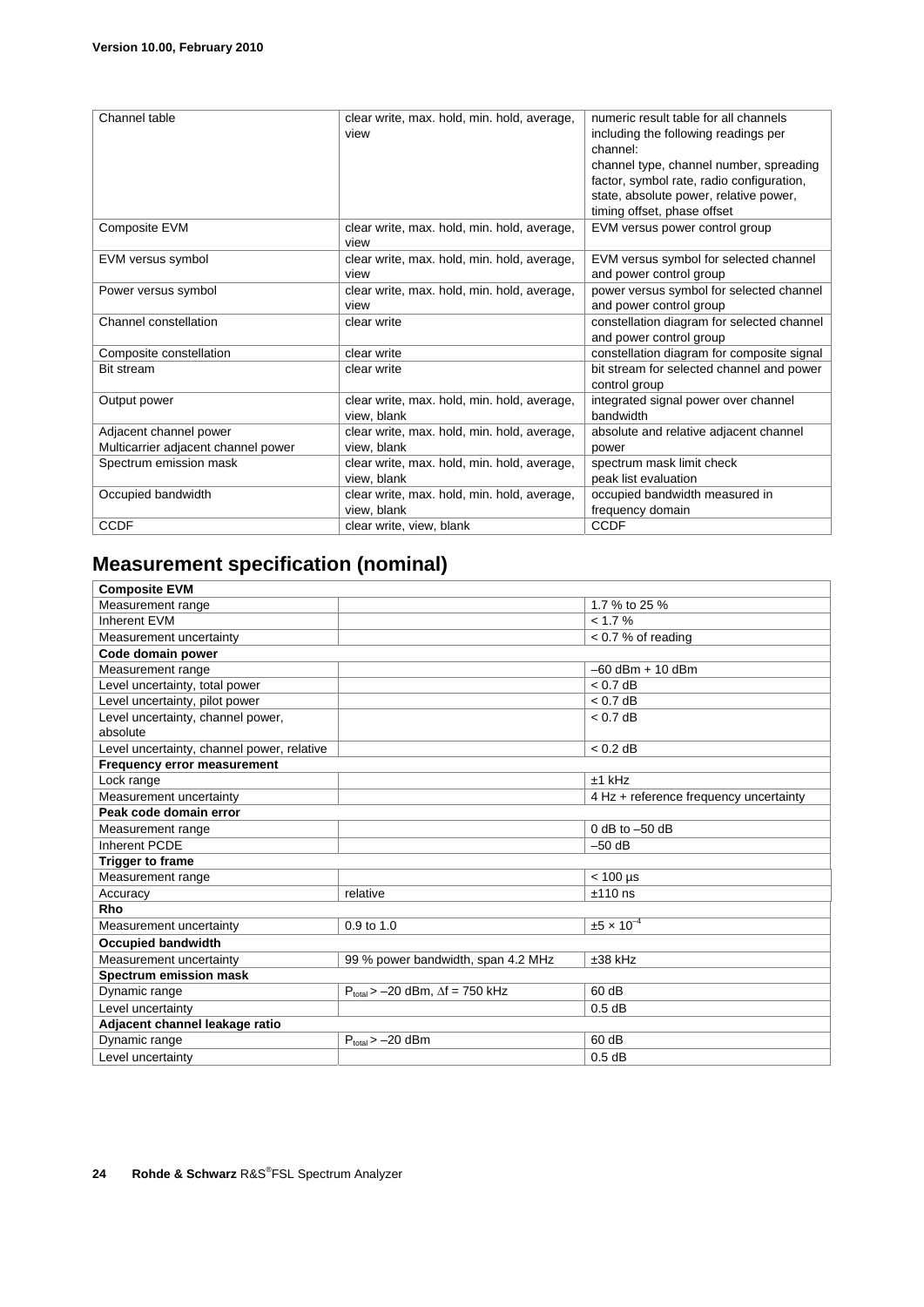| Channel table | clear write, max. hold, min. hold, average, view | numeric result table for all channels including the following readings per channel: channel type, channel number, spreading factor, symbol rate, radio configuration, state, absolute power, relative power, timing offset, phase offset |
|---|---|---|
| Composite EVM | clear write, max. hold, min. hold, average, view | EVM versus power control group |
| EVM versus symbol | clear write, max. hold, min. hold, average, view | EVM versus symbol for selected channel and power control group |
| Power versus symbol | clear write, max. hold, min. hold, average, view | power versus symbol for selected channel and power control group |
| Channel constellation | clear write | constellation diagram for selected channel and power control group |
| Composite constellation | clear write | constellation diagram for composite signal |
| Bit stream | clear write | bit stream for selected channel and power control group |
| Output power | clear write, max. hold, min. hold, average, view, blank | integrated signal power over channel bandwidth |
| Adjacent channel power Multicarrier adjacent channel power | clear write, max. hold, min. hold, average, view, blank | absolute and relative adjacent channel power |
| Spectrum emission mask | clear write, max. hold, min. hold, average, view, blank | spectrum mask limit check peak list evaluation |
| Occupied bandwidth | clear write, max. hold, min. hold, average, view, blank | occupied bandwidth measured in frequency domain |
| CCDF | clear write, view, blank | CCDF |

## Measurement specification (nominal)

| **Composite EVM** | | |
|---|---|---|
| Measurement range | | 1.7 % to 25 % |
| Inherent EVM | | < 1.7 % |
| Measurement uncertainty | | < 0.7 % of reading |
| **Code domain power** | | |
| Measurement range | | –60 dBm + 10 dBm |
| Level uncertainty, total power | | < 0.7 dB |
| Level uncertainty, pilot power | | < 0.7 dB |
| Level uncertainty, channel power, absolute | | < 0.7 dB |
| Level uncertainty, channel power, relative | | < 0.2 dB |
| **Frequency error measurement** | | |
| Lock range | | ±1 kHz |
| Measurement uncertainty | | 4 Hz + reference frequency uncertainty |
| **Peak code domain error** | | |
| Measurement range | | 0 dB to –50 dB |
| Inherent PCDE | | –50 dB |
| **Trigger to frame** | | |
| Measurement range | | < 100 µs |
| Accuracy | relative | ±110 ns |
| **Rho** | | |
| Measurement uncertainty | 0.9 to 1.0 | $\pm 5 \times 10^{-4}$ |
| **Occupied bandwidth** | | |
| Measurement uncertainty | 99 % power bandwidth, span 4.2 MHz | ±38 kHz |
| **Spectrum emission mask** | | |
| Dynamic range | $P_{total}$ > –20 dBm, Δf = 750 kHz | 60 dB |
| Level uncertainty | | 0.5 dB |
| **Adjacent channel leakage ratio** | | |
| Dynamic range | $P_{total}$ > –20 dBm | 60 dB |
| Level uncertainty | | 0.5 dB |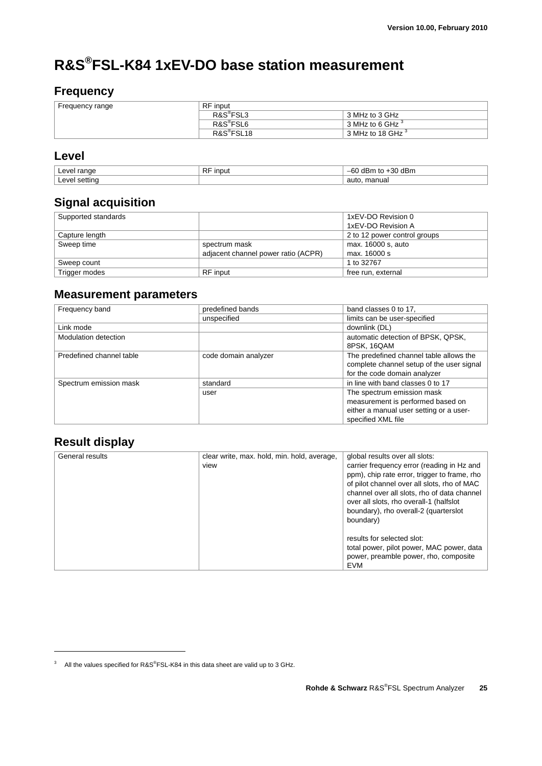# R&S®FSL-K84 1xEV-DO base station measurement

## Frequency

| Frequency range | RF input | |
|---|---|---|
| | R&S®FSL3 | 3 MHz to 3 GHz |
| | R&S®FSL6 | 3 MHz to 6 GHz [3] |
| | R&S®FSL18 | 3 MHz to 18 GHz [3] |

## Level

| Level range | RF input | –60 dBm to +30 dBm |
|---|---|---|
| Level setting | | auto, manual |

## Signal acquisition

| Supported standards | | 1xEV-DO Revision 0<br>1xEV-DO Revision A |
|---|---|---|
| Capture length | | 2 to 12 power control groups |
| Sweep time | spectrum mask<br>adjacent channel power ratio (ACPR) | max. 16000 s, auto<br>max. 16000 s |
| Sweep count | | 1 to 32767 |
| Trigger modes | RF input | free run, external |

## Measurement parameters

| Frequency band | predefined bands | band classes 0 to 17, |
|---|---|---|
| | unspecified | limits can be user-specified |
| Link mode | | downlink (DL) |
| Modulation detection | | automatic detection of BPSK, QPSK, 8PSK, 16QAM |
| Predefined channel table | code domain analyzer | The predefined channel table allows the complete channel setup of the user signal for the code domain analyzer |
| Spectrum emission mask | standard | in line with band classes 0 to 17 |
| | user | The spectrum emission mask measurement is performed based on either a manual user setting or a user-specified XML file |

## Result display

| General results | clear write, max. hold, min. hold, average, view | global results over all slots:<br>carrier frequency error (reading in Hz and ppm), chip rate error, trigger to frame, rho of pilot channel over all slots, rho of MAC channel over all slots, rho of data channel over all slots, rho overall-1 (halfslot boundary), rho overall-2 (quarterslot boundary)<br><br>results for selected slot:<br>total power, pilot power, MAC power, data power, preamble power, rho, composite EVM |
|---|---|---|

[3] All the values specified for R&S®FSL-K84 in this data sheet are valid up to 3 GHz.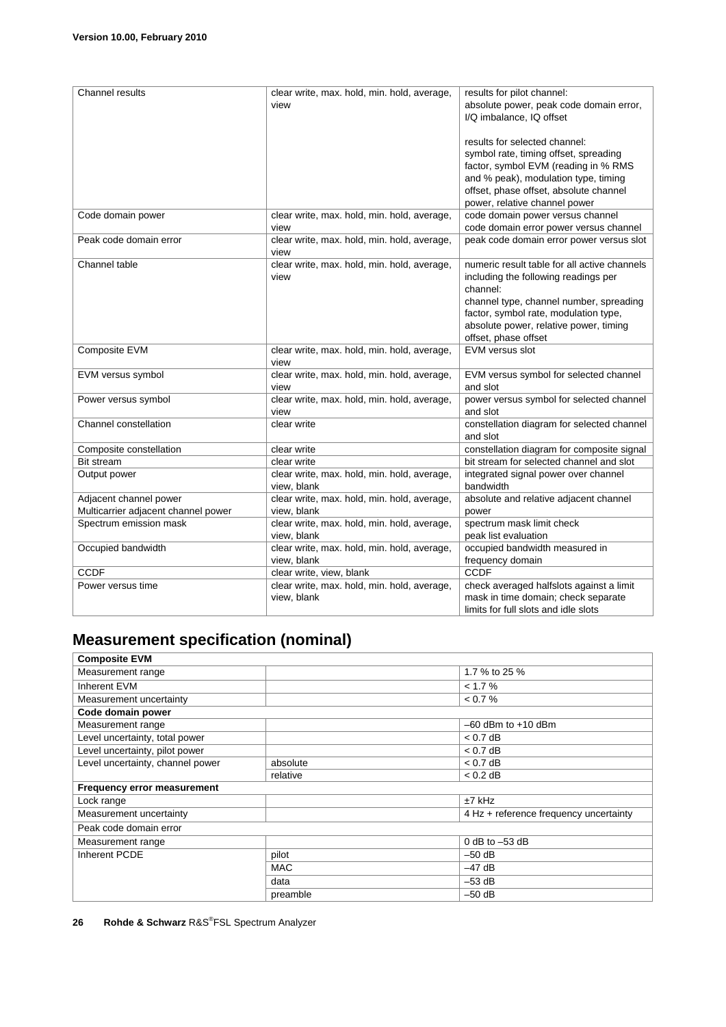| Channel results | clear write, max. hold, min. hold, average, view | results for pilot channel: absolute power, peak code domain error, I/Q imbalance, IQ offset<br><br>results for selected channel: symbol rate, timing offset, spreading factor, symbol EVM (reading in % RMS and % peak), modulation type, timing offset, phase offset, absolute channel power, relative channel power |
|---|---|---|
| Code domain power | clear write, max. hold, min. hold, average, view | code domain power versus channel<br>code domain error power versus channel |
| Peak code domain error | clear write, max. hold, min. hold, average, view | peak code domain error power versus slot |
| Channel table | clear write, max. hold, min. hold, average, view | numeric result table for all active channels including the following readings per channel:<br>channel type, channel number, spreading factor, symbol rate, modulation type, absolute power, relative power, timing offset, phase offset |
| Composite EVM | clear write, max. hold, min. hold, average, view | EVM versus slot |
| EVM versus symbol | clear write, max. hold, min. hold, average, view | EVM versus symbol for selected channel and slot |
| Power versus symbol | clear write, max. hold, min. hold, average, view | power versus symbol for selected channel and slot |
| Channel constellation | clear write | constellation diagram for selected channel and slot |
| Composite constellation | clear write | constellation diagram for composite signal |
| Bit stream | clear write | bit stream for selected channel and slot |
| Output power | clear write, max. hold, min. hold, average, view, blank | integrated signal power over channel bandwidth |
| Adjacent channel power<br>Multicarrier adjacent channel power | clear write, max. hold, min. hold, average, view, blank | absolute and relative adjacent channel power |
| Spectrum emission mask | clear write, max. hold, min. hold, average, view, blank | spectrum mask limit check<br>peak list evaluation |
| Occupied bandwidth | clear write, max. hold, min. hold, average, view, blank | occupied bandwidth measured in frequency domain |
| CCDF | clear write, view, blank | CCDF |
| Power versus time | clear write, max. hold, min. hold, average, view, blank | check averaged halfslots against a limit mask in time domain; check separate limits for full slots and idle slots |

## Measurement specification (nominal)

| **Composite EVM** | | |
|---|---|---|
| Measurement range | | 1.7 % to 25 % |
| Inherent EVM | | < 1.7 % |
| Measurement uncertainty | | < 0.7 % |
| **Code domain power** | | |
| Measurement range | | –60 dBm to +10 dBm |
| Level uncertainty, total power | | < 0.7 dB |
| Level uncertainty, pilot power | | < 0.7 dB |
| Level uncertainty, channel power | absolute | < 0.7 dB |
| | relative | < 0.2 dB |
| **Frequency error measurement** | | |
| Lock range | | ±7 kHz |
| Measurement uncertainty | | 4 Hz + reference frequency uncertainty |
| Peak code domain error | | |
| Measurement range | | 0 dB to –53 dB |
| Inherent PCDE | pilot | –50 dB |
| | MAC | –47 dB |
| | data | –53 dB |
| | preamble | –50 dB |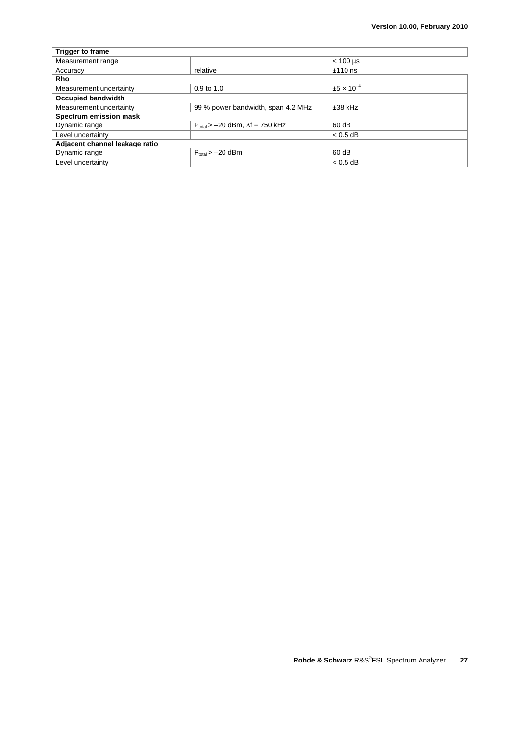| Trigger to frame | | |
|---|---|---|
| Measurement range | | < 100 µs |
| Accuracy | relative | ±110 ns |
| **Rho** | | |
| Measurement uncertainty | 0.9 to 1.0 | $\pm 5 \times 10^{-4}$ |
| **Occupied bandwidth** | | |
| Measurement uncertainty | 99 % power bandwidth, span 4.2 MHz | ±38 kHz |
| **Spectrum emission mask** | | |
| Dynamic range | $P_{total} > -20$ dBm, $\Delta f = 750$ kHz | 60 dB |
| Level uncertainty | | < 0.5 dB |
| **Adjacent channel leakage ratio** | | |
| Dynamic range | $P_{total} > -20$ dBm | 60 dB |
| Level uncertainty | | < 0.5 dB |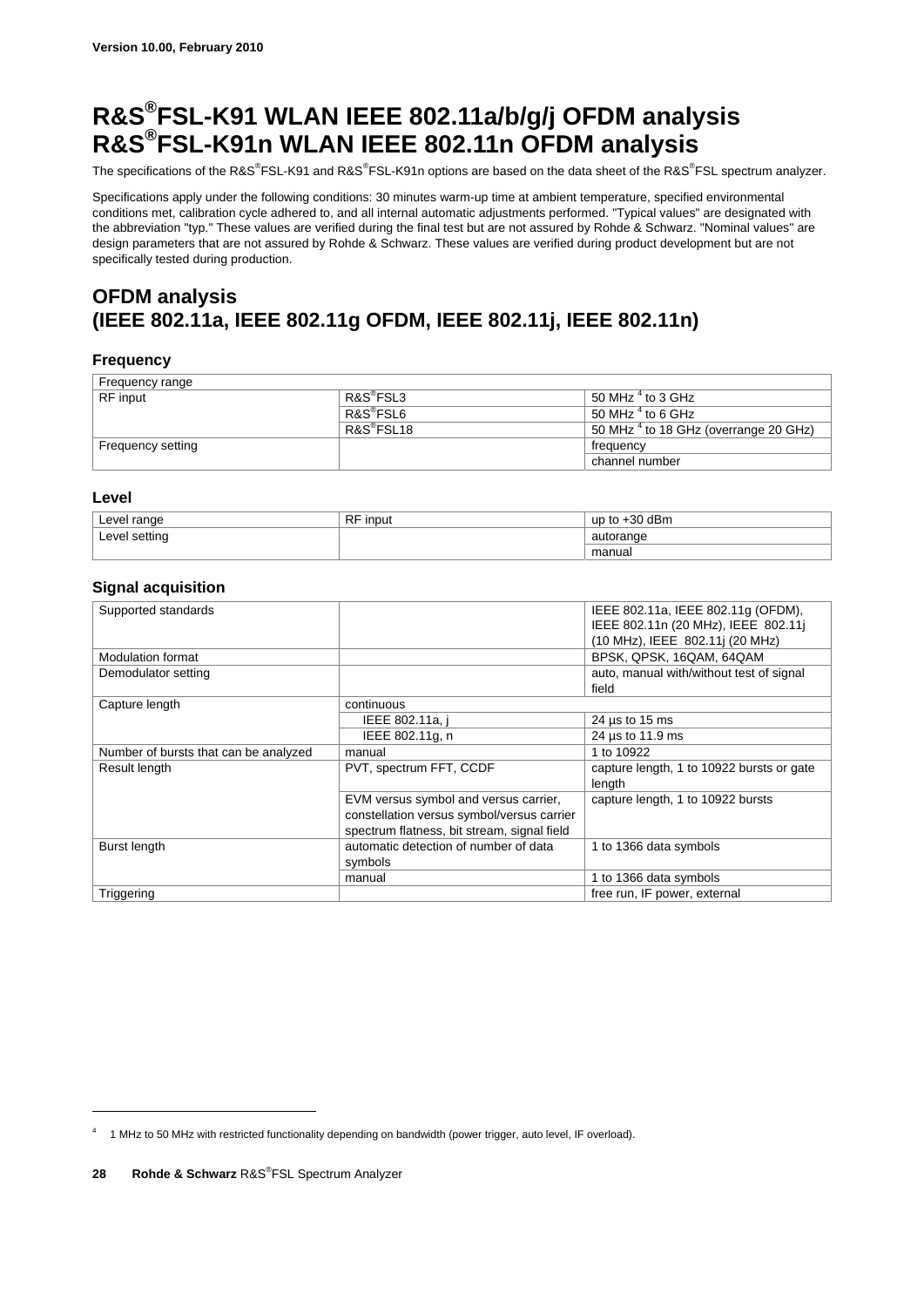Version 10.00, February 2010

# R&S®FSL-K91 WLAN IEEE 802.11a/b/g/j OFDM analysis R&S®FSL-K91n WLAN IEEE 802.11n OFDM analysis

The specifications of the R&S®FSL-K91 and R&S®FSL-K91n options are based on the data sheet of the R&S®FSL spectrum analyzer.

Specifications apply under the following conditions: 30 minutes warm-up time at ambient temperature, specified environmental conditions met, calibration cycle adhered to, and all internal automatic adjustments performed. "Typical values" are designated with the abbreviation "typ." These values are verified during the final test but are not assured by Rohde & Schwarz. "Nominal values" are design parameters that are not assured by Rohde & Schwarz. These values are verified during product development but are not specifically tested during production.

## OFDM analysis (IEEE 802.11a, IEEE 802.11g OFDM, IEEE 802.11j, IEEE 802.11n)

### Frequency

| Frequency range | | |
|---|---|---|
| RF input | R&S®FSL3 | 50 MHz [4] to 3 GHz |
| | R&S®FSL6 | 50 MHz [4] to 6 GHz |
| | R&S®FSL18 | 50 MHz [4] to 18 GHz (overrange 20 GHz) |
| Frequency setting | | frequency |
| | | channel number |

### Level

| | | |
|---|---|---|
| Level range | RF input | up to +30 dBm |
| Level setting | | autorange |
| | | manual |

### Signal acquisition

| | | |
|---|---|---|
| Supported standards | | IEEE 802.11a, IEEE 802.11g (OFDM), IEEE 802.11n (20 MHz), IEEE 802.11j (10 MHz), IEEE 802.11j (20 MHz) |
| Modulation format | | BPSK, QPSK, 16QAM, 64QAM |
| Demodulator setting | | auto, manual with/without test of signal field |
| Capture length | continuous | |
| | IEEE 802.11a, j | 24 µs to 15 ms |
| | IEEE 802.11g, n | 24 µs to 11.9 ms |
| Number of bursts that can be analyzed | manual | 1 to 10922 |
| Result length | PVT, spectrum FFT, CCDF | capture length, 1 to 10922 bursts or gate length |
| | EVM versus symbol and versus carrier, constellation versus symbol/versus carrier spectrum flatness, bit stream, signal field | capture length, 1 to 10922 bursts |
| Burst length | automatic detection of number of data symbols | 1 to 1366 data symbols |
| | manual | 1 to 1366 data symbols |
| Triggering | | free run, IF power, external |

[4] 1 MHz to 50 MHz with restricted functionality depending on bandwidth (power trigger, auto level, IF overload).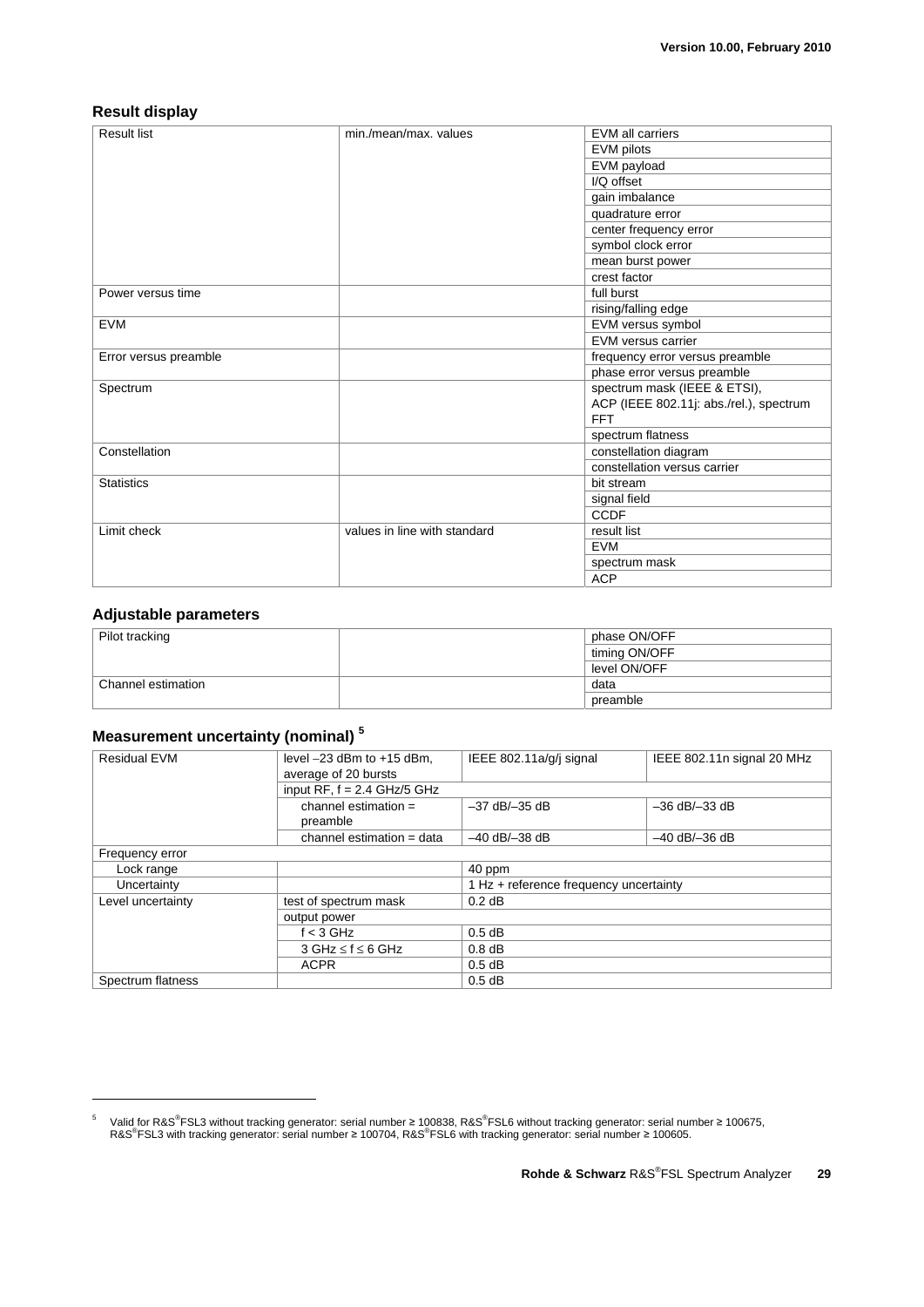## Result display

| | | |
|---|---|---|
| Result list | min./mean/max. values | EVM all carriers |
| | | EVM pilots |
| | | EVM payload |
| | | I/Q offset |
| | | gain imbalance |
| | | quadrature error |
| | | center frequency error |
| | | symbol clock error |
| | | mean burst power |
| | | crest factor |
| Power versus time | | full burst |
| | | rising/falling edge |
| EVM | | EVM versus symbol |
| | | EVM versus carrier |
| Error versus preamble | | frequency error versus preamble |
| | | phase error versus preamble |
| Spectrum | | spectrum mask (IEEE & ETSI), ACP (IEEE 802.11j: abs./rel.), spectrum FFT |
| | | spectrum flatness |
| Constellation | | constellation diagram |
| | | constellation versus carrier |
| Statistics | | bit stream |
| | | signal field |
| | | CCDF |
| Limit check | values in line with standard | result list |
| | | EVM |
| | | spectrum mask |
| | | ACP |

## Adjustable parameters

| | | |
|---|---|---|
| Pilot tracking | | phase ON/OFF |
| | | timing ON/OFF |
| | | level ON/OFF |
| Channel estimation | | data |
| | | preamble |

## Measurement uncertainty (nominal) [5]

| | | | |
|---|---|---|---|
| Residual EVM | level –23 dBm to +15 dBm, average of 20 bursts | IEEE 802.11a/g/j signal | IEEE 802.11n signal 20 MHz |
| | input RF, f = 2.4 GHz/5 GHz | | |
| | channel estimation = preamble | –37 dB/–35 dB | –36 dB/–33 dB |
| | channel estimation = data | –40 dB/–38 dB | –40 dB/–36 dB |
| Frequency error | | | |
| Lock range | | 40 ppm | |
| Uncertainty | | 1 Hz + reference frequency uncertainty | |
| Level uncertainty | test of spectrum mask | 0.2 dB | |
| | output power | | |
| | f < 3 GHz | 0.5 dB | |
| | 3 GHz ≤ f ≤ 6 GHz | 0.8 dB | |
| | ACPR | 0.5 dB | |
| Spectrum flatness | | 0.5 dB | |

[5] Valid for R&S®FSL3 without tracking generator: serial number ≥ 100838, R&S®FSL6 without tracking generator: serial number ≥ 100675, R&S®FSL3 with tracking generator: serial number ≥ 100704, R&S®FSL6 with tracking generator: serial number ≥ 100605.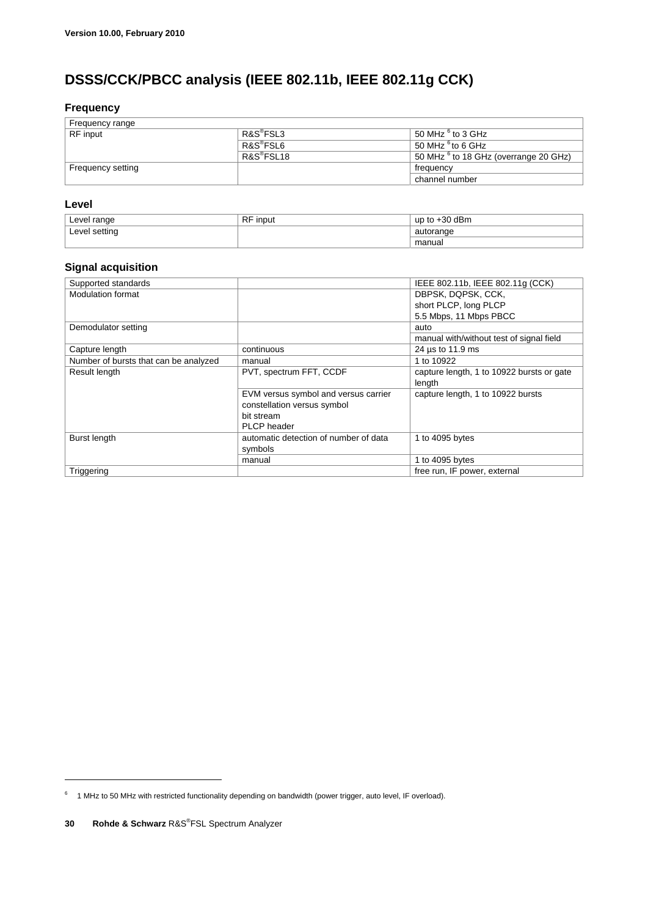# DSSS/CCK/PBCC analysis (IEEE 802.11b, IEEE 802.11g CCK)

## Frequency

| Frequency range | | |
|---|---|---|
| RF input | R&S®FSL3 | 50 MHz [6] to 3 GHz |
| | R&S®FSL6 | 50 MHz [6] to 6 GHz |
| | R&S®FSL18 | 50 MHz [6] to 18 GHz (overrange 20 GHz) |
| Frequency setting | | frequency |
| | | channel number |

## Level

| | | |
|---|---|---|
| Level range | RF input | up to +30 dBm |
| Level setting | | autorange |
| | | manual |

## Signal acquisition

| | | |
|---|---|---|
| Supported standards | | IEEE 802.11b, IEEE 802.11g (CCK) |
| Modulation format | | DBPSK, DQPSK, CCK, short PLCP, long PLCP 5.5 Mbps, 11 Mbps PBCC |
| Demodulator setting | | auto |
| | | manual with/without test of signal field |
| Capture length | continuous | 24 µs to 11.9 ms |
| Number of bursts that can be analyzed | manual | 1 to 10922 |
| Result length | PVT, spectrum FFT, CCDF | capture length, 1 to 10922 bursts or gate length |
| | EVM versus symbol and versus carrier constellation versus symbol bit stream PLCP header | capture length, 1 to 10922 bursts |
| Burst length | automatic detection of number of data symbols | 1 to 4095 bytes |
| | manual | 1 to 4095 bytes |
| Triggering | | free run, IF power, external |

[6] 1 MHz to 50 MHz with restricted functionality depending on bandwidth (power trigger, auto level, IF overload).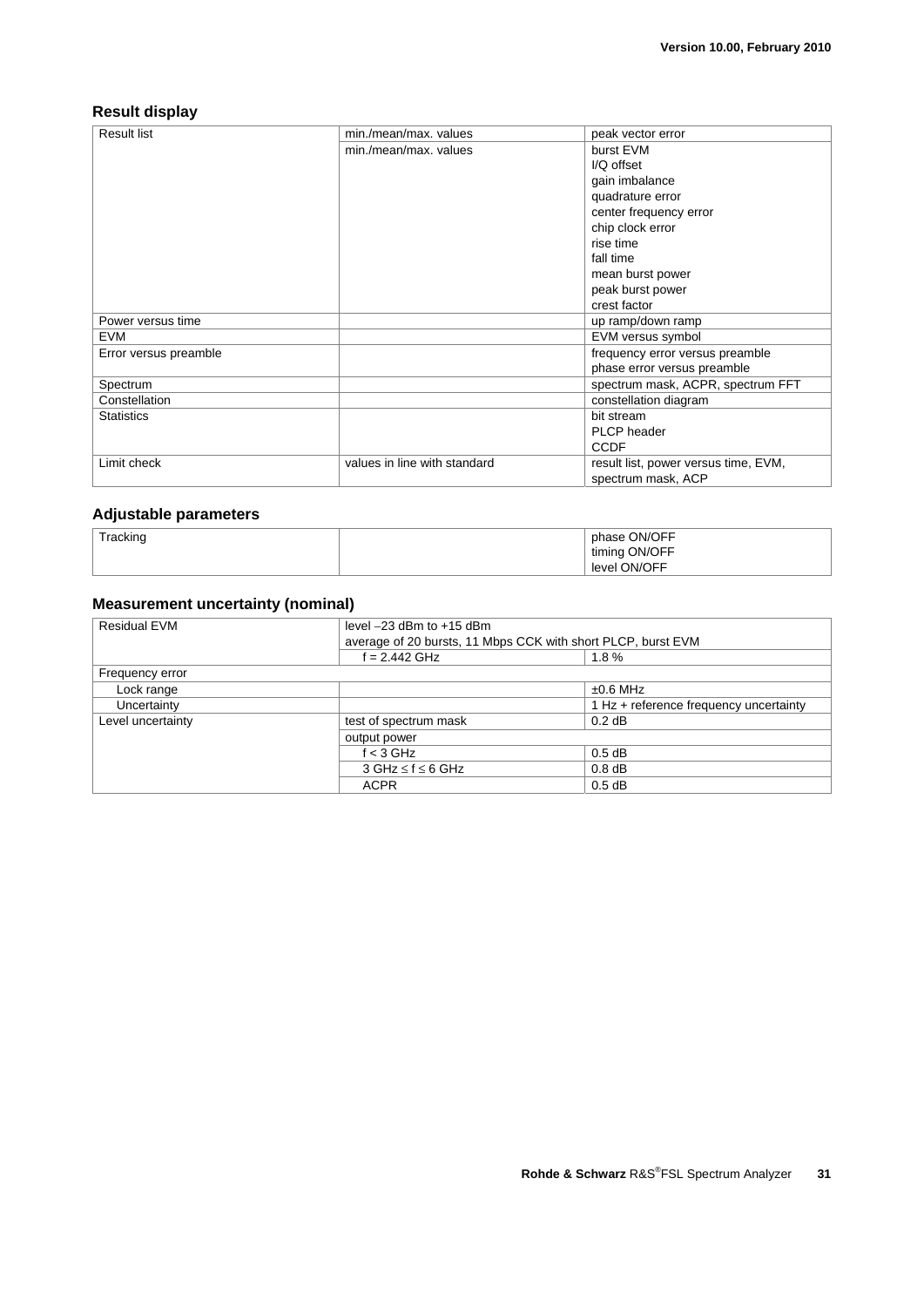### Result display

| | | |
|---|---|---|
| Result list | min./mean/max. values | peak vector error |
| | min./mean/max. values | burst EVM<br>I/Q offset<br>gain imbalance<br>quadrature error<br>center frequency error<br>chip clock error<br>rise time<br>fall time<br>mean burst power<br>peak burst power<br>crest factor |
| Power versus time | | up ramp/down ramp |
| EVM | | EVM versus symbol |
| Error versus preamble | | frequency error versus preamble<br>phase error versus preamble |
| Spectrum | | spectrum mask, ACPR, spectrum FFT |
| Constellation | | constellation diagram |
| Statistics | | bit stream<br>PLCP header<br>CCDF |
| Limit check | values in line with standard | result list, power versus time, EVM, spectrum mask, ACP |

### Adjustable parameters

| | | |
|---|---|---|
| Tracking | | phase ON/OFF<br>timing ON/OFF<br>level ON/OFF |

### Measurement uncertainty (nominal)

| | | |
|---|---|---|
| Residual EVM | level –23 dBm to +15 dBm<br>average of 20 bursts, 11 Mbps CCK with short PLCP, burst EVM | |
| | f = 2.442 GHz | 1.8 % |
| Frequency error | | |
| Lock range | | ±0.6 MHz |
| Uncertainty | | 1 Hz + reference frequency uncertainty |
| Level uncertainty | test of spectrum mask | 0.2 dB |
| | output power | |
| | f < 3 GHz | 0.5 dB |
| | 3 GHz ≤ f ≤ 6 GHz | 0.8 dB |
| | ACPR | 0.5 dB |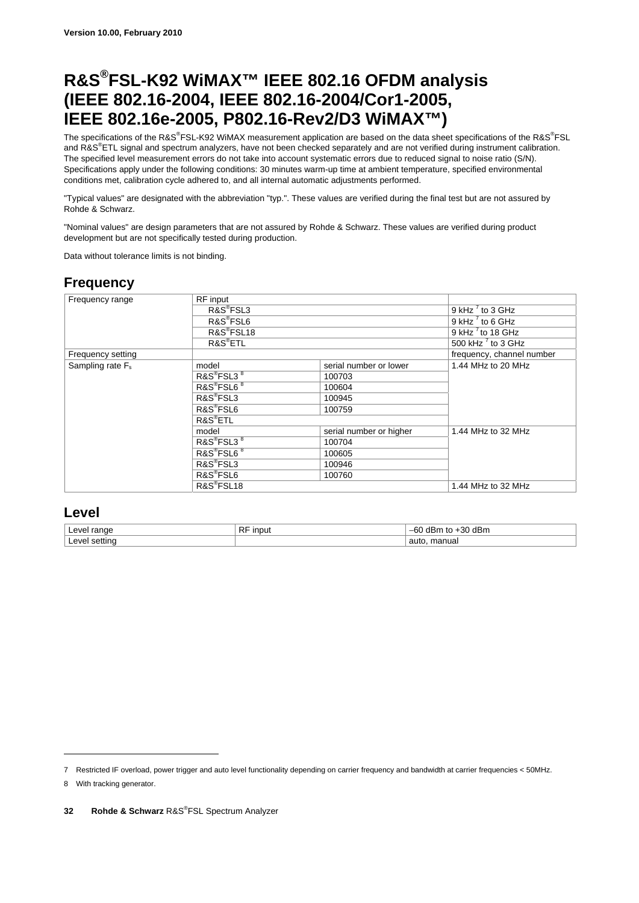Version 10.00, February 2010

# R&S®FSL-K92 WiMAX™ IEEE 802.16 OFDM analysis (IEEE 802.16-2004, IEEE 802.16-2004/Cor1-2005, IEEE 802.16e-2005, P802.16-Rev2/D3 WiMAX™)

The specifications of the R&S®FSL-K92 WiMAX measurement application are based on the data sheet specifications of the R&S®FSL and R&S®ETL signal and spectrum analyzers, have not been checked separately and are not verified during instrument calibration. The specified level measurement errors do not take into account systematic errors due to reduced signal to noise ratio (S/N). Specifications apply under the following conditions: 30 minutes warm-up time at ambient temperature, specified environmental conditions met, calibration cycle adhered to, and all internal automatic adjustments performed.

"Typical values" are designated with the abbreviation "typ.". These values are verified during the final test but are not assured by Rohde & Schwarz.

"Nominal values" are design parameters that are not assured by Rohde & Schwarz. These values are verified during product development but are not specifically tested during production.

Data without tolerance limits is not binding.

## Frequency

| | | | |
|---|---|---|---|
| Frequency range | RF input | | |
| | R&S®FSL3 | | 9 kHz [7] to 3 GHz |
| | R&S®FSL6 | | 9 kHz [7] to 6 GHz |
| | R&S®FSL18 | | 9 kHz [7] to 18 GHz |
| | R&S®ETL | | 500 kHz [7] to 3 GHz |
| Frequency setting | | | frequency, channel number |
| Sampling rate $F_s$ | model | serial number or lower | 1.44 MHz to 20 MHz |
| | R&S®FSL3 [8] | 100703 | |
| | R&S®FSL6 [8] | 100604 | |
| | R&S®FSL3 | 100945 | |
| | R&S®FSL6 | 100759 | |
| | R&S®ETL | | |
| | model | serial number or higher | 1.44 MHz to 32 MHz |
| | R&S®FSL3 [8] | 100704 | |
| | R&S®FSL6 [8] | 100605 | |
| | R&S®FSL3 | 100946 | |
| | R&S®FSL6 | 100760 | |
| | R&S®FSL18 | | 1.44 MHz to 32 MHz |

## Level

| | | |
|---|---|---|
| Level range | RF input | –60 dBm to +30 dBm |
| Level setting | | auto, manual |

7 Restricted IF overload, power trigger and auto level functionality depending on carrier frequency and bandwidth at carrier frequencies < 50MHz.

8 With tracking generator.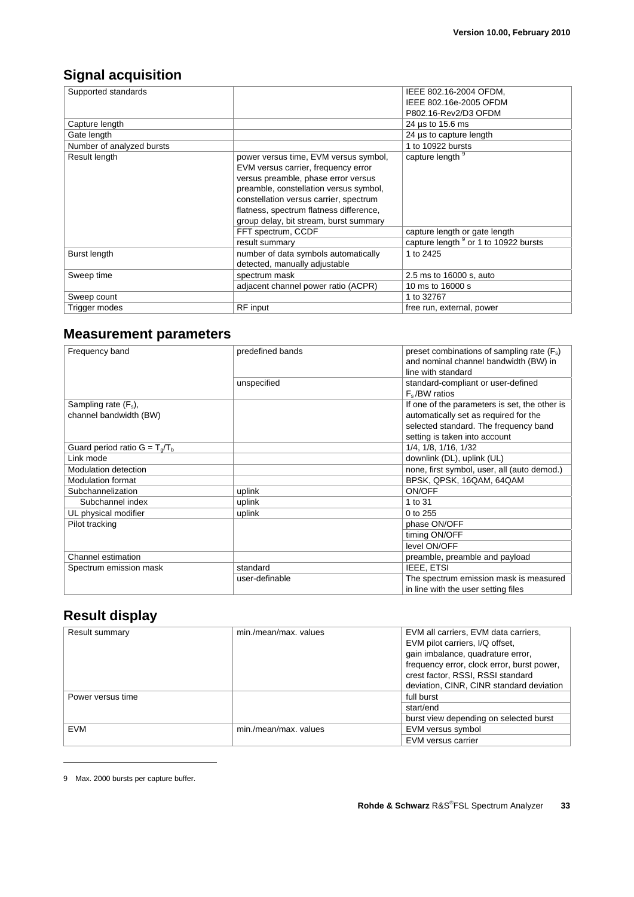## Signal acquisition

| | | |
|---|---|---|
| Supported standards | | IEEE 802.16-2004 OFDM, IEEE 802.16e-2005 OFDM P802.16-Rev2/D3 OFDM |
| Capture length | | 24 µs to 15.6 ms |
| Gate length | | 24 µs to capture length |
| Number of analyzed bursts | | 1 to 10922 bursts |
| Result length | power versus time, EVM versus symbol, EVM versus carrier, frequency error versus preamble, phase error versus preamble, constellation versus symbol, constellation versus carrier, spectrum flatness, spectrum flatness difference, group delay, bit stream, burst summary | capture length [9] |
| | FFT spectrum, CCDF | capture length or gate length |
| | result summary | capture length [9] or 1 to 10922 bursts |
| Burst length | number of data symbols automatically detected, manually adjustable | 1 to 2425 |
| Sweep time | spectrum mask | 2.5 ms to 16000 s, auto |
| | adjacent channel power ratio (ACPR) | 10 ms to 16000 s |
| Sweep count | | 1 to 32767 |
| Trigger modes | RF input | free run, external, power |

## Measurement parameters

| | | |
|---|---|---|
| Frequency band | predefined bands | preset combinations of sampling rate ($F_s$) and nominal channel bandwidth (BW) in line with standard |
| | unspecified | standard-compliant or user-defined $F_s$/BW ratios |
| Sampling rate ($F_s$), channel bandwidth (BW) | | If one of the parameters is set, the other is automatically set as required for the selected standard. The frequency band setting is taken into account |
| Guard period ratio $G = T_g/T_b$ | | 1/4, 1/8, 1/16, 1/32 |
| Link mode | | downlink (DL), uplink (UL) |
| Modulation detection | | none, first symbol, user, all (auto demod.) |
| Modulation format | | BPSK, QPSK, 16QAM, 64QAM |
| Subchannelization | uplink | ON/OFF |
| Subchannel index | uplink | 1 to 31 |
| UL physical modifier | uplink | 0 to 255 |
| Pilot tracking | | phase ON/OFF |
| | | timing ON/OFF |
| | | level ON/OFF |
| Channel estimation | | preamble, preamble and payload |
| Spectrum emission mask | standard | IEEE, ETSI |
| | user-definable | The spectrum emission mask is measured in line with the user setting files |

## Result display

| | | |
|---|---|---|
| Result summary | min./mean/max. values | EVM all carriers, EVM data carriers, EVM pilot carriers, I/Q offset, gain imbalance, quadrature error, frequency error, clock error, burst power, crest factor, RSSI, RSSI standard deviation, CINR, CINR standard deviation |
| Power versus time | | full burst |
| | | start/end |
| | | burst view depending on selected burst |
| EVM | min./mean/max. values | EVM versus symbol |
| | | EVM versus carrier |

9 Max. 2000 bursts per capture buffer.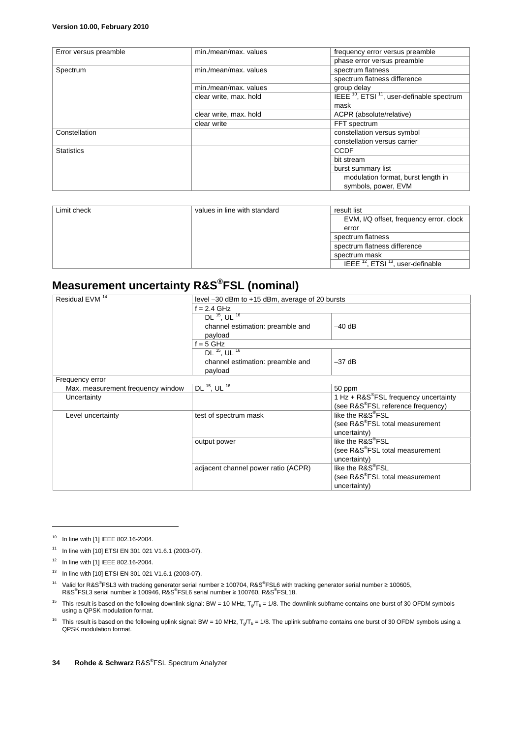| Error versus preamble | min./mean/max. values | frequency error versus preamble |
| --- | --- | --- |
| | | phase error versus preamble |
| Spectrum | min./mean/max. values | spectrum flatness |
| | | spectrum flatness difference |
| | min./mean/max. values | group delay |
| | clear write, max. hold | IEEE [10], ETSI [11], user-definable spectrum mask |
| | clear write, max. hold | ACPR (absolute/relative) |
| | clear write | FFT spectrum |
| Constellation | | constellation versus symbol |
| | | constellation versus carrier |
| Statistics | | CCDF |
| | | bit stream |
| | | burst summary list |
| | | modulation format, burst length in symbols, power, EVM |

| Limit check | values in line with standard | result list |
| --- | --- | --- |
| | | EVM, I/Q offset, frequency error, clock error |
| | | spectrum flatness |
| | | spectrum flatness difference |
| | | spectrum mask |
| | | IEEE [12], ETSI [13], user-definable |

## Measurement uncertainty R&S®FSL (nominal)

| Residual EVM [14] | level –30 dBm to +15 dBm, average of 20 bursts | |
| --- | --- | --- |
| | f = 2.4 GHz | |
| | DL [15], UL [16] channel estimation: preamble and payload | –40 dB |
| | f = 5 GHz | |
| | DL [15], UL [16] channel estimation: preamble and payload | –37 dB |
| Frequency error | | |
| Max. measurement frequency window | DL [15], UL [16] | 50 ppm |
| Uncertainty | | 1 Hz + R&S®FSL frequency uncertainty (see R&S®FSL reference frequency) |
| Level uncertainty | test of spectrum mask | like the R&S®FSL (see R&S®FSL total measurement uncertainty) |
| | output power | like the R&S®FSL (see R&S®FSL total measurement uncertainty) |
| | adjacent channel power ratio (ACPR) | like the R&S®FSL (see R&S®FSL total measurement uncertainty) |

[10] In line with [1] IEEE 802.16-2004.

[11] In line with [10] ETSI EN 301 021 V1.6.1 (2003-07).

[12] In line with [1] IEEE 802.16-2004.

[13] In line with [10] ETSI EN 301 021 V1.6.1 (2003-07).

[14] Valid for R&S®FSL3 with tracking generator serial number ≥ 100704, R&S®FSL6 with tracking generator serial number ≥ 100605, R&S®FSL3 serial number ≥ 100946, R&S®FSL6 serial number ≥ 100760, R&S®FSL18.

[15] This result is based on the following downlink signal: BW = 10 MHz, $T_g/T_b$ = 1/8. The downlink subframe contains one burst of 30 OFDM symbols using a QPSK modulation format.

[16] This result is based on the following uplink signal: BW = 10 MHz, $T_g/T_b$ = 1/8. The uplink subframe contains one burst of 30 OFDM symbols using a QPSK modulation format.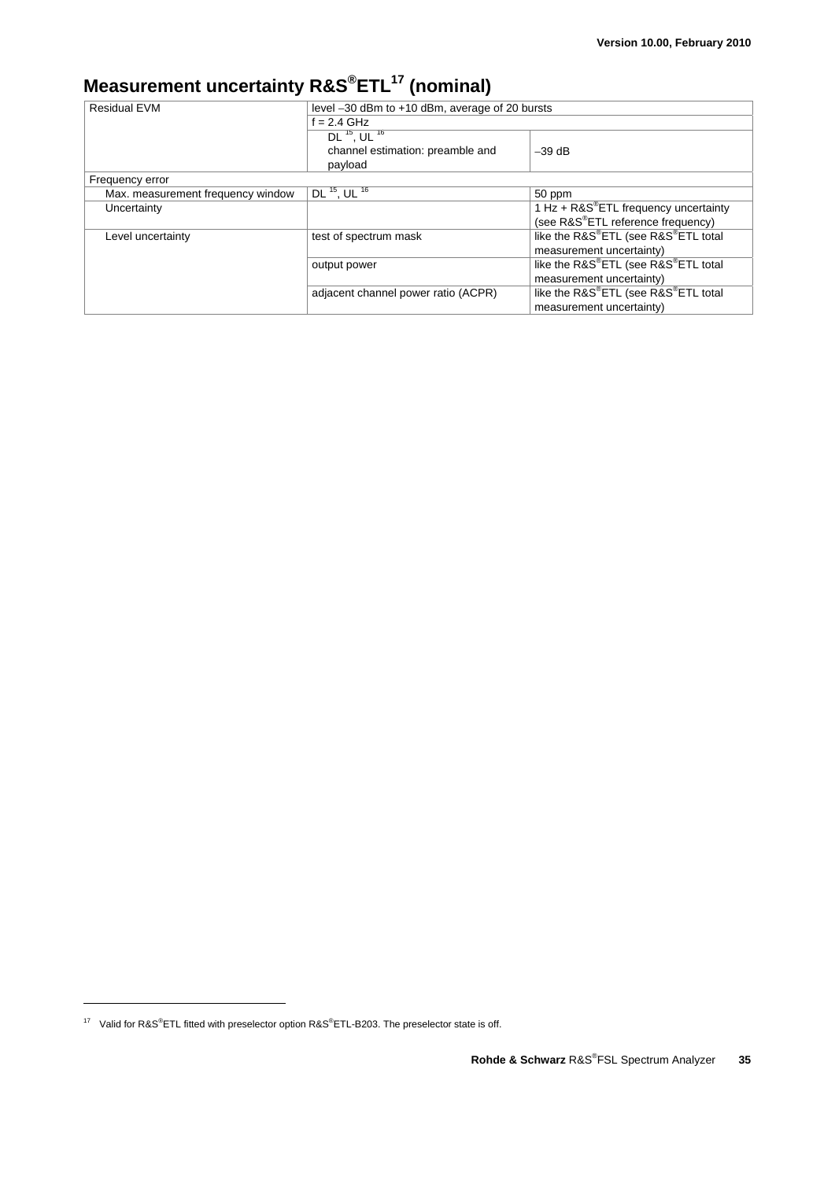# Measurement uncertainty R&S®ETL[17] (nominal)

| Residual EVM | level –30 dBm to +10 dBm, average of 20 bursts | |
|---|---|---|
| | f = 2.4 GHz | |
| | DL [15], UL [16] channel estimation: preamble and payload | –39 dB |
| Frequency error | | |
| Max. measurement frequency window | DL [15], UL [16] | 50 ppm |
| Uncertainty | | 1 Hz + R&S®ETL frequency uncertainty (see R&S®ETL reference frequency) |
| Level uncertainty | test of spectrum mask | like the R&S®ETL (see R&S®ETL total measurement uncertainty) |
| | output power | like the R&S®ETL (see R&S®ETL total measurement uncertainty) |
| | adjacent channel power ratio (ACPR) | like the R&S®ETL (see R&S®ETL total measurement uncertainty) |

[17] Valid for R&S®ETL fitted with preselector option R&S®ETL-B203. The preselector state is off.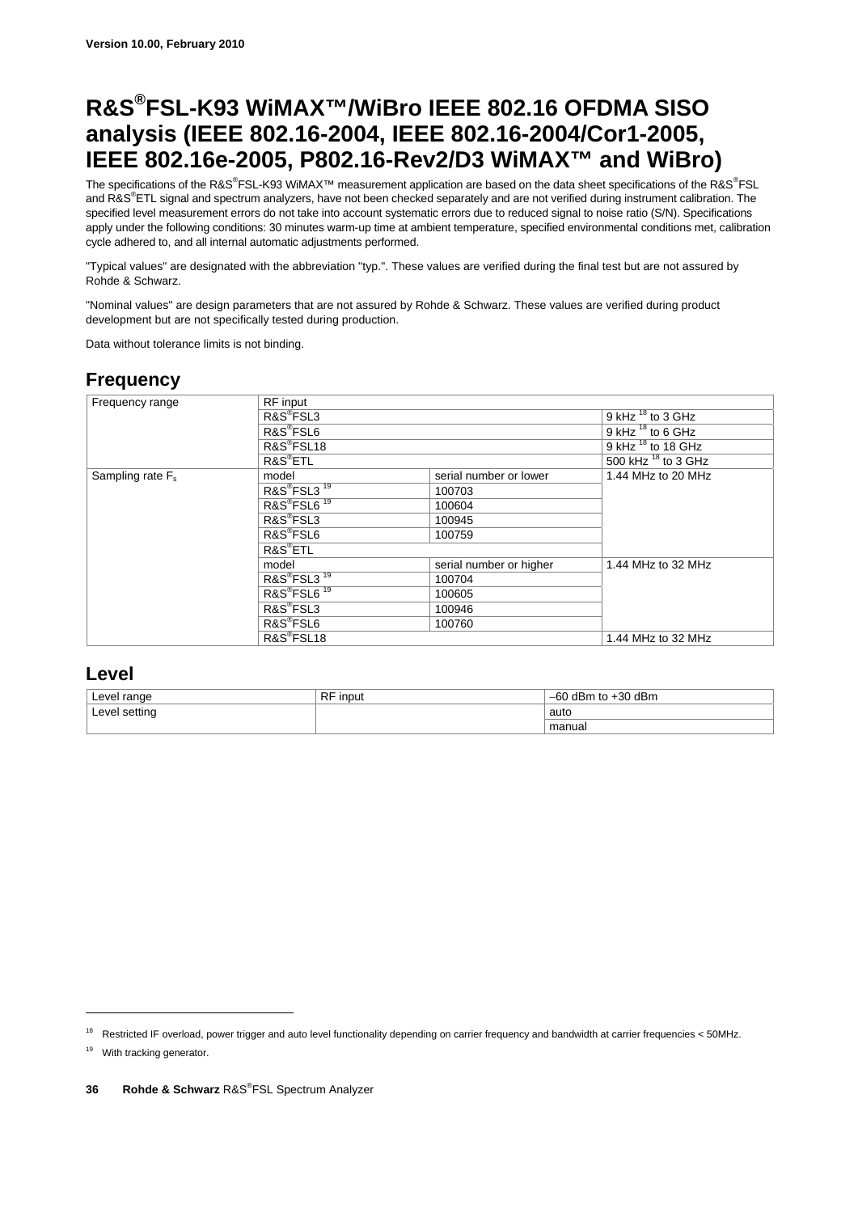Version 10.00, February 2010

# R&S®FSL-K93 WiMAX™/WiBro IEEE 802.16 OFDMA SISO analysis (IEEE 802.16-2004, IEEE 802.16-2004/Cor1-2005, IEEE 802.16e-2005, P802.16-Rev2/D3 WiMAX™ and WiBro)

The specifications of the R&S®FSL-K93 WiMAX™ measurement application are based on the data sheet specifications of the R&S®FSL and R&S®ETL signal and spectrum analyzers, have not been checked separately and are not verified during instrument calibration. The specified level measurement errors do not take into account systematic errors due to reduced signal to noise ratio (S/N). Specifications apply under the following conditions: 30 minutes warm-up time at ambient temperature, specified environmental conditions met, calibration cycle adhered to, and all internal automatic adjustments performed.

"Typical values" are designated with the abbreviation "typ.". These values are verified during the final test but are not assured by Rohde & Schwarz.

"Nominal values" are design parameters that are not assured by Rohde & Schwarz. These values are verified during product development but are not specifically tested during production.

Data without tolerance limits is not binding.

## Frequency

| | | | |
|---|---|---|---|
| Frequency range | RF input | | |
| | R&S®FSL3 | | 9 kHz [18] to 3 GHz |
| | R&S®FSL6 | | 9 kHz [18] to 6 GHz |
| | R&S®FSL18 | | 9 kHz [18] to 18 GHz |
| | R&S®ETL | | 500 kHz [18] to 3 GHz |
| Sampling rate $F_s$ | model | serial number or lower | 1.44 MHz to 20 MHz |
| | R&S®FSL3 [19] | 100703 | |
| | R&S®FSL6 [19] | 100604 | |
| | R&S®FSL3 | 100945 | |
| | R&S®FSL6 | 100759 | |
| | R&S®ETL | | |
| | model | serial number or higher | 1.44 MHz to 32 MHz |
| | R&S®FSL3 [19] | 100704 | |
| | R&S®FSL6 [19] | 100605 | |
| | R&S®FSL3 | 100946 | |
| | R&S®FSL6 | 100760 | |
| | R&S®FSL18 | | 1.44 MHz to 32 MHz |

## Level

| | | |
|---|---|---|
| Level range | RF input | –60 dBm to +30 dBm |
| Level setting | | auto |
| | | manual |

[18] Restricted IF overload, power trigger and auto level functionality depending on carrier frequency and bandwidth at carrier frequencies < 50MHz.

[19] With tracking generator.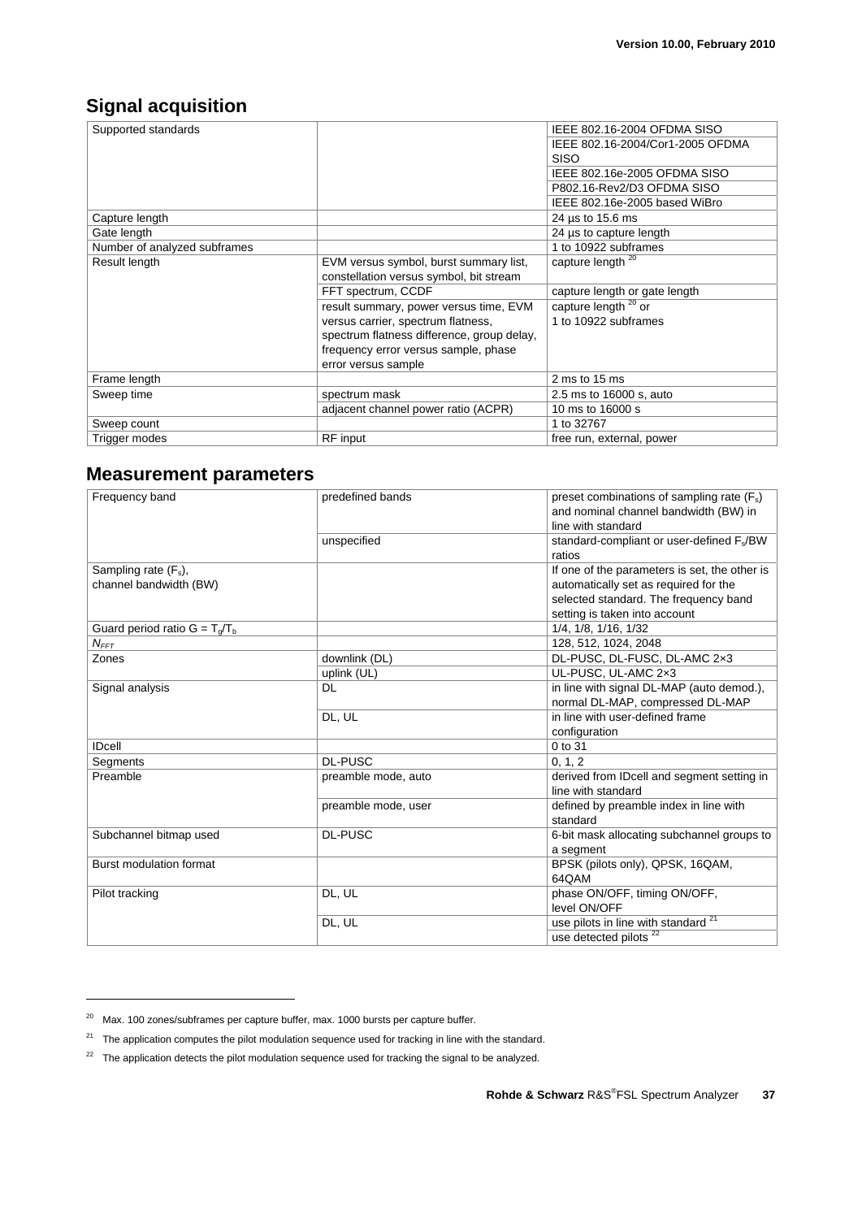## Signal acquisition

| | | |
|---|---|---|
| Supported standards | | IEEE 802.16-2004 OFDMA SISO<br>IEEE 802.16-2004/Cor1-2005 OFDMA SISO<br>IEEE 802.16e-2005 OFDMA SISO<br>P802.16-Rev2/D3 OFDMA SISO<br>IEEE 802.16e-2005 based WiBro |
| Capture length | | 24 µs to 15.6 ms |
| Gate length | | 24 µs to capture length |
| Number of analyzed subframes | | 1 to 10922 subframes |
| Result length | EVM versus symbol, burst summary list, constellation versus symbol, bit stream | capture length [20] |
| | FFT spectrum, CCDF | capture length or gate length |
| | result summary, power versus time, EVM versus carrier, spectrum flatness, spectrum flatness difference, group delay, frequency error versus sample, phase error versus sample | capture length [20] or 1 to 10922 subframes |
| Frame length | | 2 ms to 15 ms |
| Sweep time | spectrum mask | 2.5 ms to 16000 s, auto |
| | adjacent channel power ratio (ACPR) | 10 ms to 16000 s |
| Sweep count | | 1 to 32767 |
| Trigger modes | RF input | free run, external, power |

## Measurement parameters

| | | |
|---|---|---|
| Frequency band | predefined bands | preset combinations of sampling rate ($F_s$) and nominal channel bandwidth (BW) in line with standard |
| | unspecified | standard-compliant or user-defined $F_s$/BW ratios |
| Sampling rate ($F_s$), channel bandwidth (BW) | | If one of the parameters is set, the other is automatically set as required for the selected standard. The frequency band setting is taken into account |
| Guard period ratio $G = T_g/T_b$ | | 1/4, 1/8, 1/16, 1/32 |
| $N_{FFT}$ | | 128, 512, 1024, 2048 |
| Zones | downlink (DL) | DL-PUSC, DL-FUSC, DL-AMC 2×3 |
| | uplink (UL) | UL-PUSC, UL-AMC 2×3 |
| Signal analysis | DL | in line with signal DL-MAP (auto demod.), normal DL-MAP, compressed DL-MAP |
| | DL, UL | in line with user-defined frame configuration |
| IDcell | | 0 to 31 |
| Segments | DL-PUSC | 0, 1, 2 |
| Preamble | preamble mode, auto | derived from IDcell and segment setting in line with standard |
| | preamble mode, user | defined by preamble index in line with standard |
| Subchannel bitmap used | DL-PUSC | 6-bit mask allocating subchannel groups to a segment |
| Burst modulation format | | BPSK (pilots only), QPSK, 16QAM, 64QAM |
| Pilot tracking | DL, UL | phase ON/OFF, timing ON/OFF, level ON/OFF |
| | DL, UL | use pilots in line with standard [21]<br>use detected pilots [22] |

[20] Max. 100 zones/subframes per capture buffer, max. 1000 bursts per capture buffer.

[21] The application computes the pilot modulation sequence used for tracking in line with the standard.

[22] The application detects the pilot modulation sequence used for tracking the signal to be analyzed.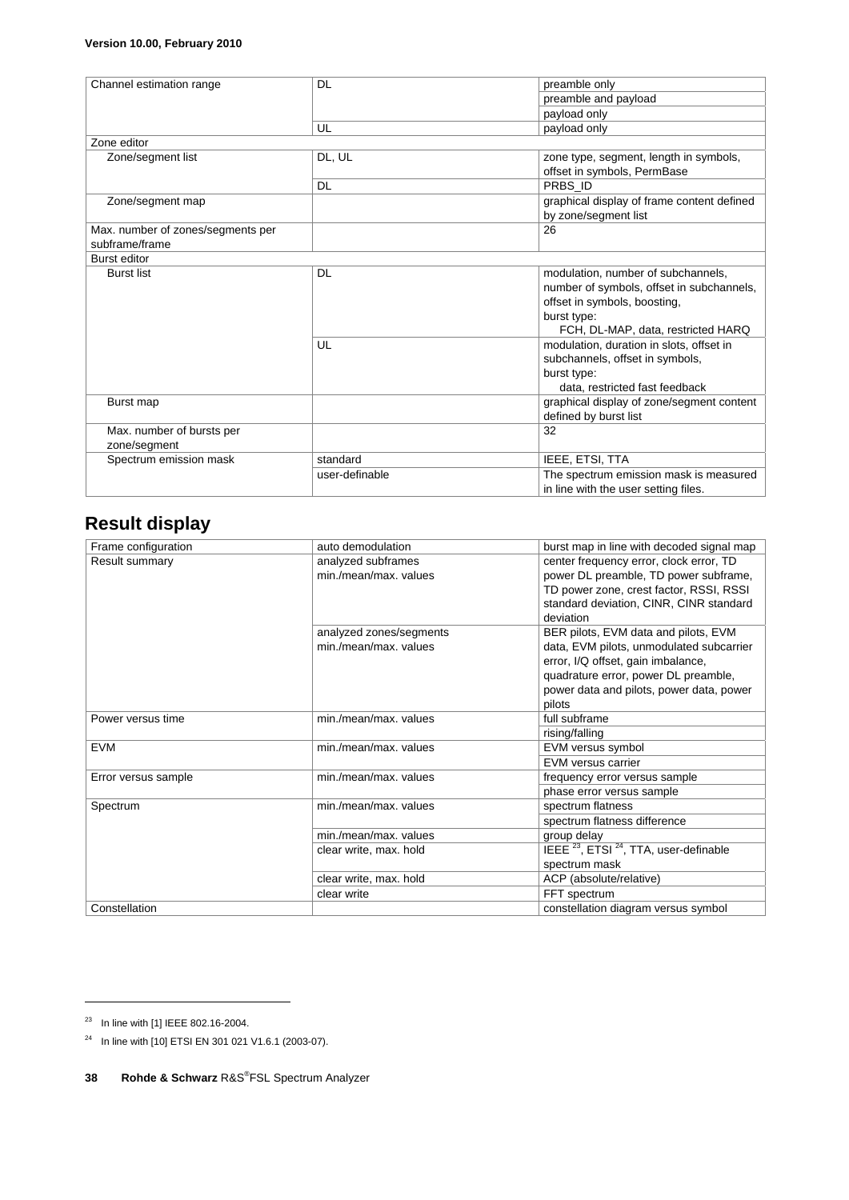| | | |
|---|---|---|
| Channel estimation range | DL | preamble only |
| | | preamble and payload |
| | | payload only |
| | UL | payload only |
| Zone editor | | |
| Zone/segment list | DL, UL | zone type, segment, length in symbols, offset in symbols, PermBase |
| | DL | PRBS_ID |
| Zone/segment map | | graphical display of frame content defined by zone/segment list |
| Max. number of zones/segments per subframe/frame | | 26 |
| Burst editor | | |
| Burst list | DL | modulation, number of subchannels, number of symbols, offset in subchannels, offset in symbols, boosting, burst type: FCH, DL-MAP, data, restricted HARQ |
| | UL | modulation, duration in slots, offset in subchannels, offset in symbols, burst type: data, restricted fast feedback |
| Burst map | | graphical display of zone/segment content defined by burst list |
| Max. number of bursts per zone/segment | | 32 |
| Spectrum emission mask | standard | IEEE, ETSI, TTA |
| | user-definable | The spectrum emission mask is measured in line with the user setting files. |

## Result display

| | | |
|---|---|---|
| Frame configuration | auto demodulation | burst map in line with decoded signal map |
| Result summary | analyzed subframes min./mean/max. values | center frequency error, clock error, TD power DL preamble, TD power subframe, TD power zone, crest factor, RSSI, RSSI standard deviation, CINR, CINR standard deviation |
| | analyzed zones/segments min./mean/max. values | BER pilots, EVM data and pilots, EVM data, EVM pilots, unmodulated subcarrier error, I/Q offset, gain imbalance, quadrature error, power DL preamble, power data and pilots, power data, power pilots |
| Power versus time | min./mean/max. values | full subframe |
| | | rising/falling |
| EVM | min./mean/max. values | EVM versus symbol |
| | | EVM versus carrier |
| Error versus sample | min./mean/max. values | frequency error versus sample |
| | | phase error versus sample |
| Spectrum | min./mean/max. values | spectrum flatness |
| | | spectrum flatness difference |
| | min./mean/max. values | group delay |
| | clear write, max. hold | IEEE [23], ETSI [24], TTA, user-definable spectrum mask |
| | clear write, max. hold | ACP (absolute/relative) |
| | clear write | FFT spectrum |
| Constellation | | constellation diagram versus symbol |

[23] In line with [1] IEEE 802.16-2004.

[24] In line with [10] ETSI EN 301 021 V1.6.1 (2003-07).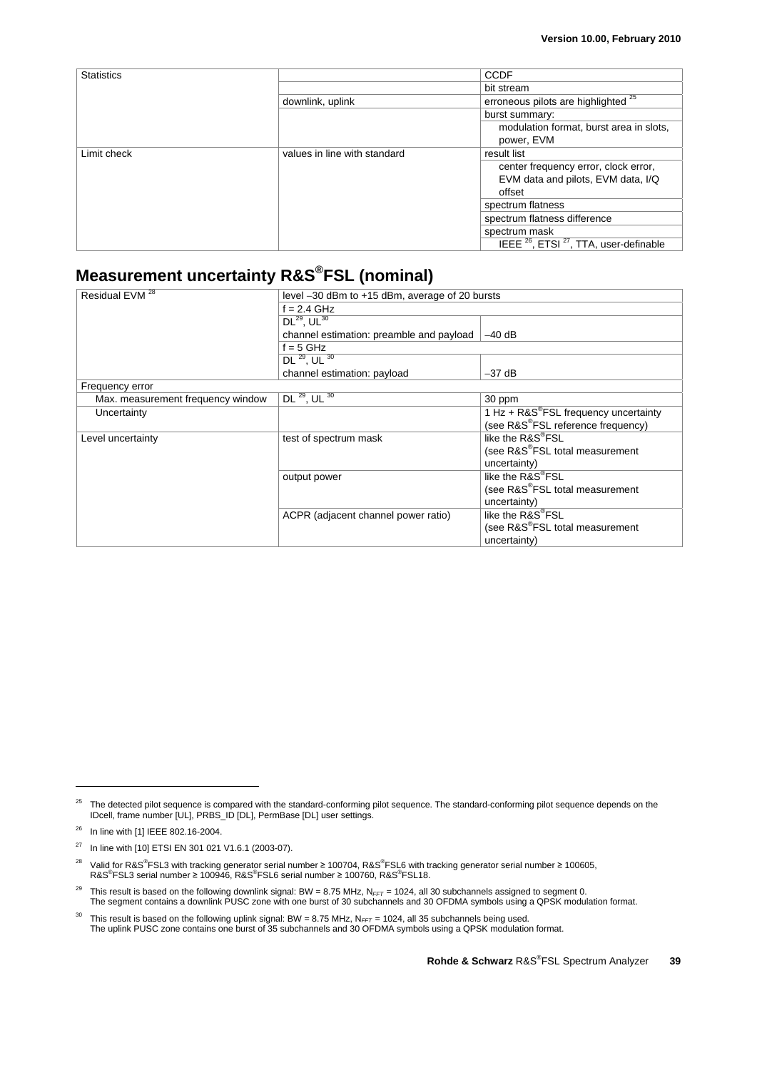| Statistics | | CCDF |
|---|---|---|
| | | bit stream |
| | downlink, uplink | erroneous pilots are highlighted [25] |
| | | burst summary: |
| | | modulation format, burst area in slots, power, EVM |
| Limit check | values in line with standard | result list |
| | | center frequency error, clock error, EVM data and pilots, EVM data, I/Q offset |
| | | spectrum flatness |
| | | spectrum flatness difference |
| | | spectrum mask |
| | | IEEE [26], ETSI [27], TTA, user-definable |

## Measurement uncertainty R&S®FSL (nominal)

| Residual EVM [28] | level –30 dBm to +15 dBm, average of 20 bursts | |
|---|---|---|
| | f = 2.4 GHz | |
| | DL[29], UL[30] | |
| | channel estimation: preamble and payload | –40 dB |
| | f = 5 GHz | |
| | DL [29], UL [30] | |
| | channel estimation: payload | –37 dB |
| Frequency error | | |
| Max. measurement frequency window | DL [29], UL [30] | 30 ppm |
| Uncertainty | | 1 Hz + R&S®FSL frequency uncertainty (see R&S®FSL reference frequency) |
| Level uncertainty | test of spectrum mask | like the R&S®FSL (see R&S®FSL total measurement uncertainty) |
| | output power | like the R&S®FSL (see R&S®FSL total measurement uncertainty) |
| | ACPR (adjacent channel power ratio) | like the R&S®FSL (see R&S®FSL total measurement uncertainty) |

---

[25] The detected pilot sequence is compared with the standard-conforming pilot sequence. The standard-conforming pilot sequence depends on the IDcell, frame number [UL], PRBS_ID [DL], PermBase [DL] user settings.

[26] In line with [1] IEEE 802.16-2004.

[27] In line with [10] ETSI EN 301 021 V1.6.1 (2003-07).

[28] Valid for R&S®FSL3 with tracking generator serial number ≥ 100704, R&S®FSL6 with tracking generator serial number ≥ 100605, R&S®FSL3 serial number ≥ 100946, R&S®FSL6 serial number ≥ 100760, R&S®FSL18.

[29] This result is based on the following downlink signal: BW = 8.75 MHz, $N_{FFT}$ = 1024, all 30 subchannels assigned to segment 0. The segment contains a downlink PUSC zone with one burst of 30 subchannels and 30 OFDMA symbols using a QPSK modulation format.

[30] This result is based on the following uplink signal: BW = 8.75 MHz, $N_{FFT}$ = 1024, all 35 subchannels being used. The uplink PUSC zone contains one burst of 35 subchannels and 30 OFDMA symbols using a QPSK modulation format.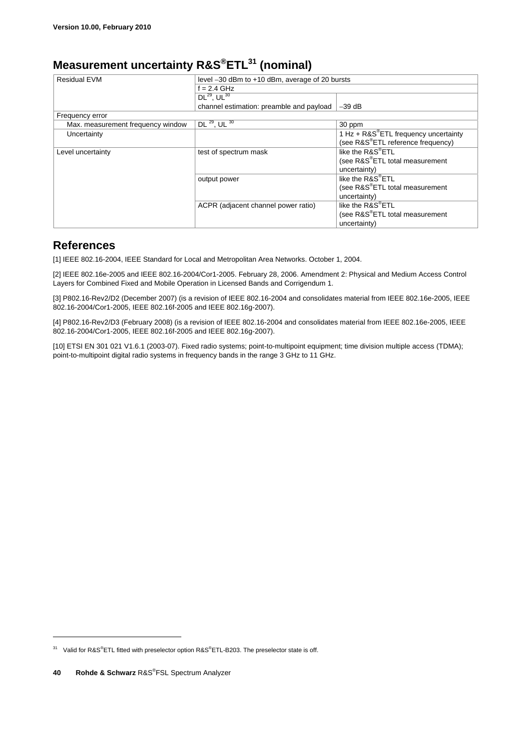## Measurement uncertainty R&S®ETL[31] (nominal)

| | | |
|---|---|---|
| Residual EVM | level –30 dBm to +10 dBm, average of 20 bursts | |
| | f = 2.4 GHz | |
| | DL[29], UL[30] | |
| | channel estimation: preamble and payload | –39 dB |
| Frequency error | | |
| Max. measurement frequency window | DL [29], UL [30] | 30 ppm |
| Uncertainty | | 1 Hz + R&S®ETL frequency uncertainty (see R&S®ETL reference frequency) |
| Level uncertainty | test of spectrum mask | like the R&S®ETL (see R&S®ETL total measurement uncertainty) |
| | output power | like the R&S®ETL (see R&S®ETL total measurement uncertainty) |
| | ACPR (adjacent channel power ratio) | like the R&S®ETL (see R&S®ETL total measurement uncertainty) |

## References

[1] IEEE 802.16-2004, IEEE Standard for Local and Metropolitan Area Networks. October 1, 2004.

[2] IEEE 802.16e-2005 and IEEE 802.16-2004/Cor1-2005. February 28, 2006. Amendment 2: Physical and Medium Access Control Layers for Combined Fixed and Mobile Operation in Licensed Bands and Corrigendum 1.

[3] P802.16-Rev2/D2 (December 2007) (is a revision of IEEE 802.16-2004 and consolidates material from IEEE 802.16e-2005, IEEE 802.16-2004/Cor1-2005, IEEE 802.16f-2005 and IEEE 802.16g-2007).

[4] P802.16-Rev2/D3 (February 2008) (is a revision of IEEE 802.16-2004 and consolidates material from IEEE 802.16e-2005, IEEE 802.16-2004/Cor1-2005, IEEE 802.16f-2005 and IEEE 802.16g-2007).

[10] ETSI EN 301 021 V1.6.1 (2003-07). Fixed radio systems; point-to-multipoint equipment; time division multiple access (TDMA); point-to-multipoint digital radio systems in frequency bands in the range 3 GHz to 11 GHz.

---

[31] Valid for R&S®ETL fitted with preselector option R&S®ETL-B203. The preselector state is off.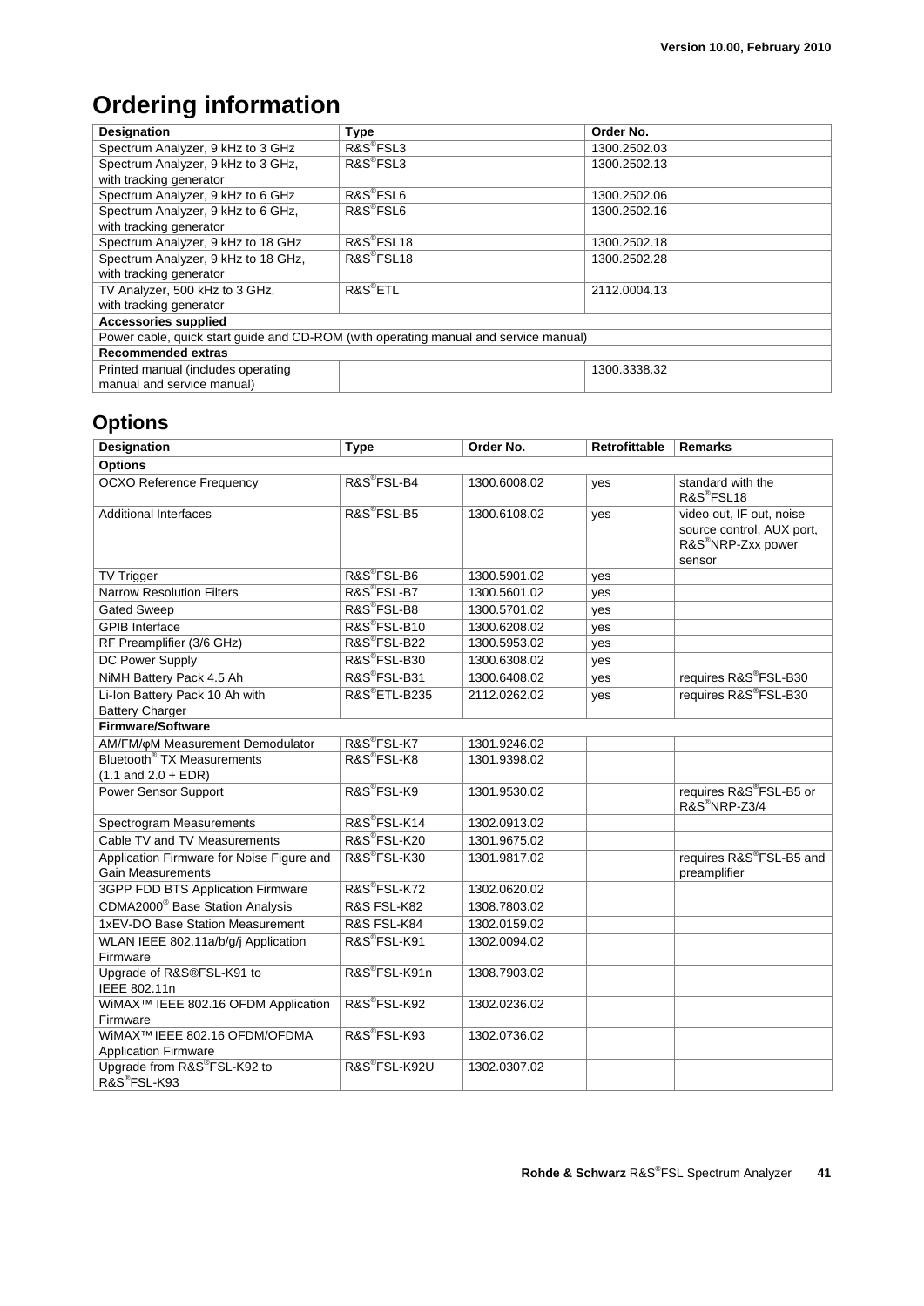# Ordering information

| Designation | Type | Order No. |
|---|---|---|
| Spectrum Analyzer, 9 kHz to 3 GHz | R&S®FSL3 | 1300.2502.03 |
| Spectrum Analyzer, 9 kHz to 3 GHz, with tracking generator | R&S®FSL3 | 1300.2502.13 |
| Spectrum Analyzer, 9 kHz to 6 GHz | R&S®FSL6 | 1300.2502.06 |
| Spectrum Analyzer, 9 kHz to 6 GHz, with tracking generator | R&S®FSL6 | 1300.2502.16 |
| Spectrum Analyzer, 9 kHz to 18 GHz | R&S®FSL18 | 1300.2502.18 |
| Spectrum Analyzer, 9 kHz to 18 GHz, with tracking generator | R&S®FSL18 | 1300.2502.28 |
| TV Analyzer, 500 kHz to 3 GHz, with tracking generator | R&S®ETL | 2112.0004.13 |
| **Accessories supplied** | | |
| Power cable, quick start guide and CD-ROM (with operating manual and service manual) | | |
| **Recommended extras** | | |
| Printed manual (includes operating manual and service manual) | | 1300.3338.32 |

## Options

| Designation | Type | Order No. | Retrofittable | Remarks |
|---|---|---|---|---|
| **Options** | | | | |
| OCXO Reference Frequency | R&S®FSL-B4 | 1300.6008.02 | yes | standard with the R&S®FSL18 |
| Additional Interfaces | R&S®FSL-B5 | 1300.6108.02 | yes | video out, IF out, noise source control, AUX port, R&S®NRP-Zxx power sensor |
| TV Trigger | R&S®FSL-B6 | 1300.5901.02 | yes | |
| Narrow Resolution Filters | R&S®FSL-B7 | 1300.5601.02 | yes | |
| Gated Sweep | R&S®FSL-B8 | 1300.5701.02 | yes | |
| GPIB Interface | R&S®FSL-B10 | 1300.6208.02 | yes | |
| RF Preamplifier (3/6 GHz) | R&S®FSL-B22 | 1300.5953.02 | yes | |
| DC Power Supply | R&S®FSL-B30 | 1300.6308.02 | yes | |
| NiMH Battery Pack 4.5 Ah | R&S®FSL-B31 | 1300.6408.02 | yes | requires R&S®FSL-B30 |
| Li-Ion Battery Pack 10 Ah with Battery Charger | R&S®ETL-B235 | 2112.0262.02 | yes | requires R&S®FSL-B30 |
| **Firmware/Software** | | | | |
| AM/FM/φM Measurement Demodulator | R&S®FSL-K7 | 1301.9246.02 | | |
| Bluetooth® TX Measurements (1.1 and 2.0 + EDR) | R&S®FSL-K8 | 1301.9398.02 | | |
| Power Sensor Support | R&S®FSL-K9 | 1301.9530.02 | | requires R&S®FSL-B5 or R&S®NRP-Z3/4 |
| Spectrogram Measurements | R&S®FSL-K14 | 1302.0913.02 | | |
| Cable TV and TV Measurements | R&S®FSL-K20 | 1301.9675.02 | | |
| Application Firmware for Noise Figure and Gain Measurements | R&S®FSL-K30 | 1301.9817.02 | | requires R&S®FSL-B5 and preamplifier |
| 3GPP FDD BTS Application Firmware | R&S®FSL-K72 | 1302.0620.02 | | |
| CDMA2000® Base Station Analysis | R&S FSL-K82 | 1308.7803.02 | | |
| 1xEV-DO Base Station Measurement | R&S FSL-K84 | 1302.0159.02 | | |
| WLAN IEEE 802.11a/b/g/j Application Firmware | R&S®FSL-K91 | 1302.0094.02 | | |
| Upgrade of R&S®FSL-K91 to IEEE 802.11n | R&S®FSL-K91n | 1308.7903.02 | | |
| WiMAX™ IEEE 802.16 OFDM Application Firmware | R&S®FSL-K92 | 1302.0236.02 | | |
| WiMAX™ IEEE 802.16 OFDM/OFDMA Application Firmware | R&S®FSL-K93 | 1302.0736.02 | | |
| Upgrade from R&S®FSL-K92 to R&S®FSL-K93 | R&S®FSL-K92U | 1302.0307.02 | | |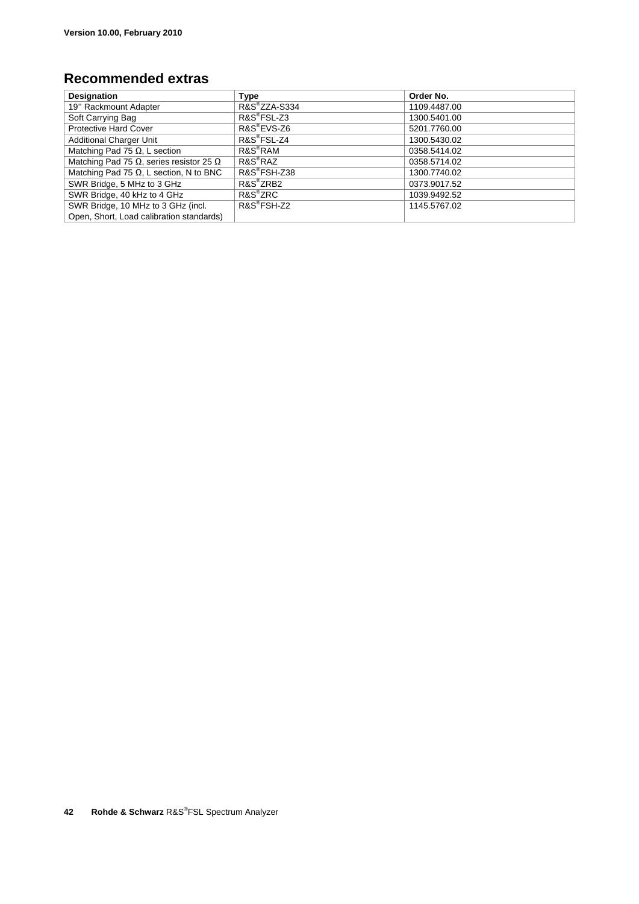## Recommended extras

| Designation | Type | Order No. |
|---|---|---|
| 19" Rackmount Adapter | R&S®ZZA-S334 | 1109.4487.00 |
| Soft Carrying Bag | R&S®FSL-Z3 | 1300.5401.00 |
| Protective Hard Cover | R&S®EVS-Z6 | 5201.7760.00 |
| Additional Charger Unit | R&S®FSL-Z4 | 1300.5430.02 |
| Matching Pad 75 Ω, L section | R&S®RAM | 0358.5414.02 |
| Matching Pad 75 Ω, series resistor 25 Ω | R&S®RAZ | 0358.5714.02 |
| Matching Pad 75 Ω, L section, N to BNC | R&S®FSH-Z38 | 1300.7740.02 |
| SWR Bridge, 5 MHz to 3 GHz | R&S®ZRB2 | 0373.9017.52 |
| SWR Bridge, 40 kHz to 4 GHz | R&S®ZRC | 1039.9492.52 |
| SWR Bridge, 10 MHz to 3 GHz (incl. Open, Short, Load calibration standards) | R&S®FSH-Z2 | 1145.5767.02 |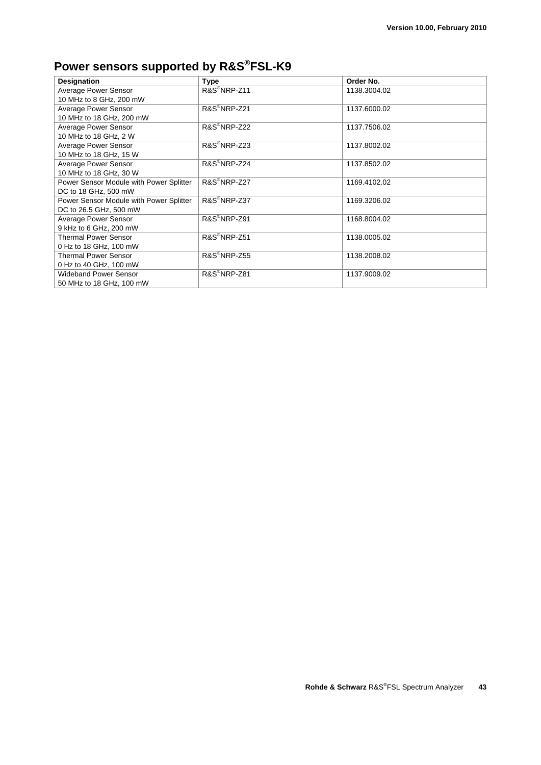# Power sensors supported by R&S®FSL-K9

| Designation | Type | Order No. |
|---|---|---|
| Average Power Sensor<br>10 MHz to 8 GHz, 200 mW | R&S®NRP-Z11 | 1138.3004.02 |
| Average Power Sensor<br>10 MHz to 18 GHz, 200 mW | R&S®NRP-Z21 | 1137.6000.02 |
| Average Power Sensor<br>10 MHz to 18 GHz, 2 W | R&S®NRP-Z22 | 1137.7506.02 |
| Average Power Sensor<br>10 MHz to 18 GHz, 15 W | R&S®NRP-Z23 | 1137.8002.02 |
| Average Power Sensor<br>10 MHz to 18 GHz, 30 W | R&S®NRP-Z24 | 1137.8502.02 |
| Power Sensor Module with Power Splitter<br>DC to 18 GHz, 500 mW | R&S®NRP-Z27 | 1169.4102.02 |
| Power Sensor Module with Power Splitter<br>DC to 26.5 GHz, 500 mW | R&S®NRP-Z37 | 1169.3206.02 |
| Average Power Sensor<br>9 kHz to 6 GHz, 200 mW | R&S®NRP-Z91 | 1168.8004.02 |
| Thermal Power Sensor<br>0 Hz to 18 GHz, 100 mW | R&S®NRP-Z51 | 1138.0005.02 |
| Thermal Power Sensor<br>0 Hz to 40 GHz, 100 mW | R&S®NRP-Z55 | 1138.2008.02 |
| Wideband Power Sensor<br>50 MHz to 18 GHz, 100 mW | R&S®NRP-Z81 | 1137.9009.02 |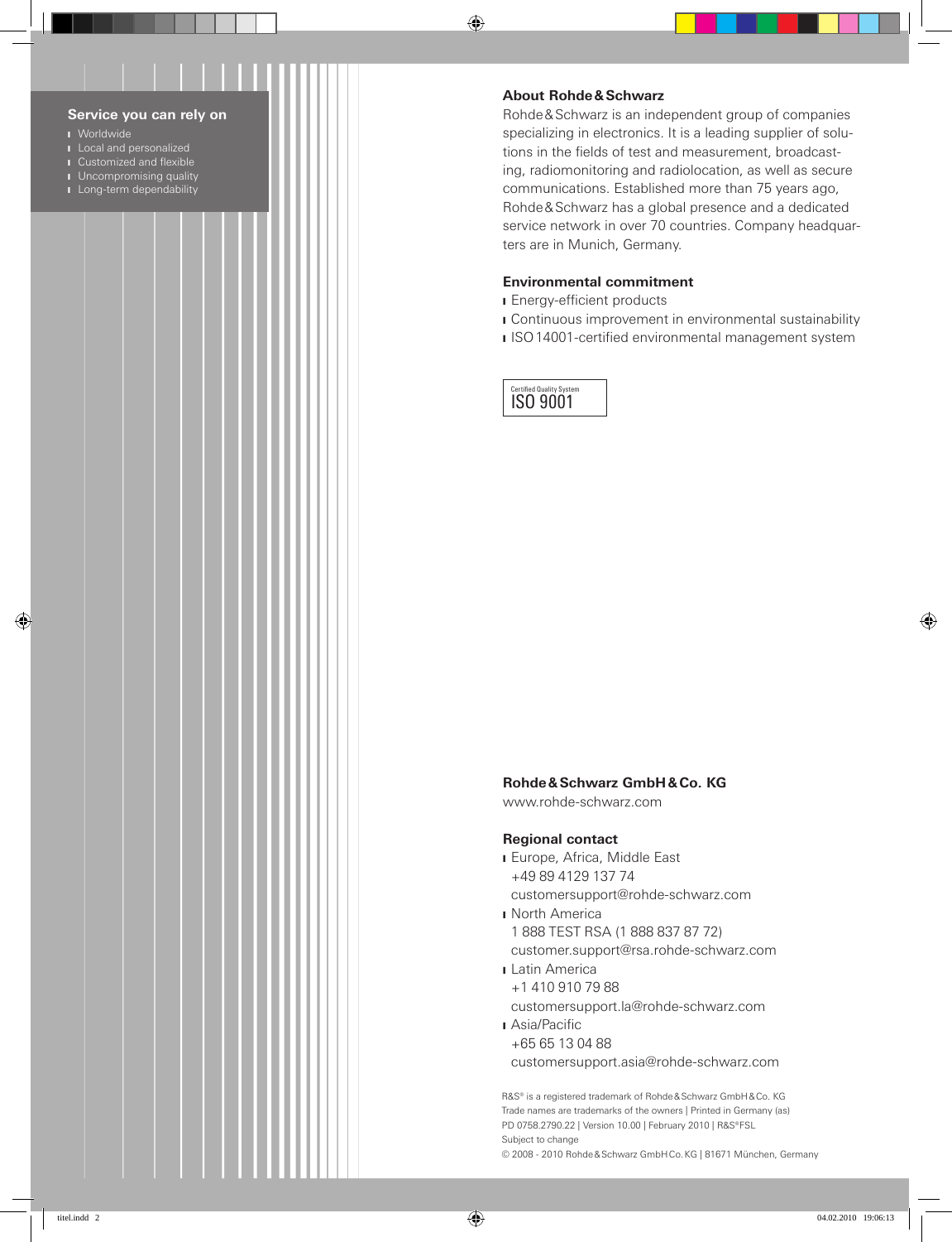### Service you can rely on

- Worldwide
- Local and personalized
- Customized and flexible
- Uncompromising quality
- Long-term dependability

### About Rohde & Schwarz

Rohde & Schwarz is an independent group of companies specializing in electronics. It is a leading supplier of solutions in the fields of test and measurement, broadcasting, radiomonitoring and radiolocation, as well as secure communications. Established more than 75 years ago, Rohde & Schwarz has a global presence and a dedicated service network in over 70 countries. Company headquarters are in Munich, Germany.

### Environmental commitment

- Energy-efficient products
- Continuous improvement in environmental sustainability
- ISO 14001-certified environmental management system

Certified Quality System
ISO 9001

### Rohde & Schwarz GmbH & Co. KG

www.rohde-schwarz.com

### Regional contact

- Europe, Africa, Middle East
  +49 89 4129 137 74
  customersupport@rohde-schwarz.com
- North America
  1 888 TEST RSA (1 888 837 87 72)
  customer.support@rsa.rohde-schwarz.com
- Latin America
  +1 410 910 79 88
  customersupport.la@rohde-schwarz.com
- Asia/Pacific
  +65 65 13 04 88
  customersupport.asia@rohde-schwarz.com

R&S® is a registered trademark of Rohde & Schwarz GmbH & Co. KG
Trade names are trademarks of the owners | Printed in Germany (as)
PD 0758.2790.22 | Version 10.00 | February 2010 | R&S®FSL
Subject to change
© 2008 - 2010 Rohde & Schwarz GmbH Co. KG | 81671 München, Germany